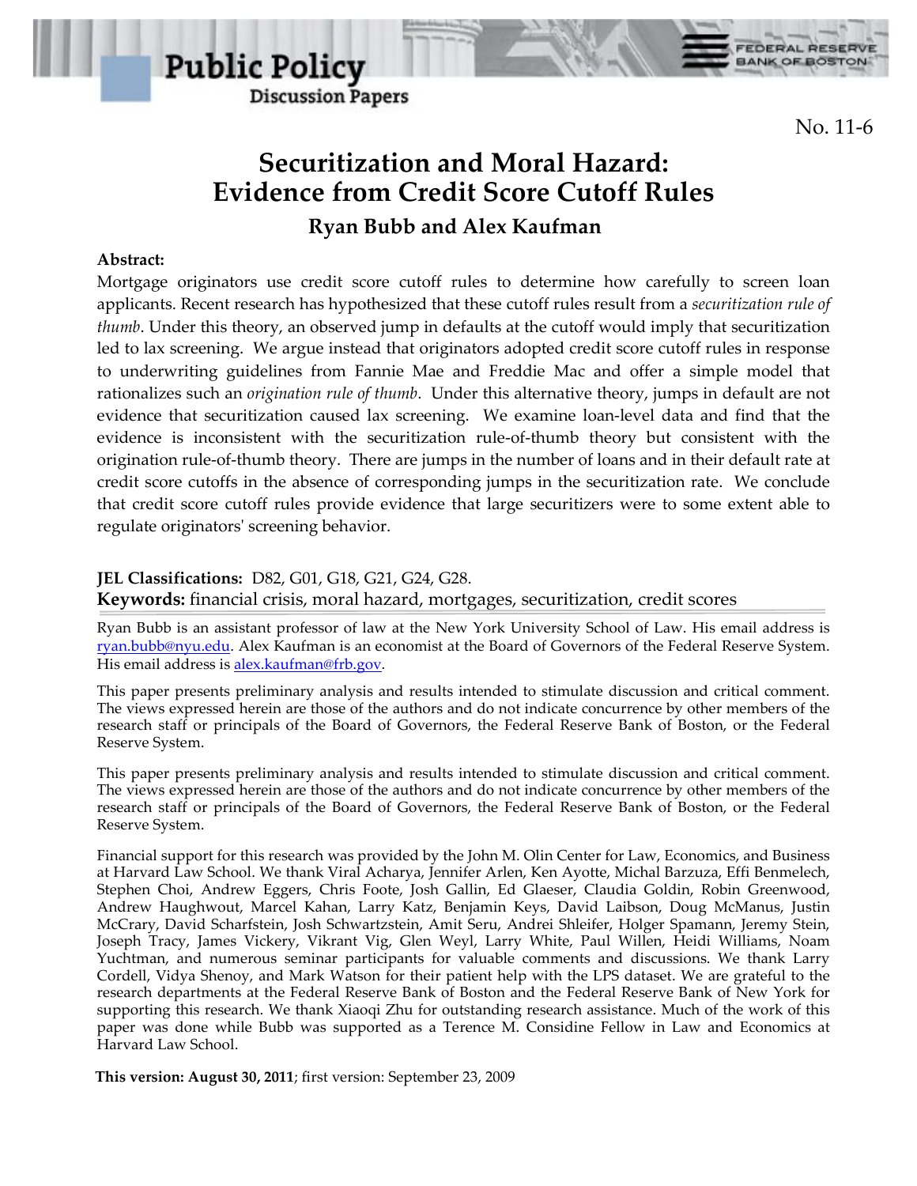Public Policy Discussion Papers

No. 11-6

# Securitization and Moral Hazard: Evidence from Credit Score Cutoff Rules

## Ryan Bubb and Alex Kaufman

**Abstract:**

Mortgage originators use credit score cutoff rules to determine how carefully to screen loan applicants. Recent research has hypothesized that these cutoff rules result from a *securitization rule of thumb*. Under this theory, an observed jump in defaults at the cutoff would imply that securitization led to lax screening. We argue instead that originators adopted credit score cutoff rules in response to underwriting guidelines from Fannie Mae and Freddie Mac and offer a simple model that rationalizes such an *origination rule of thumb*. Under this alternative theory, jumps in default are not evidence that securitization caused lax screening. We examine loan-level data and find that the evidence is inconsistent with the securitization rule-of-thumb theory but consistent with the origination rule-of-thumb theory. There are jumps in the number of loans and in their default rate at credit score cutoffs in the absence of corresponding jumps in the securitization rate. We conclude that credit score cutoff rules provide evidence that large securitizers were to some extent able to regulate originators' screening behavior.

**JEL Classifications:** D82, G01, G18, G21, G24, G28.

**Keywords:** financial crisis, moral hazard, mortgages, securitization, credit scores

Ryan Bubb is an assistant professor of law at the New York University School of Law. His email address is ryan.bubb@nyu.edu. Alex Kaufman is an economist at the Board of Governors of the Federal Reserve System. His email address is alex.kaufman@frb.gov.

This paper presents preliminary analysis and results intended to stimulate discussion and critical comment. The views expressed herein are those of the authors and do not indicate concurrence by other members of the research staff or principals of the Board of Governors, the Federal Reserve Bank of Boston, or the Federal Reserve System.

This paper presents preliminary analysis and results intended to stimulate discussion and critical comment. The views expressed herein are those of the authors and do not indicate concurrence by other members of the research staff or principals of the Board of Governors, the Federal Reserve Bank of Boston, or the Federal Reserve System.

Financial support for this research was provided by the John M. Olin Center for Law, Economics, and Business at Harvard Law School. We thank Viral Acharya, Jennifer Arlen, Ken Ayotte, Michal Barzuza, Effi Benmelech, Stephen Choi, Andrew Eggers, Chris Foote, Josh Gallin, Ed Glaeser, Claudia Goldin, Robin Greenwood, Andrew Haughwout, Marcel Kahan, Larry Katz, Benjamin Keys, David Laibson, Doug McManus, Justin McCrary, David Scharfstein, Josh Schwartzstein, Amit Seru, Andrei Shleifer, Holger Spamann, Jeremy Stein, Joseph Tracy, James Vickery, Vikrant Vig, Glen Weyl, Larry White, Paul Willen, Heidi Williams, Noam Yuchtman, and numerous seminar participants for valuable comments and discussions. We thank Larry Cordell, Vidya Shenoy, and Mark Watson for their patient help with the LPS dataset. We are grateful to the research departments at the Federal Reserve Bank of Boston and the Federal Reserve Bank of New York for supporting this research. We thank Xiaoqi Zhu for outstanding research assistance. Much of the work of this paper was done while Bubb was supported as a Terence M. Considine Fellow in Law and Economics at Harvard Law School.

**This version: August 30, 2011**; first version: September 23, 2009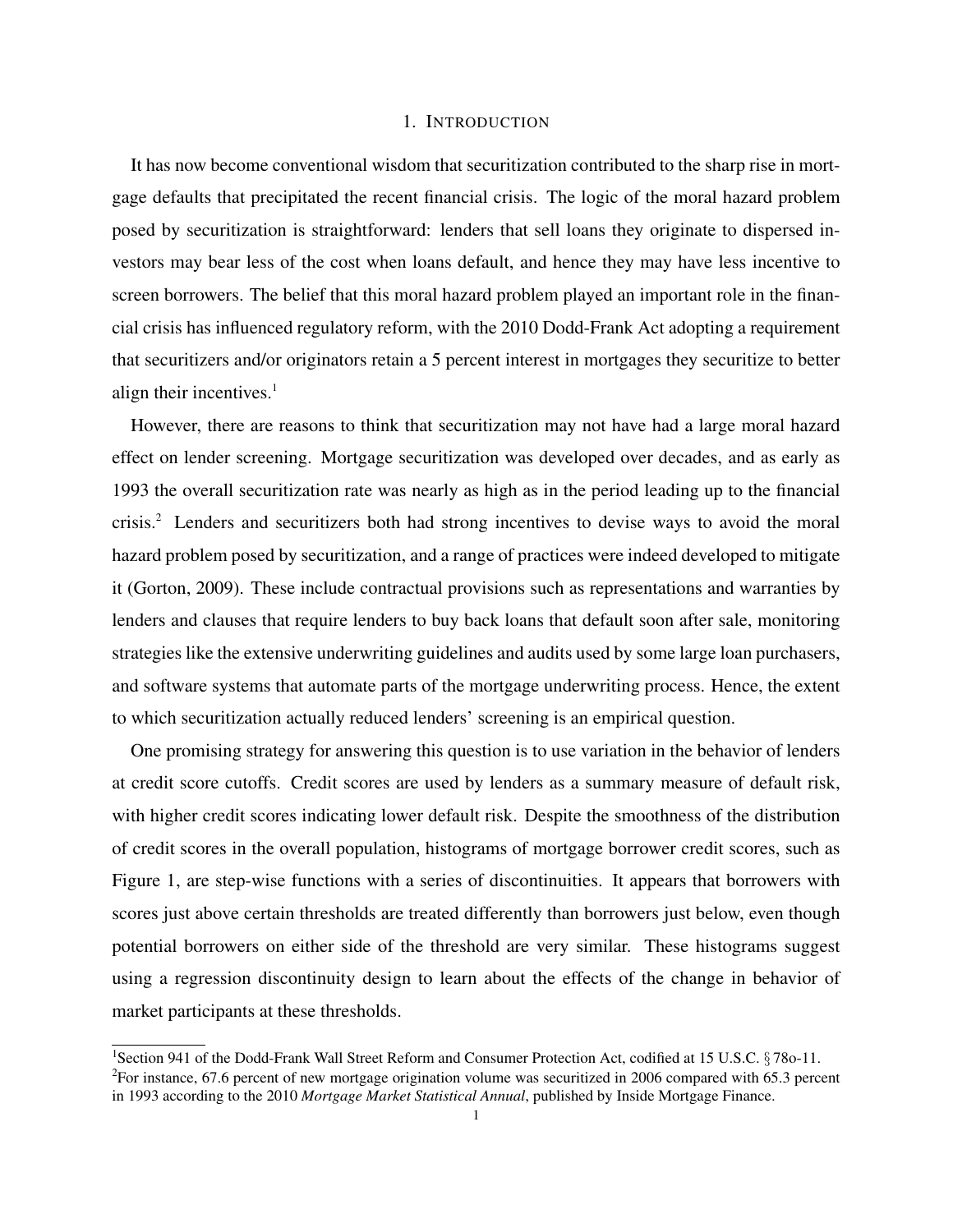# 1. INTRODUCTION

It has now become conventional wisdom that securitization contributed to the sharp rise in mortgage defaults that precipitated the recent financial crisis. The logic of the moral hazard problem posed by securitization is straightforward: lenders that sell loans they originate to dispersed investors may bear less of the cost when loans default, and hence they may have less incentive to screen borrowers. The belief that this moral hazard problem played an important role in the financial crisis has influenced regulatory reform, with the 2010 Dodd-Frank Act adopting a requirement that securitizers and/or originators retain a 5 percent interest in mortgages they securitize to better align their incentives.[1]

However, there are reasons to think that securitization may not have had a large moral hazard effect on lender screening. Mortgage securitization was developed over decades, and as early as 1993 the overall securitization rate was nearly as high as in the period leading up to the financial crisis.[2] Lenders and securitizers both had strong incentives to devise ways to avoid the moral hazard problem posed by securitization, and a range of practices were indeed developed to mitigate it (Gorton, 2009). These include contractual provisions such as representations and warranties by lenders and clauses that require lenders to buy back loans that default soon after sale, monitoring strategies like the extensive underwriting guidelines and audits used by some large loan purchasers, and software systems that automate parts of the mortgage underwriting process. Hence, the extent to which securitization actually reduced lenders' screening is an empirical question.

One promising strategy for answering this question is to use variation in the behavior of lenders at credit score cutoffs. Credit scores are used by lenders as a summary measure of default risk, with higher credit scores indicating lower default risk. Despite the smoothness of the distribution of credit scores in the overall population, histograms of mortgage borrower credit scores, such as Figure 1, are step-wise functions with a series of discontinuities. It appears that borrowers with scores just above certain thresholds are treated differently than borrowers just below, even though potential borrowers on either side of the threshold are very similar. These histograms suggest using a regression discontinuity design to learn about the effects of the change in behavior of market participants at these thresholds.

[1] Section 941 of the Dodd-Frank Wall Street Reform and Consumer Protection Act, codified at 15 U.S.C. § 78o-11.

[2] For instance, 67.6 percent of new mortgage origination volume was securitized in 2006 compared with 65.3 percent in 1993 according to the 2010 *Mortgage Market Statistical Annual*, published by Inside Mortgage Finance.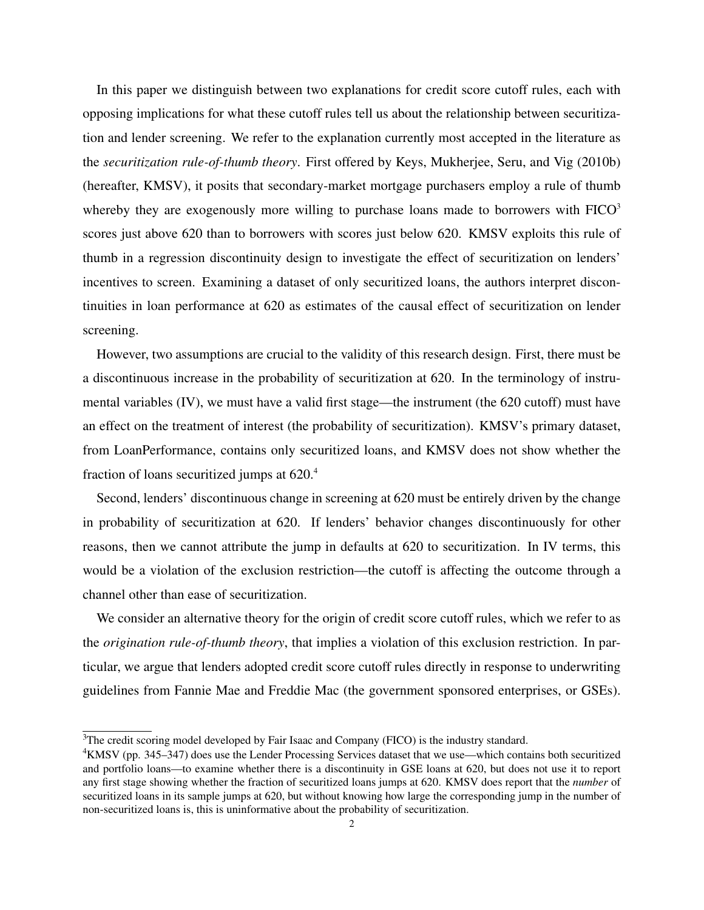In this paper we distinguish between two explanations for credit score cutoff rules, each with opposing implications for what these cutoff rules tell us about the relationship between securitization and lender screening. We refer to the explanation currently most accepted in the literature as the *securitization rule-of-thumb theory*. First offered by Keys, Mukherjee, Seru, and Vig (2010b) (hereafter, KMSV), it posits that secondary-market mortgage purchasers employ a rule of thumb whereby they are exogenously more willing to purchase loans made to borrowers with FICO[3] scores just above 620 than to borrowers with scores just below 620. KMSV exploits this rule of thumb in a regression discontinuity design to investigate the effect of securitization on lenders' incentives to screen. Examining a dataset of only securitized loans, the authors interpret discontinuities in loan performance at 620 as estimates of the causal effect of securitization on lender screening.

However, two assumptions are crucial to the validity of this research design. First, there must be a discontinuous increase in the probability of securitization at 620. In the terminology of instrumental variables (IV), we must have a valid first stage—the instrument (the 620 cutoff) must have an effect on the treatment of interest (the probability of securitization). KMSV's primary dataset, from LoanPerformance, contains only securitized loans, and KMSV does not show whether the fraction of loans securitized jumps at 620.[4]

Second, lenders' discontinuous change in screening at 620 must be entirely driven by the change in probability of securitization at 620. If lenders' behavior changes discontinuously for other reasons, then we cannot attribute the jump in defaults at 620 to securitization. In IV terms, this would be a violation of the exclusion restriction—the cutoff is affecting the outcome through a channel other than ease of securitization.

We consider an alternative theory for the origin of credit score cutoff rules, which we refer to as the *origination rule-of-thumb theory*, that implies a violation of this exclusion restriction. In particular, we argue that lenders adopted credit score cutoff rules directly in response to underwriting guidelines from Fannie Mae and Freddie Mac (the government sponsored enterprises, or GSEs).

[3]The credit scoring model developed by Fair Isaac and Company (FICO) is the industry standard.

[4]KMSV (pp. 345–347) does use the Lender Processing Services dataset that we use—which contains both securitized and portfolio loans—to examine whether there is a discontinuity in GSE loans at 620, but does not use it to report any first stage showing whether the fraction of securitized loans jumps at 620. KMSV does report that the *number* of securitized loans in its sample jumps at 620, but without knowing how large the corresponding jump in the number of non-securitized loans is, this is uninformative about the probability of securitization.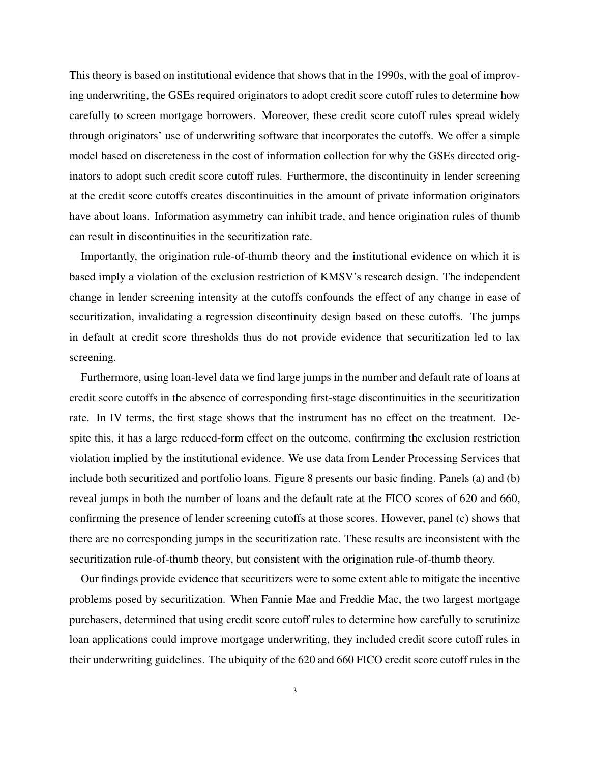This theory is based on institutional evidence that shows that in the 1990s, with the goal of improving underwriting, the GSEs required originators to adopt credit score cutoff rules to determine how carefully to screen mortgage borrowers. Moreover, these credit score cutoff rules spread widely through originators' use of underwriting software that incorporates the cutoffs. We offer a simple model based on discreteness in the cost of information collection for why the GSEs directed originators to adopt such credit score cutoff rules. Furthermore, the discontinuity in lender screening at the credit score cutoffs creates discontinuities in the amount of private information originators have about loans. Information asymmetry can inhibit trade, and hence origination rules of thumb can result in discontinuities in the securitization rate.

Importantly, the origination rule-of-thumb theory and the institutional evidence on which it is based imply a violation of the exclusion restriction of KMSV's research design. The independent change in lender screening intensity at the cutoffs confounds the effect of any change in ease of securitization, invalidating a regression discontinuity design based on these cutoffs. The jumps in default at credit score thresholds thus do not provide evidence that securitization led to lax screening.

Furthermore, using loan-level data we find large jumps in the number and default rate of loans at credit score cutoffs in the absence of corresponding first-stage discontinuities in the securitization rate. In IV terms, the first stage shows that the instrument has no effect on the treatment. Despite this, it has a large reduced-form effect on the outcome, confirming the exclusion restriction violation implied by the institutional evidence. We use data from Lender Processing Services that include both securitized and portfolio loans. Figure 8 presents our basic finding. Panels (a) and (b) reveal jumps in both the number of loans and the default rate at the FICO scores of 620 and 660, confirming the presence of lender screening cutoffs at those scores. However, panel (c) shows that there are no corresponding jumps in the securitization rate. These results are inconsistent with the securitization rule-of-thumb theory, but consistent with the origination rule-of-thumb theory.

Our findings provide evidence that securitizers were to some extent able to mitigate the incentive problems posed by securitization. When Fannie Mae and Freddie Mac, the two largest mortgage purchasers, determined that using credit score cutoff rules to determine how carefully to scrutinize loan applications could improve mortgage underwriting, they included credit score cutoff rules in their underwriting guidelines. The ubiquity of the 620 and 660 FICO credit score cutoff rules in the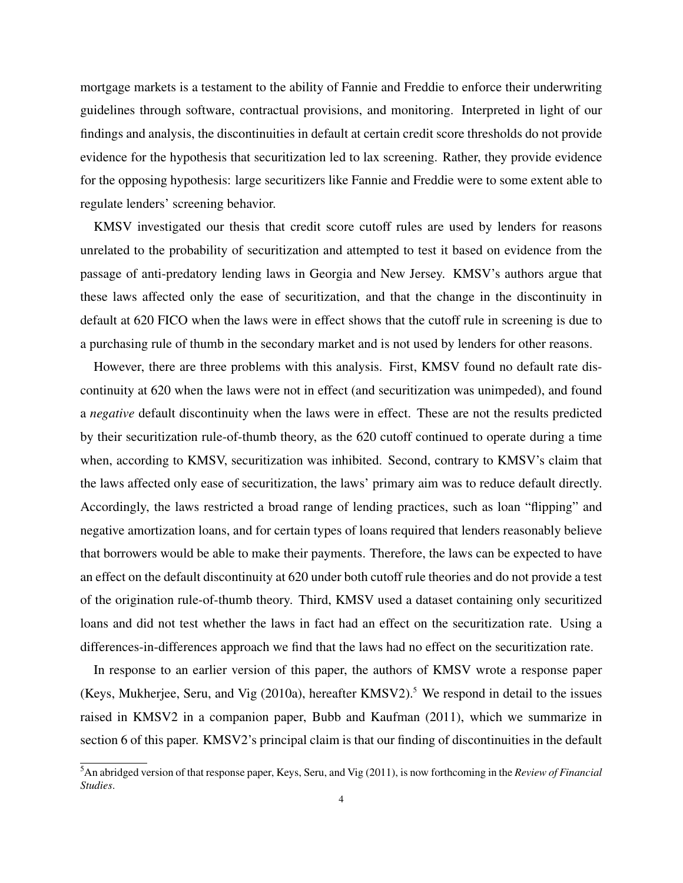mortgage markets is a testament to the ability of Fannie and Freddie to enforce their underwriting guidelines through software, contractual provisions, and monitoring. Interpreted in light of our findings and analysis, the discontinuities in default at certain credit score thresholds do not provide evidence for the hypothesis that securitization led to lax screening. Rather, they provide evidence for the opposing hypothesis: large securitizers like Fannie and Freddie were to some extent able to regulate lenders' screening behavior.

KMSV investigated our thesis that credit score cutoff rules are used by lenders for reasons unrelated to the probability of securitization and attempted to test it based on evidence from the passage of anti-predatory lending laws in Georgia and New Jersey. KMSV's authors argue that these laws affected only the ease of securitization, and that the change in the discontinuity in default at 620 FICO when the laws were in effect shows that the cutoff rule in screening is due to a purchasing rule of thumb in the secondary market and is not used by lenders for other reasons.

However, there are three problems with this analysis. First, KMSV found no default rate discontinuity at 620 when the laws were not in effect (and securitization was unimpeded), and found a *negative* default discontinuity when the laws were in effect. These are not the results predicted by their securitization rule-of-thumb theory, as the 620 cutoff continued to operate during a time when, according to KMSV, securitization was inhibited. Second, contrary to KMSV's claim that the laws affected only ease of securitization, the laws' primary aim was to reduce default directly. Accordingly, the laws restricted a broad range of lending practices, such as loan "flipping" and negative amortization loans, and for certain types of loans required that lenders reasonably believe that borrowers would be able to make their payments. Therefore, the laws can be expected to have an effect on the default discontinuity at 620 under both cutoff rule theories and do not provide a test of the origination rule-of-thumb theory. Third, KMSV used a dataset containing only securitized loans and did not test whether the laws in fact had an effect on the securitization rate. Using a differences-in-differences approach we find that the laws had no effect on the securitization rate.

In response to an earlier version of this paper, the authors of KMSV wrote a response paper (Keys, Mukherjee, Seru, and Vig (2010a), hereafter KMSV2).[5] We respond in detail to the issues raised in KMSV2 in a companion paper, Bubb and Kaufman (2011), which we summarize in section 6 of this paper. KMSV2's principal claim is that our finding of discontinuities in the default

[5] An abridged version of that response paper, Keys, Seru, and Vig (2011), is now forthcoming in the *Review of Financial Studies*.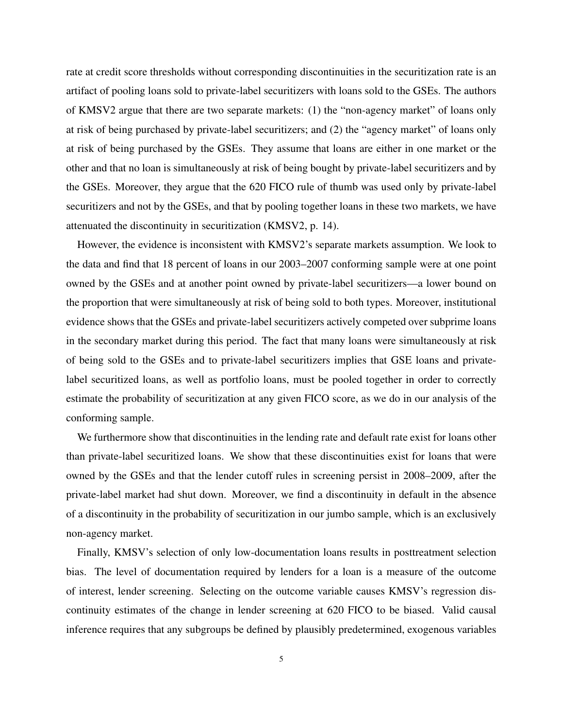rate at credit score thresholds without corresponding discontinuities in the securitization rate is an artifact of pooling loans sold to private-label securitizers with loans sold to the GSEs. The authors of KMSV2 argue that there are two separate markets: (1) the "non-agency market" of loans only at risk of being purchased by private-label securitizers; and (2) the "agency market" of loans only at risk of being purchased by the GSEs. They assume that loans are either in one market or the other and that no loan is simultaneously at risk of being bought by private-label securitizers and by the GSEs. Moreover, they argue that the 620 FICO rule of thumb was used only by private-label securitizers and not by the GSEs, and that by pooling together loans in these two markets, we have attenuated the discontinuity in securitization (KMSV2, p. 14).

However, the evidence is inconsistent with KMSV2's separate markets assumption. We look to the data and find that 18 percent of loans in our 2003–2007 conforming sample were at one point owned by the GSEs and at another point owned by private-label securitizers—a lower bound on the proportion that were simultaneously at risk of being sold to both types. Moreover, institutional evidence shows that the GSEs and private-label securitizers actively competed over subprime loans in the secondary market during this period. The fact that many loans were simultaneously at risk of being sold to the GSEs and to private-label securitizers implies that GSE loans and private-label securitized loans, as well as portfolio loans, must be pooled together in order to correctly estimate the probability of securitization at any given FICO score, as we do in our analysis of the conforming sample.

We furthermore show that discontinuities in the lending rate and default rate exist for loans other than private-label securitized loans. We show that these discontinuities exist for loans that were owned by the GSEs and that the lender cutoff rules in screening persist in 2008–2009, after the private-label market had shut down. Moreover, we find a discontinuity in default in the absence of a discontinuity in the probability of securitization in our jumbo sample, which is an exclusively non-agency market.

Finally, KMSV's selection of only low-documentation loans results in posttreatment selection bias. The level of documentation required by lenders for a loan is a measure of the outcome of interest, lender screening. Selecting on the outcome variable causes KMSV's regression discontinuity estimates of the change in lender screening at 620 FICO to be biased. Valid causal inference requires that any subgroups be defined by plausibly predetermined, exogenous variables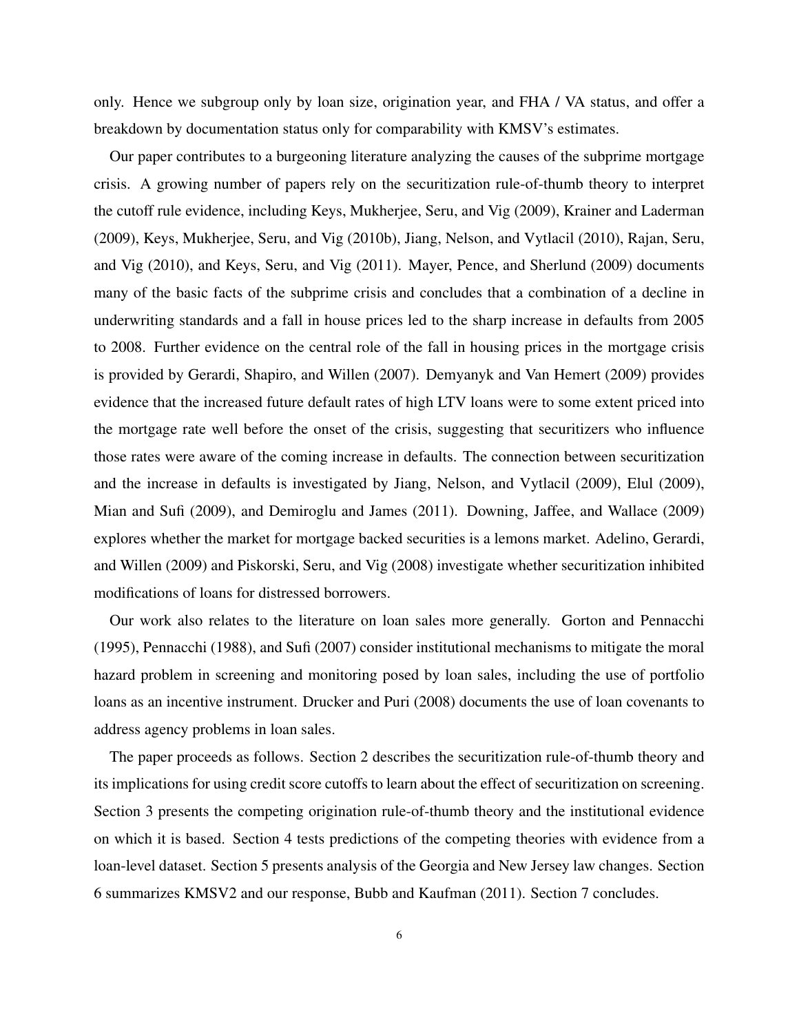only. Hence we subgroup only by loan size, origination year, and FHA / VA status, and offer a breakdown by documentation status only for comparability with KMSV's estimates.

Our paper contributes to a burgeoning literature analyzing the causes of the subprime mortgage crisis. A growing number of papers rely on the securitization rule-of-thumb theory to interpret the cutoff rule evidence, including Keys, Mukherjee, Seru, and Vig (2009), Krainer and Laderman (2009), Keys, Mukherjee, Seru, and Vig (2010b), Jiang, Nelson, and Vytlacil (2010), Rajan, Seru, and Vig (2010), and Keys, Seru, and Vig (2011). Mayer, Pence, and Sherlund (2009) documents many of the basic facts of the subprime crisis and concludes that a combination of a decline in underwriting standards and a fall in house prices led to the sharp increase in defaults from 2005 to 2008. Further evidence on the central role of the fall in housing prices in the mortgage crisis is provided by Gerardi, Shapiro, and Willen (2007). Demyanyk and Van Hemert (2009) provides evidence that the increased future default rates of high LTV loans were to some extent priced into the mortgage rate well before the onset of the crisis, suggesting that securitizers who influence those rates were aware of the coming increase in defaults. The connection between securitization and the increase in defaults is investigated by Jiang, Nelson, and Vytlacil (2009), Elul (2009), Mian and Sufi (2009), and Demiroglu and James (2011). Downing, Jaffee, and Wallace (2009) explores whether the market for mortgage backed securities is a lemons market. Adelino, Gerardi, and Willen (2009) and Piskorski, Seru, and Vig (2008) investigate whether securitization inhibited modifications of loans for distressed borrowers.

Our work also relates to the literature on loan sales more generally. Gorton and Pennacchi (1995), Pennacchi (1988), and Sufi (2007) consider institutional mechanisms to mitigate the moral hazard problem in screening and monitoring posed by loan sales, including the use of portfolio loans as an incentive instrument. Drucker and Puri (2008) documents the use of loan covenants to address agency problems in loan sales.

The paper proceeds as follows. Section 2 describes the securitization rule-of-thumb theory and its implications for using credit score cutoffs to learn about the effect of securitization on screening. Section 3 presents the competing origination rule-of-thumb theory and the institutional evidence on which it is based. Section 4 tests predictions of the competing theories with evidence from a loan-level dataset. Section 5 presents analysis of the Georgia and New Jersey law changes. Section 6 summarizes KMSV2 and our response, Bubb and Kaufman (2011). Section 7 concludes.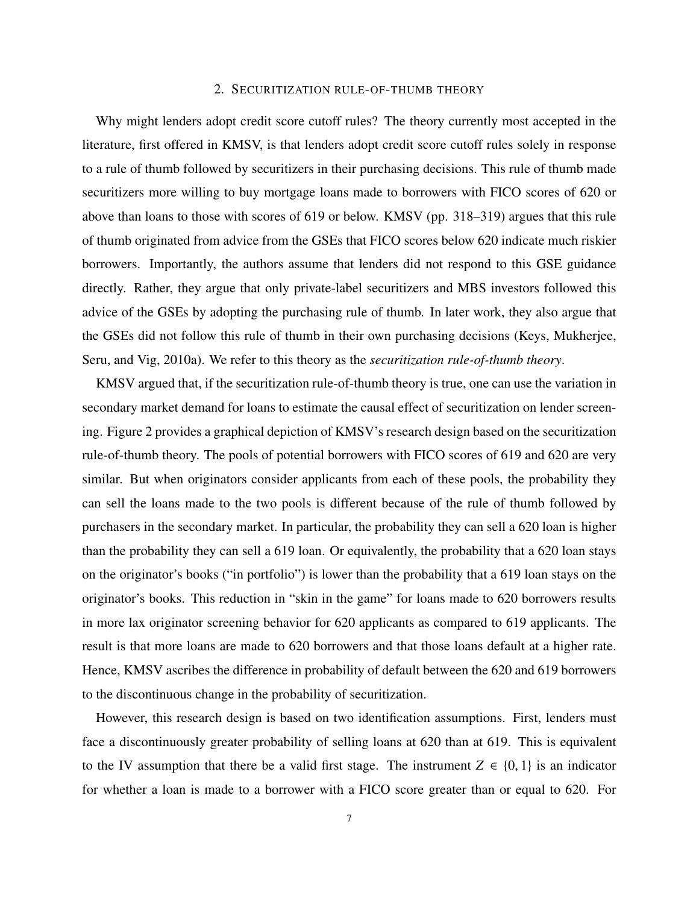## 2. Securitization rule-of-thumb theory

Why might lenders adopt credit score cutoff rules? The theory currently most accepted in the literature, first offered in KMSV, is that lenders adopt credit score cutoff rules solely in response to a rule of thumb followed by securitizers in their purchasing decisions. This rule of thumb made securitizers more willing to buy mortgage loans made to borrowers with FICO scores of 620 or above than loans to those with scores of 619 or below. KMSV (pp. 318–319) argues that this rule of thumb originated from advice from the GSEs that FICO scores below 620 indicate much riskier borrowers. Importantly, the authors assume that lenders did not respond to this GSE guidance directly. Rather, they argue that only private-label securitizers and MBS investors followed this advice of the GSEs by adopting the purchasing rule of thumb. In later work, they also argue that the GSEs did not follow this rule of thumb in their own purchasing decisions (Keys, Mukherjee, Seru, and Vig, 2010a). We refer to this theory as the *securitization rule-of-thumb theory*.

KMSV argued that, if the securitization rule-of-thumb theory is true, one can use the variation in secondary market demand for loans to estimate the causal effect of securitization on lender screening. Figure 2 provides a graphical depiction of KMSV's research design based on the securitization rule-of-thumb theory. The pools of potential borrowers with FICO scores of 619 and 620 are very similar. But when originators consider applicants from each of these pools, the probability they can sell the loans made to the two pools is different because of the rule of thumb followed by purchasers in the secondary market. In particular, the probability they can sell a 620 loan is higher than the probability they can sell a 619 loan. Or equivalently, the probability that a 620 loan stays on the originator's books ("in portfolio") is lower than the probability that a 619 loan stays on the originator's books. This reduction in "skin in the game" for loans made to 620 borrowers results in more lax originator screening behavior for 620 applicants as compared to 619 applicants. The result is that more loans are made to 620 borrowers and that those loans default at a higher rate. Hence, KMSV ascribes the difference in probability of default between the 620 and 619 borrowers to the discontinuous change in the probability of securitization.

However, this research design is based on two identification assumptions. First, lenders must face a discontinuously greater probability of selling loans at 620 than at 619. This is equivalent to the IV assumption that there be a valid first stage. The instrument $Z \in \{0, 1\}$ is an indicator for whether a loan is made to a borrower with a FICO score greater than or equal to 620. For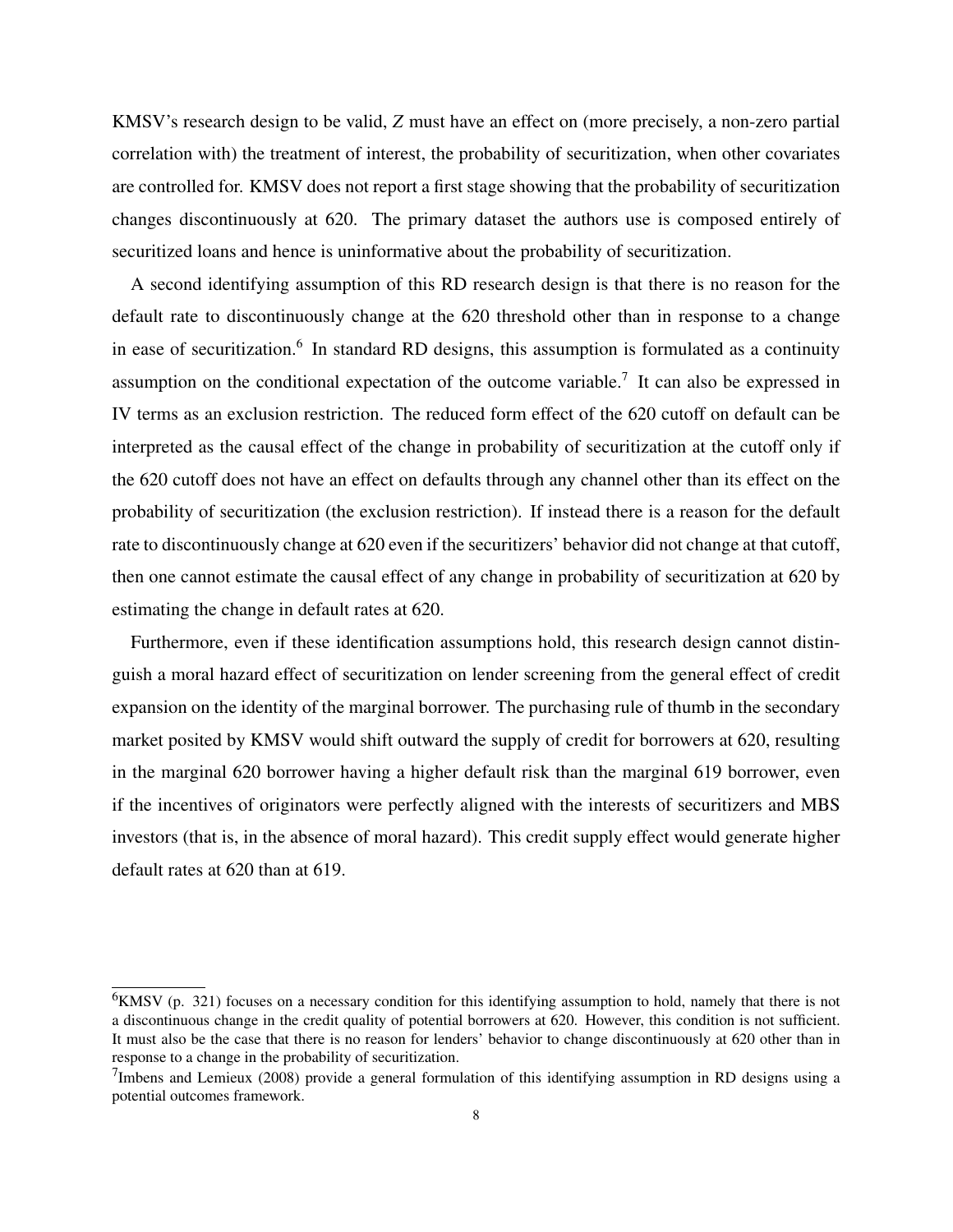KMSV's research design to be valid, $Z$ must have an effect on (more precisely, a non-zero partial correlation with) the treatment of interest, the probability of securitization, when other covariates are controlled for. KMSV does not report a first stage showing that the probability of securitization changes discontinuously at 620. The primary dataset the authors use is composed entirely of securitized loans and hence is uninformative about the probability of securitization.

A second identifying assumption of this RD research design is that there is no reason for the default rate to discontinuously change at the 620 threshold other than in response to a change in ease of securitization.[6] In standard RD designs, this assumption is formulated as a continuity assumption on the conditional expectation of the outcome variable.[7] It can also be expressed in IV terms as an exclusion restriction. The reduced form effect of the 620 cutoff on default can be interpreted as the causal effect of the change in probability of securitization at the cutoff only if the 620 cutoff does not have an effect on defaults through any channel other than its effect on the probability of securitization (the exclusion restriction). If instead there is a reason for the default rate to discontinuously change at 620 even if the securitizers' behavior did not change at that cutoff, then one cannot estimate the causal effect of any change in probability of securitization at 620 by estimating the change in default rates at 620.

Furthermore, even if these identification assumptions hold, this research design cannot distinguish a moral hazard effect of securitization on lender screening from the general effect of credit expansion on the identity of the marginal borrower. The purchasing rule of thumb in the secondary market posited by KMSV would shift outward the supply of credit for borrowers at 620, resulting in the marginal 620 borrower having a higher default risk than the marginal 619 borrower, even if the incentives of originators were perfectly aligned with the interests of securitizers and MBS investors (that is, in the absence of moral hazard). This credit supply effect would generate higher default rates at 620 than at 619.

[6] KMSV (p. 321) focuses on a necessary condition for this identifying assumption to hold, namely that there is not a discontinuous change in the credit quality of potential borrowers at 620. However, this condition is not sufficient. It must also be the case that there is no reason for lenders' behavior to change discontinuously at 620 other than in response to a change in the probability of securitization.

[7] Imbens and Lemieux (2008) provide a general formulation of this identifying assumption in RD designs using a potential outcomes framework.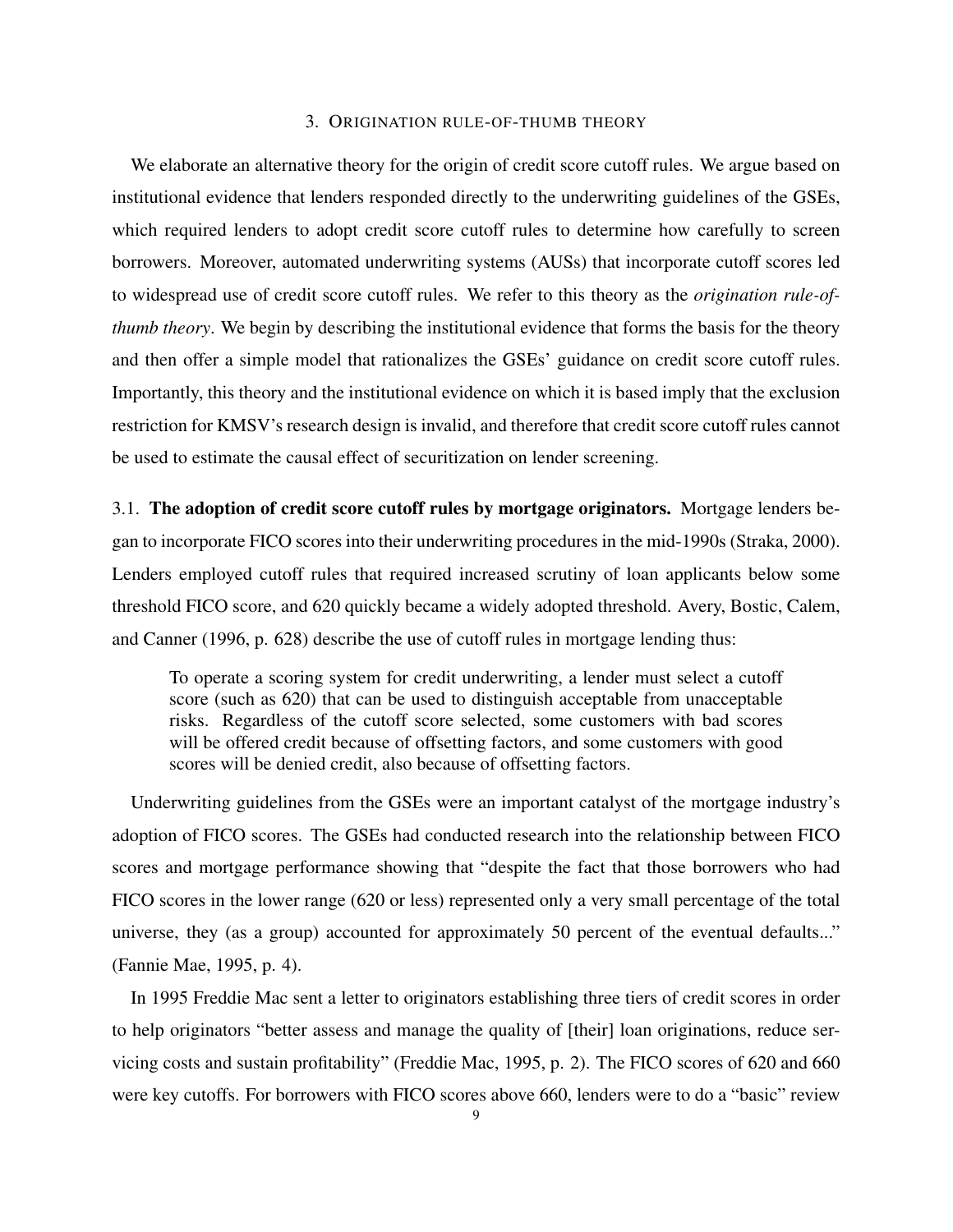## 3. Origination rule-of-thumb theory

We elaborate an alternative theory for the origin of credit score cutoff rules. We argue based on institutional evidence that lenders responded directly to the underwriting guidelines of the GSEs, which required lenders to adopt credit score cutoff rules to determine how carefully to screen borrowers. Moreover, automated underwriting systems (AUSs) that incorporate cutoff scores led to widespread use of credit score cutoff rules. We refer to this theory as the *origination rule-of-thumb theory*. We begin by describing the institutional evidence that forms the basis for the theory and then offer a simple model that rationalizes the GSEs' guidance on credit score cutoff rules. Importantly, this theory and the institutional evidence on which it is based imply that the exclusion restriction for KMSV's research design is invalid, and therefore that credit score cutoff rules cannot be used to estimate the causal effect of securitization on lender screening.

### 3.1. **The adoption of credit score cutoff rules by mortgage originators.**

Mortgage lenders began to incorporate FICO scores into their underwriting procedures in the mid-1990s (Straka, 2000). Lenders employed cutoff rules that required increased scrutiny of loan applicants below some threshold FICO score, and 620 quickly became a widely adopted threshold. Avery, Bostic, Calem, and Canner (1996, p. 628) describe the use of cutoff rules in mortgage lending thus:

> To operate a scoring system for credit underwriting, a lender must select a cutoff score (such as 620) that can be used to distinguish acceptable from unacceptable risks. Regardless of the cutoff score selected, some customers with bad scores will be offered credit because of offsetting factors, and some customers with good scores will be denied credit, also because of offsetting factors.

Underwriting guidelines from the GSEs were an important catalyst of the mortgage industry's adoption of FICO scores. The GSEs had conducted research into the relationship between FICO scores and mortgage performance showing that "despite the fact that those borrowers who had FICO scores in the lower range (620 or less) represented only a very small percentage of the total universe, they (as a group) accounted for approximately 50 percent of the eventual defaults..." (Fannie Mae, 1995, p. 4).

In 1995 Freddie Mac sent a letter to originators establishing three tiers of credit scores in order to help originators "better assess and manage the quality of [their] loan originations, reduce servicing costs and sustain profitability" (Freddie Mac, 1995, p. 2). The FICO scores of 620 and 660 were key cutoffs. For borrowers with FICO scores above 660, lenders were to do a "basic" review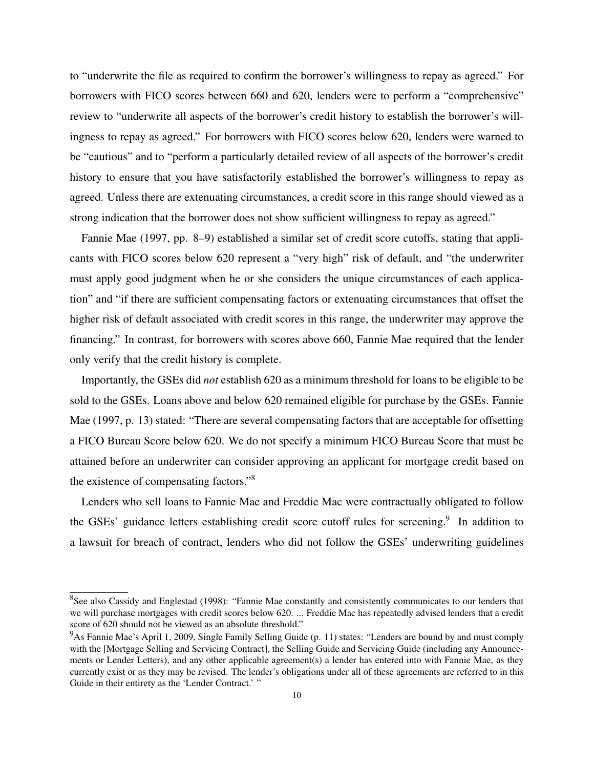to "underwrite the file as required to confirm the borrower's willingness to repay as agreed." For borrowers with FICO scores between 660 and 620, lenders were to perform a "comprehensive" review to "underwrite all aspects of the borrower's credit history to establish the borrower's willingness to repay as agreed." For borrowers with FICO scores below 620, lenders were warned to be "cautious" and to "perform a particularly detailed review of all aspects of the borrower's credit history to ensure that you have satisfactorily established the borrower's willingness to repay as agreed. Unless there are extenuating circumstances, a credit score in this range should viewed as a strong indication that the borrower does not show sufficient willingness to repay as agreed."

Fannie Mae (1997, pp. 8–9) established a similar set of credit score cutoffs, stating that applicants with FICO scores below 620 represent a "very high" risk of default, and "the underwriter must apply good judgment when he or she considers the unique circumstances of each application" and "if there are sufficient compensating factors or extenuating circumstances that offset the higher risk of default associated with credit scores in this range, the underwriter may approve the financing." In contrast, for borrowers with scores above 660, Fannie Mae required that the lender only verify that the credit history is complete.

Importantly, the GSEs did *not* establish 620 as a minimum threshold for loans to be eligible to be sold to the GSEs. Loans above and below 620 remained eligible for purchase by the GSEs. Fannie Mae (1997, p. 13) stated: "There are several compensating factors that are acceptable for offsetting a FICO Bureau Score below 620. We do not specify a minimum FICO Bureau Score that must be attained before an underwriter can consider approving an applicant for mortgage credit based on the existence of compensating factors."[8]

Lenders who sell loans to Fannie Mae and Freddie Mac were contractually obligated to follow the GSEs' guidance letters establishing credit score cutoff rules for screening.[9] In addition to a lawsuit for breach of contract, lenders who did not follow the GSEs' underwriting guidelines

[8] See also Cassidy and Englestad (1998): "Fannie Mae constantly and consistently communicates to our lenders that we will purchase mortgages with credit scores below 620. ... Freddie Mac has repeatedly advised lenders that a credit score of 620 should not be viewed as an absolute threshold."

[9] As Fannie Mae's April 1, 2009, Single Family Selling Guide (p. 11) states: "Lenders are bound by and must comply with the [Mortgage Selling and Servicing Contract], the Selling Guide and Servicing Guide (including any Announcements or Lender Letters), and any other applicable agreement(s) a lender has entered into with Fannie Mae, as they currently exist or as they may be revised. The lender's obligations under all of these agreements are referred to in this Guide in their entirety as the 'Lender Contract.' "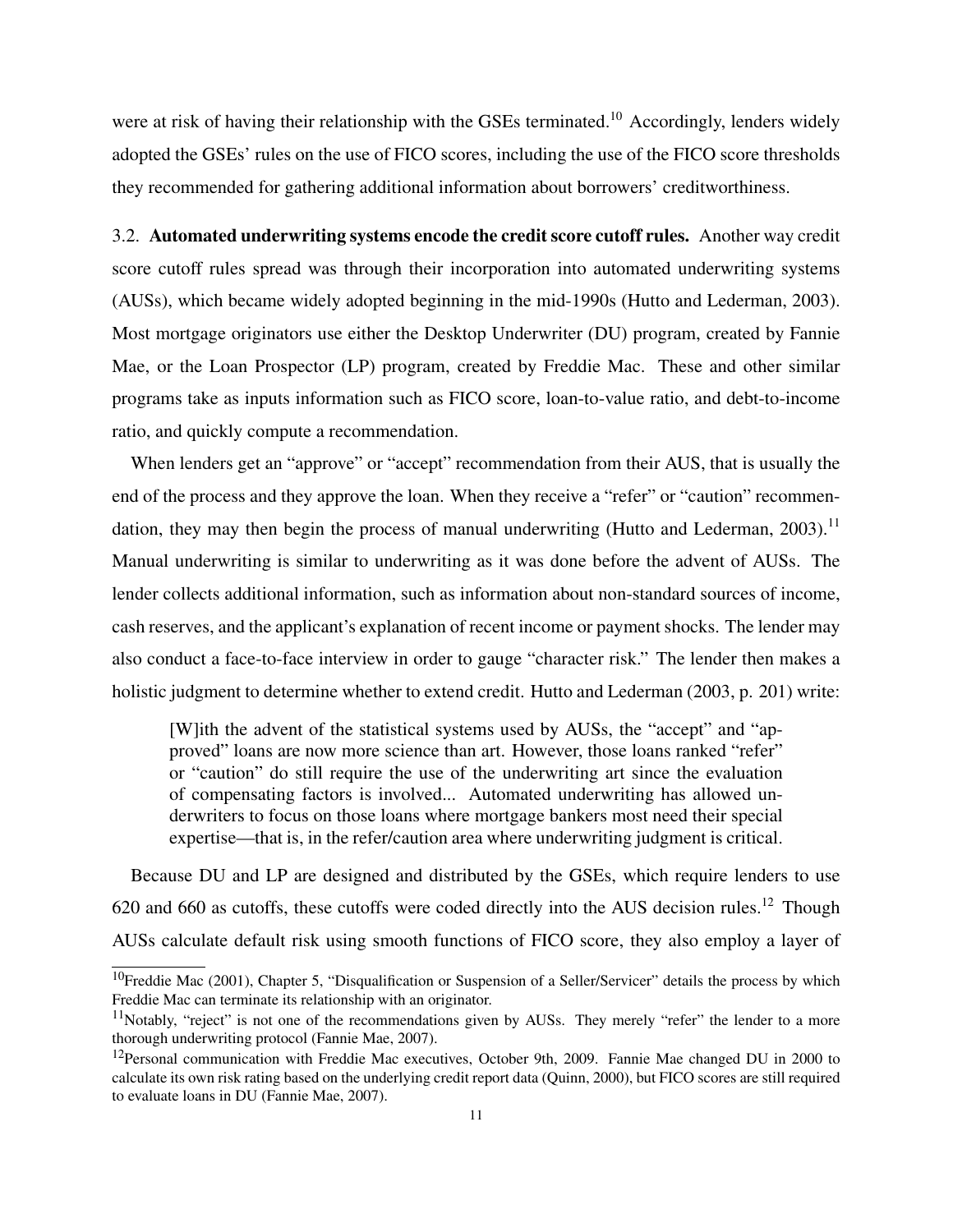were at risk of having their relationship with the GSEs terminated.[10] Accordingly, lenders widely adopted the GSEs' rules on the use of FICO scores, including the use of the FICO score thresholds they recommended for gathering additional information about borrowers' creditworthiness.

3.2. **Automated underwriting systems encode the credit score cutoff rules.** Another way credit score cutoff rules spread was through their incorporation into automated underwriting systems (AUSs), which became widely adopted beginning in the mid-1990s (Hutto and Lederman, 2003). Most mortgage originators use either the Desktop Underwriter (DU) program, created by Fannie Mae, or the Loan Prospector (LP) program, created by Freddie Mac. These and other similar programs take as inputs information such as FICO score, loan-to-value ratio, and debt-to-income ratio, and quickly compute a recommendation.

When lenders get an "approve" or "accept" recommendation from their AUS, that is usually the end of the process and they approve the loan. When they receive a "refer" or "caution" recommendation, they may then begin the process of manual underwriting (Hutto and Lederman, 2003).[11] Manual underwriting is similar to underwriting as it was done before the advent of AUSs. The lender collects additional information, such as information about non-standard sources of income, cash reserves, and the applicant's explanation of recent income or payment shocks. The lender may also conduct a face-to-face interview in order to gauge "character risk." The lender then makes a holistic judgment to determine whether to extend credit. Hutto and Lederman (2003, p. 201) write:

> [W]ith the advent of the statistical systems used by AUSs, the "accept" and "approved" loans are now more science than art. However, those loans ranked "refer" or "caution" do still require the use of the underwriting art since the evaluation of compensating factors is involved... Automated underwriting has allowed underwriters to focus on those loans where mortgage bankers most need their special expertise—that is, in the refer/caution area where underwriting judgment is critical.

Because DU and LP are designed and distributed by the GSEs, which require lenders to use 620 and 660 as cutoffs, these cutoffs were coded directly into the AUS decision rules.[12] Though AUSs calculate default risk using smooth functions of FICO score, they also employ a layer of

---

[10] Freddie Mac (2001), Chapter 5, "Disqualification or Suspension of a Seller/Servicer" details the process by which Freddie Mac can terminate its relationship with an originator.

[11] Notably, "reject" is not one of the recommendations given by AUSs. They merely "refer" the lender to a more thorough underwriting protocol (Fannie Mae, 2007).

[12] Personal communication with Freddie Mac executives, October 9th, 2009. Fannie Mae changed DU in 2000 to calculate its own risk rating based on the underlying credit report data (Quinn, 2000), but FICO scores are still required to evaluate loans in DU (Fannie Mae, 2007).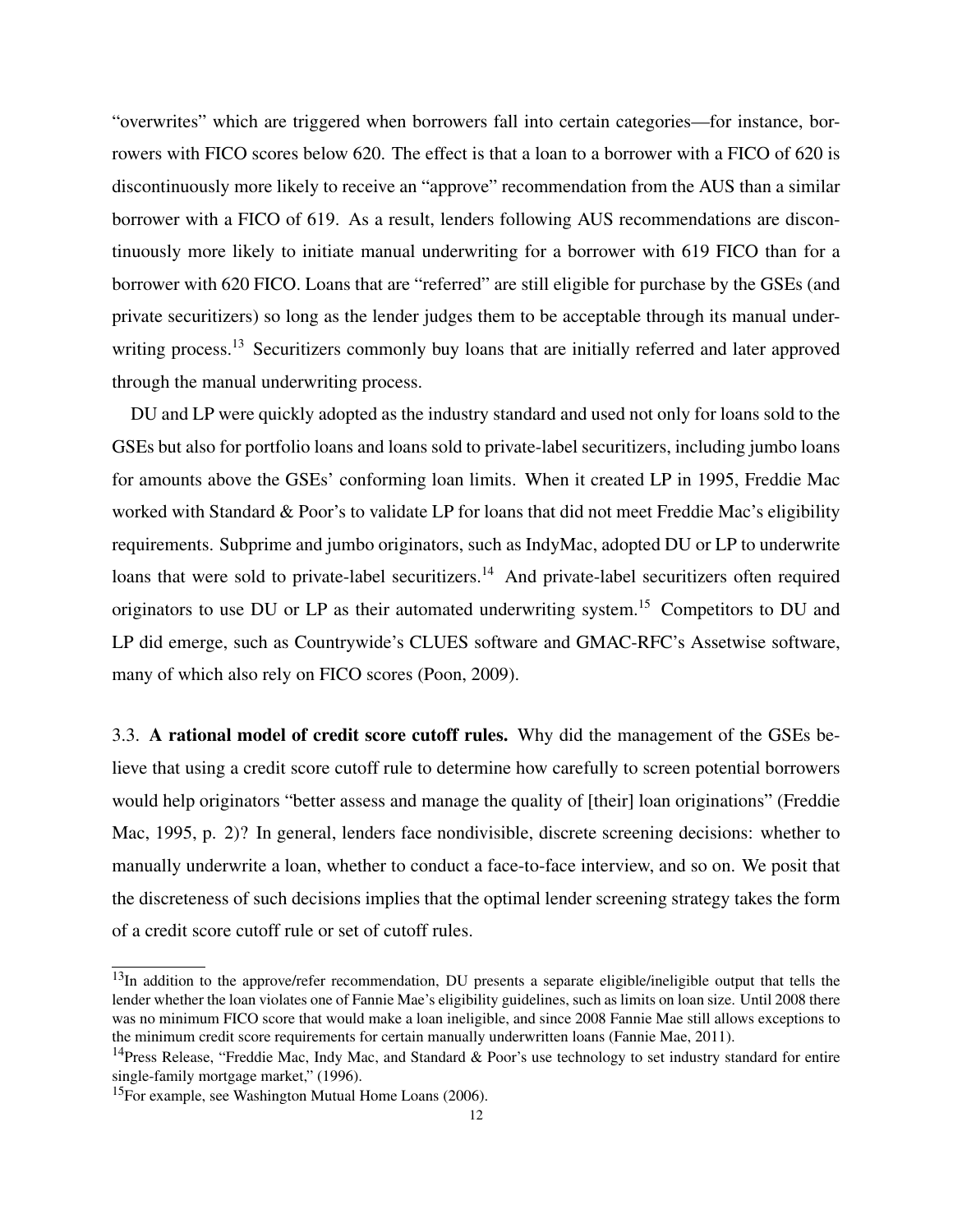"overwrites" which are triggered when borrowers fall into certain categories—for instance, borrowers with FICO scores below 620. The effect is that a loan to a borrower with a FICO of 620 is discontinuously more likely to receive an "approve" recommendation from the AUS than a similar borrower with a FICO of 619. As a result, lenders following AUS recommendations are discontinuously more likely to initiate manual underwriting for a borrower with 619 FICO than for a borrower with 620 FICO. Loans that are "referred" are still eligible for purchase by the GSEs (and private securitizers) so long as the lender judges them to be acceptable through its manual underwriting process.[13] Securitizers commonly buy loans that are initially referred and later approved through the manual underwriting process.

DU and LP were quickly adopted as the industry standard and used not only for loans sold to the GSEs but also for portfolio loans and loans sold to private-label securitizers, including jumbo loans for amounts above the GSEs' conforming loan limits. When it created LP in 1995, Freddie Mac worked with Standard & Poor's to validate LP for loans that did not meet Freddie Mac's eligibility requirements. Subprime and jumbo originators, such as IndyMac, adopted DU or LP to underwrite loans that were sold to private-label securitizers.[14] And private-label securitizers often required originators to use DU or LP as their automated underwriting system.[15] Competitors to DU and LP did emerge, such as Countrywide's CLUES software and GMAC-RFC's Assetwise software, many of which also rely on FICO scores (Poon, 2009).

3.3. **A rational model of credit score cutoff rules.** Why did the management of the GSEs believe that using a credit score cutoff rule to determine how carefully to screen potential borrowers would help originators "better assess and manage the quality of [their] loan originations" (Freddie Mac, 1995, p. 2)? In general, lenders face nondivisible, discrete screening decisions: whether to manually underwrite a loan, whether to conduct a face-to-face interview, and so on. We posit that the discreteness of such decisions implies that the optimal lender screening strategy takes the form of a credit score cutoff rule or set of cutoff rules.

---

[13] In addition to the approve/refer recommendation, DU presents a separate eligible/ineligible output that tells the lender whether the loan violates one of Fannie Mae's eligibility guidelines, such as limits on loan size. Until 2008 there was no minimum FICO score that would make a loan ineligible, and since 2008 Fannie Mae still allows exceptions to the minimum credit score requirements for certain manually underwritten loans (Fannie Mae, 2011).

[14] Press Release, "Freddie Mac, Indy Mac, and Standard & Poor's use technology to set industry standard for entire single-family mortgage market," (1996).

[15] For example, see Washington Mutual Home Loans (2006).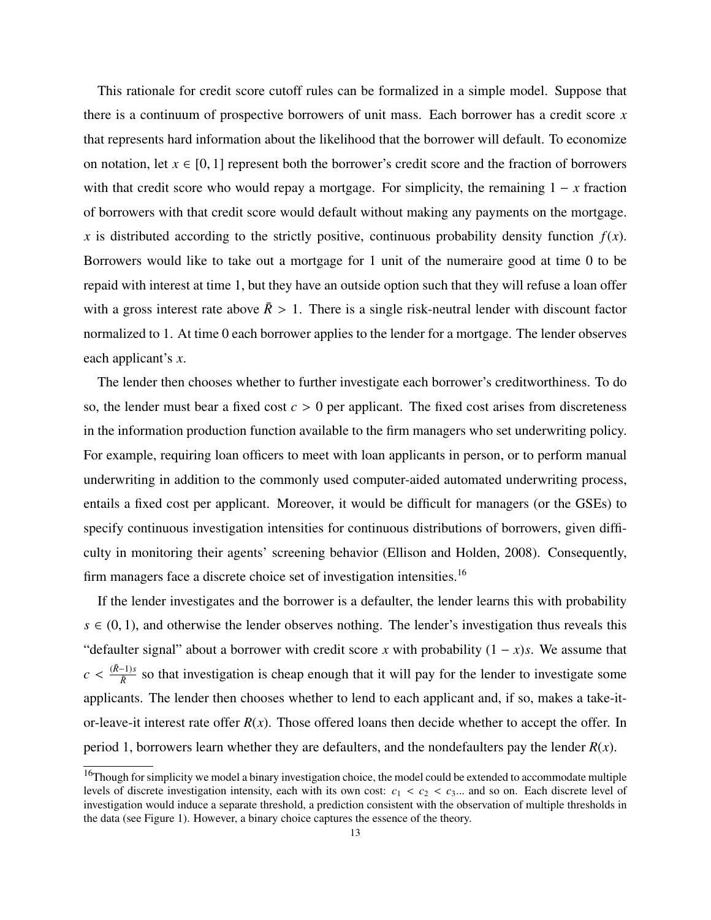This rationale for credit score cutoff rules can be formalized in a simple model. Suppose that there is a continuum of prospective borrowers of unit mass. Each borrower has a credit score $x$ that represents hard information about the likelihood that the borrower will default. To economize on notation, let $x \in [0, 1]$ represent both the borrower's credit score and the fraction of borrowers with that credit score who would repay a mortgage. For simplicity, the remaining $1 - x$ fraction of borrowers with that credit score would default without making any payments on the mortgage. $x$ is distributed according to the strictly positive, continuous probability density function $f(x)$. Borrowers would like to take out a mortgage for 1 unit of the numeraire good at time 0 to be repaid with interest at time 1, but they have an outside option such that they will refuse a loan offer with a gross interest rate above $\bar{R} > 1$. There is a single risk-neutral lender with discount factor normalized to 1. At time 0 each borrower applies to the lender for a mortgage. The lender observes each applicant's $x$.

The lender then chooses whether to further investigate each borrower's creditworthiness. To do so, the lender must bear a fixed cost $c > 0$ per applicant. The fixed cost arises from discreteness in the information production function available to the firm managers who set underwriting policy. For example, requiring loan officers to meet with loan applicants in person, or to perform manual underwriting in addition to the commonly used computer-aided automated underwriting process, entails a fixed cost per applicant. Moreover, it would be difficult for managers (or the GSEs) to specify continuous investigation intensities for continuous distributions of borrowers, given difficulty in monitoring their agents' screening behavior (Ellison and Holden, 2008). Consequently, firm managers face a discrete choice set of investigation intensities.[16]

If the lender investigates and the borrower is a defaulter, the lender learns this with probability $s \in (0, 1)$, and otherwise the lender observes nothing. The lender's investigation thus reveals this "defaulter signal" about a borrower with credit score $x$ with probability $(1 - x)s$. We assume that $c < \frac{(\bar{R}-1)s}{\bar{R}}$ so that investigation is cheap enough that it will pay for the lender to investigate some applicants. The lender then chooses whether to lend to each applicant and, if so, makes a take-it-or-leave-it interest rate offer $R(x)$. Those offered loans then decide whether to accept the offer. In period 1, borrowers learn whether they are defaulters, and the nondefaulters pay the lender $R(x)$.

[16]Though for simplicity we model a binary investigation choice, the model could be extended to accommodate multiple levels of discrete investigation intensity, each with its own cost: $c_1 < c_2 < c_3$... and so on. Each discrete level of investigation would induce a separate threshold, a prediction consistent with the observation of multiple thresholds in the data (see Figure 1). However, a binary choice captures the essence of the theory.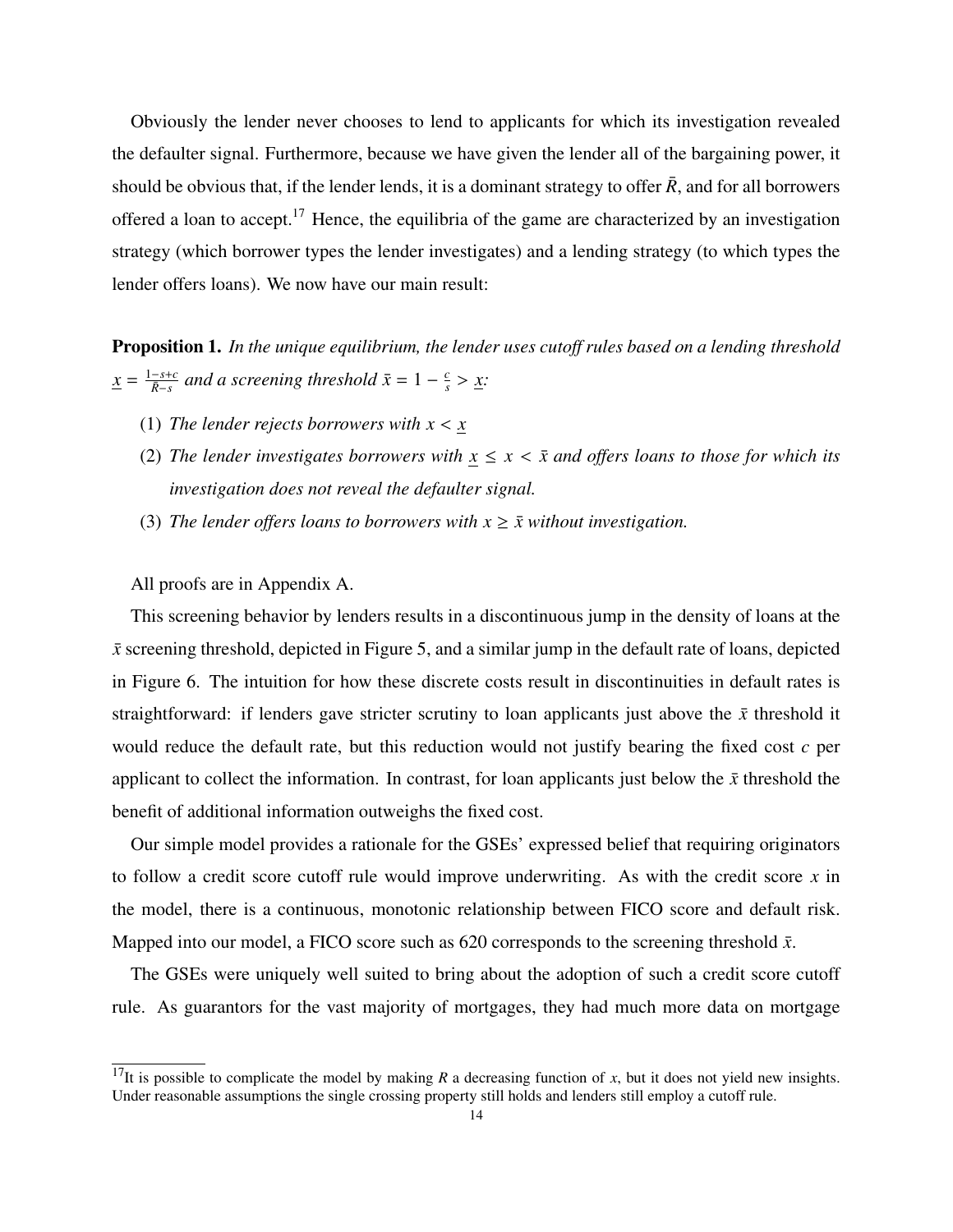Obviously the lender never chooses to lend to applicants for which its investigation revealed the defaulter signal. Furthermore, because we have given the lender all of the bargaining power, it should be obvious that, if the lender lends, it is a dominant strategy to offer $\bar{R}$, and for all borrowers offered a loan to accept.[17] Hence, the equilibria of the game are characterized by an investigation strategy (which borrower types the lender investigates) and a lending strategy (to which types the lender offers loans). We now have our main result:

**Proposition 1.** *In the unique equilibrium, the lender uses cutoff rules based on a lending threshold* $\underline{x} = \frac{1-s+c}{\bar{R}-s}$ *and a screening threshold* $\bar{x} = 1 - \frac{c}{s} > \underline{x}$*:*

1. *The lender rejects borrowers with* $x < \underline{x}$
2. *The lender investigates borrowers with* $\underline{x} \leq x < \bar{x}$ *and offers loans to those for which its investigation does not reveal the defaulter signal.*
3. *The lender offers loans to borrowers with* $x \geq \bar{x}$ *without investigation.*

All proofs are in Appendix A.

This screening behavior by lenders results in a discontinuous jump in the density of loans at the $\bar{x}$ screening threshold, depicted in Figure 5, and a similar jump in the default rate of loans, depicted in Figure 6. The intuition for how these discrete costs result in discontinuities in default rates is straightforward: if lenders gave stricter scrutiny to loan applicants just above the $\bar{x}$ threshold it would reduce the default rate, but this reduction would not justify bearing the fixed cost $c$ per applicant to collect the information. In contrast, for loan applicants just below the $\bar{x}$ threshold the benefit of additional information outweighs the fixed cost.

Our simple model provides a rationale for the GSEs' expressed belief that requiring originators to follow a credit score cutoff rule would improve underwriting. As with the credit score $x$ in the model, there is a continuous, monotonic relationship between FICO score and default risk. Mapped into our model, a FICO score such as 620 corresponds to the screening threshold $\bar{x}$.

The GSEs were uniquely well suited to bring about the adoption of such a credit score cutoff rule. As guarantors for the vast majority of mortgages, they had much more data on mortgage

[17] It is possible to complicate the model by making $R$ a decreasing function of $x$, but it does not yield new insights. Under reasonable assumptions the single crossing property still holds and lenders still employ a cutoff rule.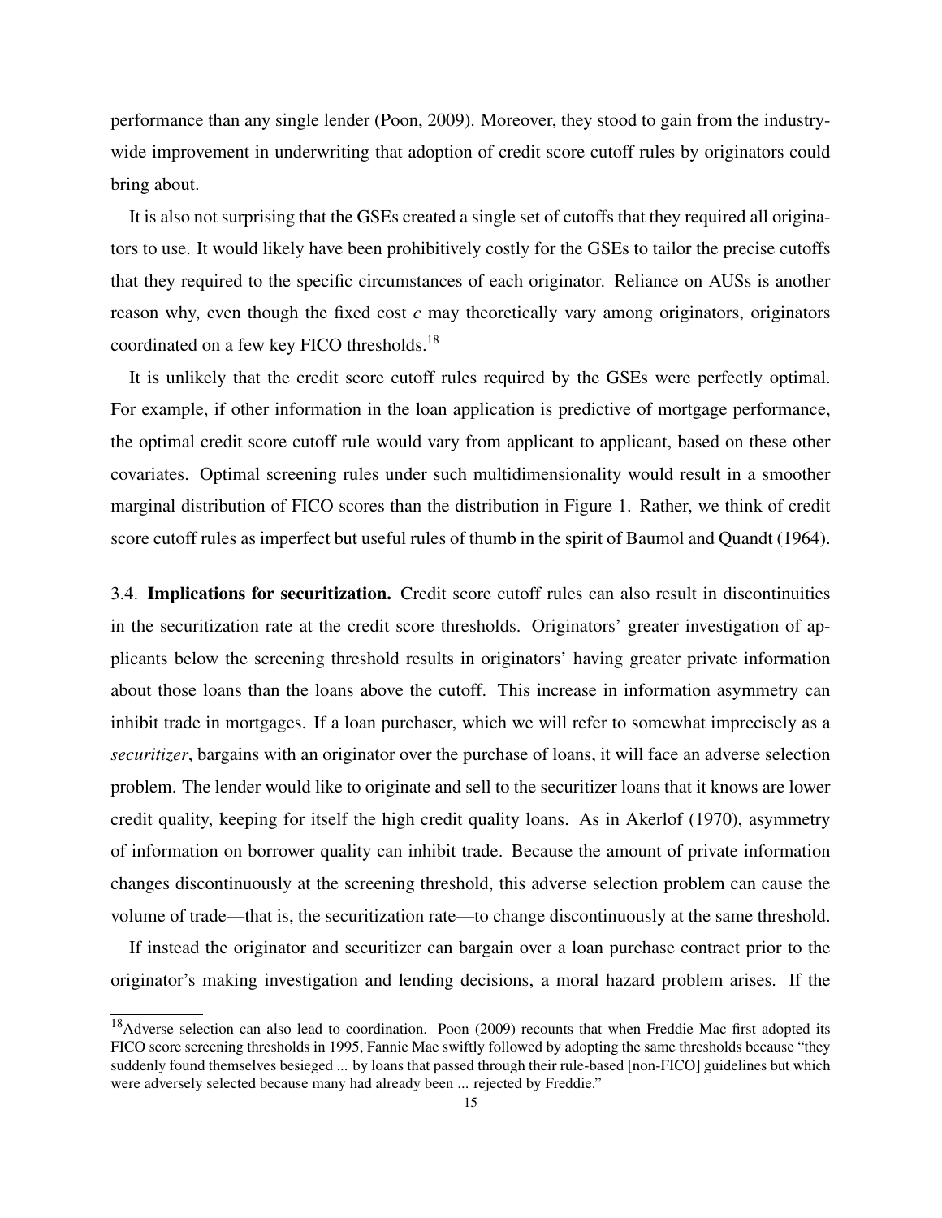performance than any single lender (Poon, 2009). Moreover, they stood to gain from the industry-wide improvement in underwriting that adoption of credit score cutoff rules by originators could bring about.

It is also not surprising that the GSEs created a single set of cutoffs that they required all originators to use. It would likely have been prohibitively costly for the GSEs to tailor the precise cutoffs that they required to the specific circumstances of each originator. Reliance on AUSs is another reason why, even though the fixed cost $c$ may theoretically vary among originators, originators coordinated on a few key FICO thresholds.[18]

It is unlikely that the credit score cutoff rules required by the GSEs were perfectly optimal. For example, if other information in the loan application is predictive of mortgage performance, the optimal credit score cutoff rule would vary from applicant to applicant, based on these other covariates. Optimal screening rules under such multidimensionality would result in a smoother marginal distribution of FICO scores than the distribution in Figure 1. Rather, we think of credit score cutoff rules as imperfect but useful rules of thumb in the spirit of Baumol and Quandt (1964).

3.4. **Implications for securitization.** Credit score cutoff rules can also result in discontinuities in the securitization rate at the credit score thresholds. Originators' greater investigation of applicants below the screening threshold results in originators' having greater private information about those loans than the loans above the cutoff. This increase in information asymmetry can inhibit trade in mortgages. If a loan purchaser, which we will refer to somewhat imprecisely as a *securitizer*, bargains with an originator over the purchase of loans, it will face an adverse selection problem. The lender would like to originate and sell to the securitizer loans that it knows are lower credit quality, keeping for itself the high credit quality loans. As in Akerlof (1970), asymmetry of information on borrower quality can inhibit trade. Because the amount of private information changes discontinuously at the screening threshold, this adverse selection problem can cause the volume of trade—that is, the securitization rate—to change discontinuously at the same threshold.

If instead the originator and securitizer can bargain over a loan purchase contract prior to the originator's making investigation and lending decisions, a moral hazard problem arises. If the

[18] Adverse selection can also lead to coordination. Poon (2009) recounts that when Freddie Mac first adopted its FICO score screening thresholds in 1995, Fannie Mae swiftly followed by adopting the same thresholds because "they suddenly found themselves besieged ... by loans that passed through their rule-based [non-FICO] guidelines but which were adversely selected because many had already been ... rejected by Freddie."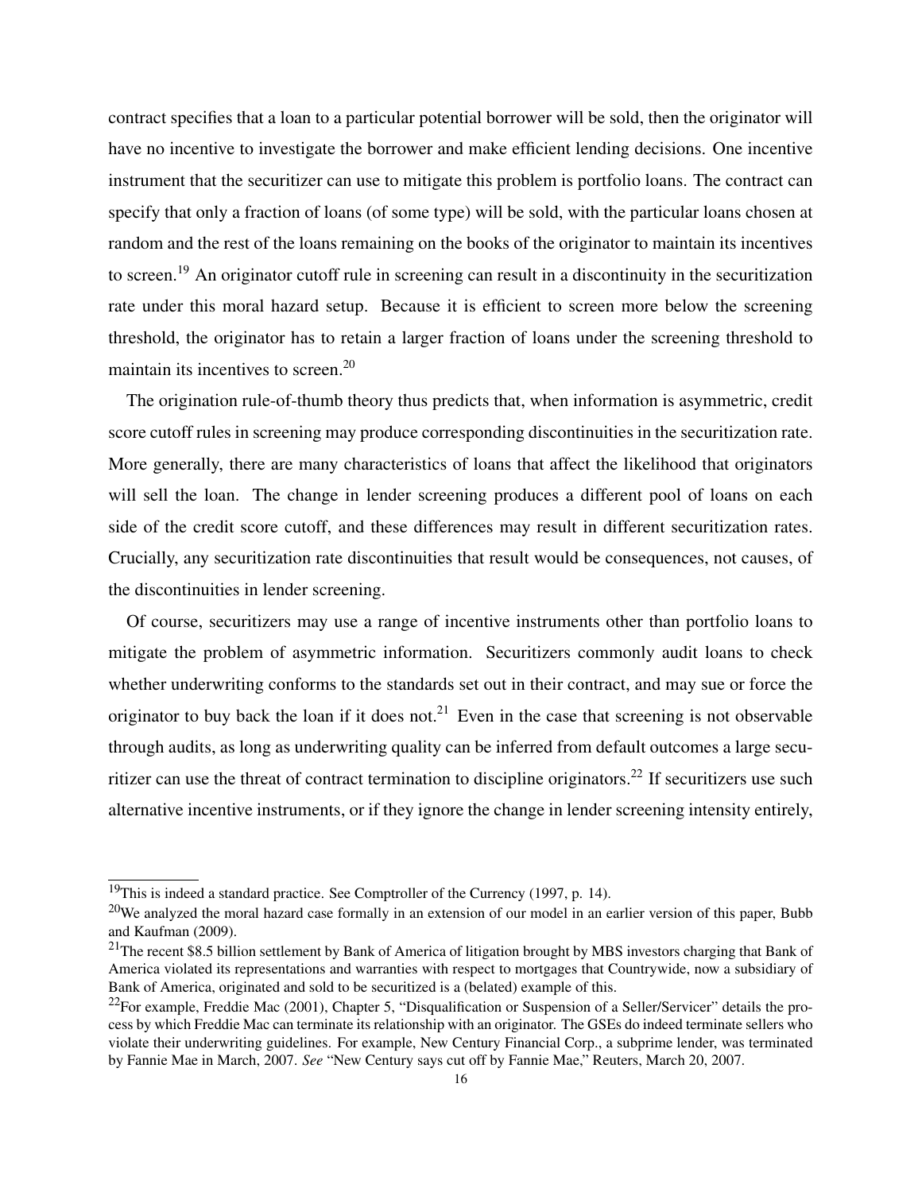contract specifies that a loan to a particular potential borrower will be sold, then the originator will have no incentive to investigate the borrower and make efficient lending decisions. One incentive instrument that the securitizer can use to mitigate this problem is portfolio loans. The contract can specify that only a fraction of loans (of some type) will be sold, with the particular loans chosen at random and the rest of the loans remaining on the books of the originator to maintain its incentives to screen.[19] An originator cutoff rule in screening can result in a discontinuity in the securitization rate under this moral hazard setup. Because it is efficient to screen more below the screening threshold, the originator has to retain a larger fraction of loans under the screening threshold to maintain its incentives to screen.[20]

The origination rule-of-thumb theory thus predicts that, when information is asymmetric, credit score cutoff rules in screening may produce corresponding discontinuities in the securitization rate. More generally, there are many characteristics of loans that affect the likelihood that originators will sell the loan. The change in lender screening produces a different pool of loans on each side of the credit score cutoff, and these differences may result in different securitization rates. Crucially, any securitization rate discontinuities that result would be consequences, not causes, of the discontinuities in lender screening.

Of course, securitizers may use a range of incentive instruments other than portfolio loans to mitigate the problem of asymmetric information. Securitizers commonly audit loans to check whether underwriting conforms to the standards set out in their contract, and may sue or force the originator to buy back the loan if it does not.[21] Even in the case that screening is not observable through audits, as long as underwriting quality can be inferred from default outcomes a large securitizer can use the threat of contract termination to discipline originators.[22] If securitizers use such alternative incentive instruments, or if they ignore the change in lender screening intensity entirely,

---

[19] This is indeed a standard practice. See Comptroller of the Currency (1997, p. 14).

[20] We analyzed the moral hazard case formally in an extension of our model in an earlier version of this paper, Bubb and Kaufman (2009).

[21] The recent $8.5 billion settlement by Bank of America of litigation brought by MBS investors charging that Bank of America violated its representations and warranties with respect to mortgages that Countrywide, now a subsidiary of Bank of America, originated and sold to be securitized is a (belated) example of this.

[22] For example, Freddie Mac (2001), Chapter 5, "Disqualification or Suspension of a Seller/Servicer" details the process by which Freddie Mac can terminate its relationship with an originator. The GSEs do indeed terminate sellers who violate their underwriting guidelines. For example, New Century Financial Corp., a subprime lender, was terminated by Fannie Mae in March, 2007. *See* "New Century says cut off by Fannie Mae," Reuters, March 20, 2007.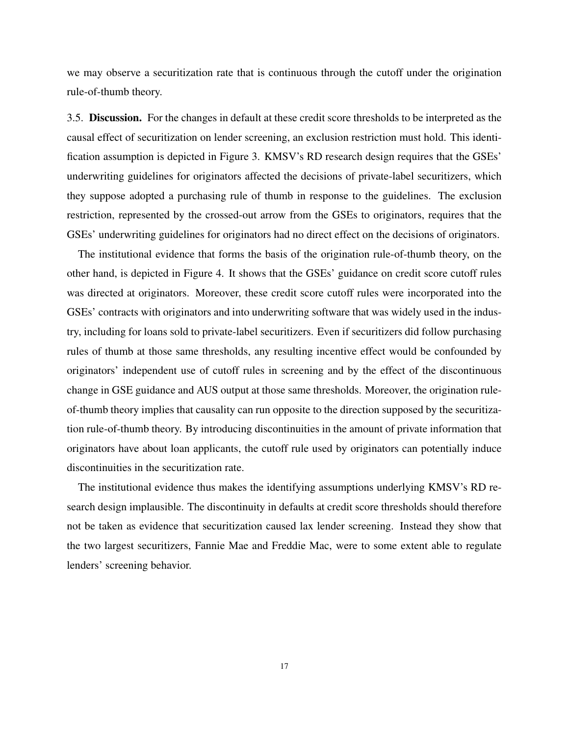we may observe a securitization rate that is continuous through the cutoff under the origination rule-of-thumb theory.

3.5. **Discussion.** For the changes in default at these credit score thresholds to be interpreted as the causal effect of securitization on lender screening, an exclusion restriction must hold. This identification assumption is depicted in Figure 3. KMSV's RD research design requires that the GSEs' underwriting guidelines for originators affected the decisions of private-label securitizers, which they suppose adopted a purchasing rule of thumb in response to the guidelines. The exclusion restriction, represented by the crossed-out arrow from the GSEs to originators, requires that the GSEs' underwriting guidelines for originators had no direct effect on the decisions of originators.

The institutional evidence that forms the basis of the origination rule-of-thumb theory, on the other hand, is depicted in Figure 4. It shows that the GSEs' guidance on credit score cutoff rules was directed at originators. Moreover, these credit score cutoff rules were incorporated into the GSEs' contracts with originators and into underwriting software that was widely used in the industry, including for loans sold to private-label securitizers. Even if securitizers did follow purchasing rules of thumb at those same thresholds, any resulting incentive effect would be confounded by originators' independent use of cutoff rules in screening and by the effect of the discontinuous change in GSE guidance and AUS output at those same thresholds. Moreover, the origination rule-of-thumb theory implies that causality can run opposite to the direction supposed by the securitization rule-of-thumb theory. By introducing discontinuities in the amount of private information that originators have about loan applicants, the cutoff rule used by originators can potentially induce discontinuities in the securitization rate.

The institutional evidence thus makes the identifying assumptions underlying KMSV's RD research design implausible. The discontinuity in defaults at credit score thresholds should therefore not be taken as evidence that securitization caused lax lender screening. Instead they show that the two largest securitizers, Fannie Mae and Freddie Mac, were to some extent able to regulate lenders' screening behavior.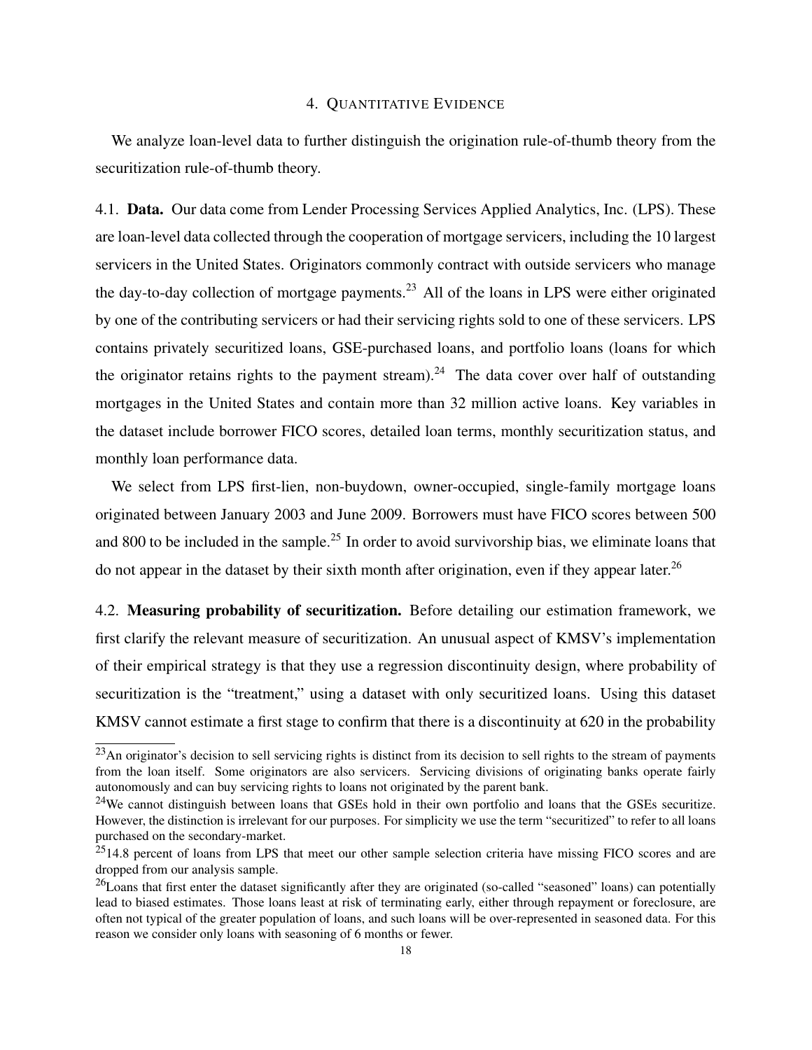## 4. Quantitative Evidence

We analyze loan-level data to further distinguish the origination rule-of-thumb theory from the securitization rule-of-thumb theory.

4.1. **Data.** Our data come from Lender Processing Services Applied Analytics, Inc. (LPS). These are loan-level data collected through the cooperation of mortgage servicers, including the 10 largest servicers in the United States. Originators commonly contract with outside servicers who manage the day-to-day collection of mortgage payments.[23] All of the loans in LPS were either originated by one of the contributing servicers or had their servicing rights sold to one of these servicers. LPS contains privately securitized loans, GSE-purchased loans, and portfolio loans (loans for which the originator retains rights to the payment stream).[24] The data cover over half of outstanding mortgages in the United States and contain more than 32 million active loans. Key variables in the dataset include borrower FICO scores, detailed loan terms, monthly securitization status, and monthly loan performance data.

We select from LPS first-lien, non-buydown, owner-occupied, single-family mortgage loans originated between January 2003 and June 2009. Borrowers must have FICO scores between 500 and 800 to be included in the sample.[25] In order to avoid survivorship bias, we eliminate loans that do not appear in the dataset by their sixth month after origination, even if they appear later.[26]

4.2. **Measuring probability of securitization.** Before detailing our estimation framework, we first clarify the relevant measure of securitization. An unusual aspect of KMSV's implementation of their empirical strategy is that they use a regression discontinuity design, where probability of securitization is the "treatment," using a dataset with only securitized loans. Using this dataset KMSV cannot estimate a first stage to confirm that there is a discontinuity at 620 in the probability

---

[23] An originator's decision to sell servicing rights is distinct from its decision to sell rights to the stream of payments from the loan itself. Some originators are also servicers. Servicing divisions of originating banks operate fairly autonomously and can buy servicing rights to loans not originated by the parent bank.

[24] We cannot distinguish between loans that GSEs hold in their own portfolio and loans that the GSEs securitize. However, the distinction is irrelevant for our purposes. For simplicity we use the term "securitized" to refer to all loans purchased on the secondary-market.

[25] 14.8 percent of loans from LPS that meet our other sample selection criteria have missing FICO scores and are dropped from our analysis sample.

[26] Loans that first enter the dataset significantly after they are originated (so-called "seasoned" loans) can potentially lead to biased estimates. Those loans least at risk of terminating early, either through repayment or foreclosure, are often not typical of the greater population of loans, and such loans will be over-represented in seasoned data. For this reason we consider only loans with seasoning of 6 months or fewer.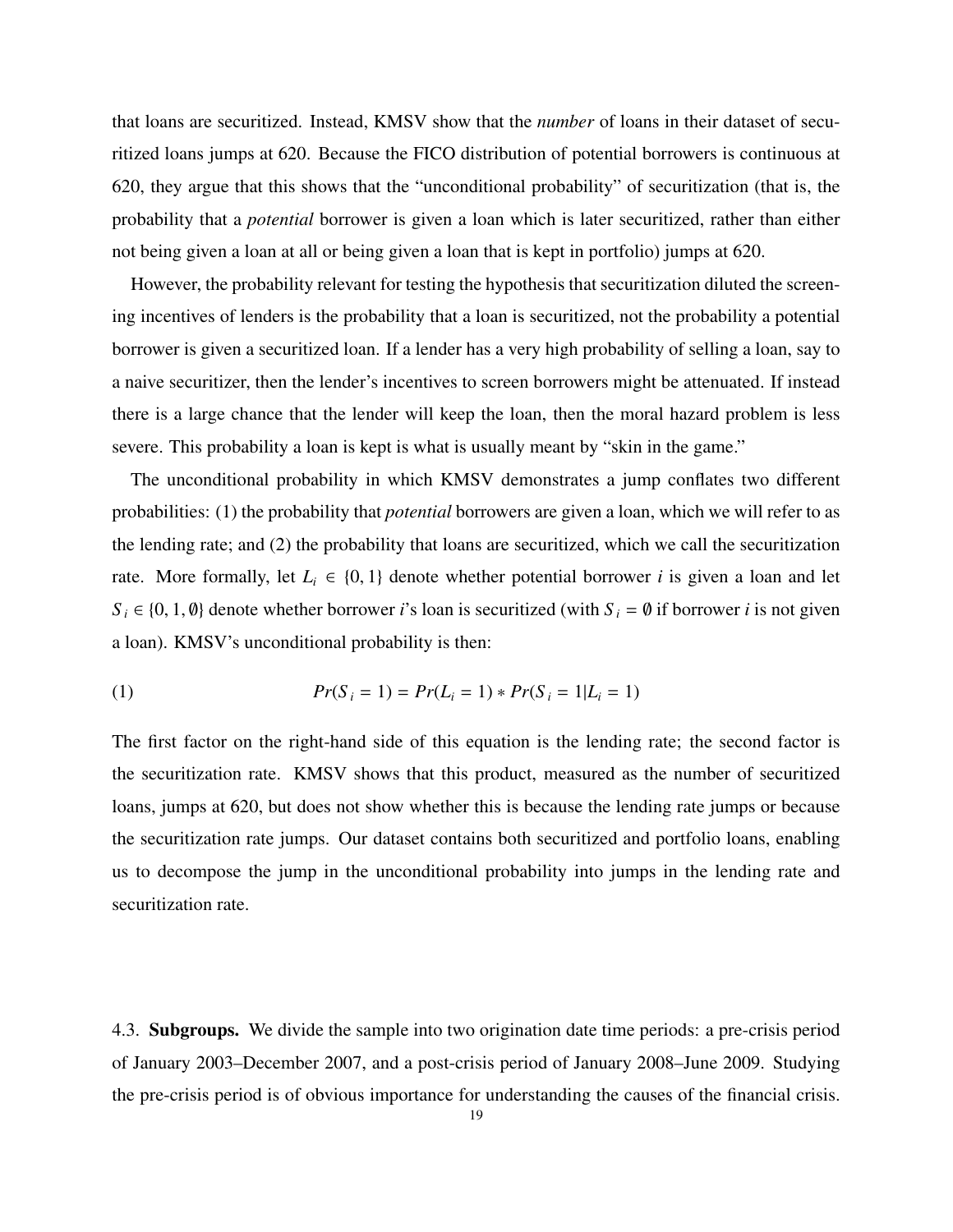that loans are securitized. Instead, KMSV show that the *number* of loans in their dataset of securitized loans jumps at 620. Because the FICO distribution of potential borrowers is continuous at 620, they argue that this shows that the "unconditional probability" of securitization (that is, the probability that a *potential* borrower is given a loan which is later securitized, rather than either not being given a loan at all or being given a loan that is kept in portfolio) jumps at 620.

However, the probability relevant for testing the hypothesis that securitization diluted the screening incentives of lenders is the probability that a loan is securitized, not the probability a potential borrower is given a securitized loan. If a lender has a very high probability of selling a loan, say to a naive securitizer, then the lender's incentives to screen borrowers might be attenuated. If instead there is a large chance that the lender will keep the loan, then the moral hazard problem is less severe. This probability a loan is kept is what is usually meant by "skin in the game."

The unconditional probability in which KMSV demonstrates a jump conflates two different probabilities: (1) the probability that *potential* borrowers are given a loan, which we will refer to as the lending rate; and (2) the probability that loans are securitized, which we call the securitization rate. More formally, let $L_i \in \{0, 1\}$ denote whether potential borrower $i$ is given a loan and let $S_i \in \{0, 1, \emptyset\}$ denote whether borrower $i$'s loan is securitized (with $S_i = \emptyset$ if borrower $i$ is not given a loan). KMSV's unconditional probability is then:

$$Pr(S_i = 1) = Pr(L_i = 1) * Pr(S_i = 1 | L_i = 1) \tag{1}$$

The first factor on the right-hand side of this equation is the lending rate; the second factor is the securitization rate. KMSV shows that this product, measured as the number of securitized loans, jumps at 620, but does not show whether this is because the lending rate jumps or because the securitization rate jumps. Our dataset contains both securitized and portfolio loans, enabling us to decompose the jump in the unconditional probability into jumps in the lending rate and securitization rate.

4.3. **Subgroups.** We divide the sample into two origination date time periods: a pre-crisis period of January 2003–December 2007, and a post-crisis period of January 2008–June 2009. Studying the pre-crisis period is of obvious importance for understanding the causes of the financial crisis.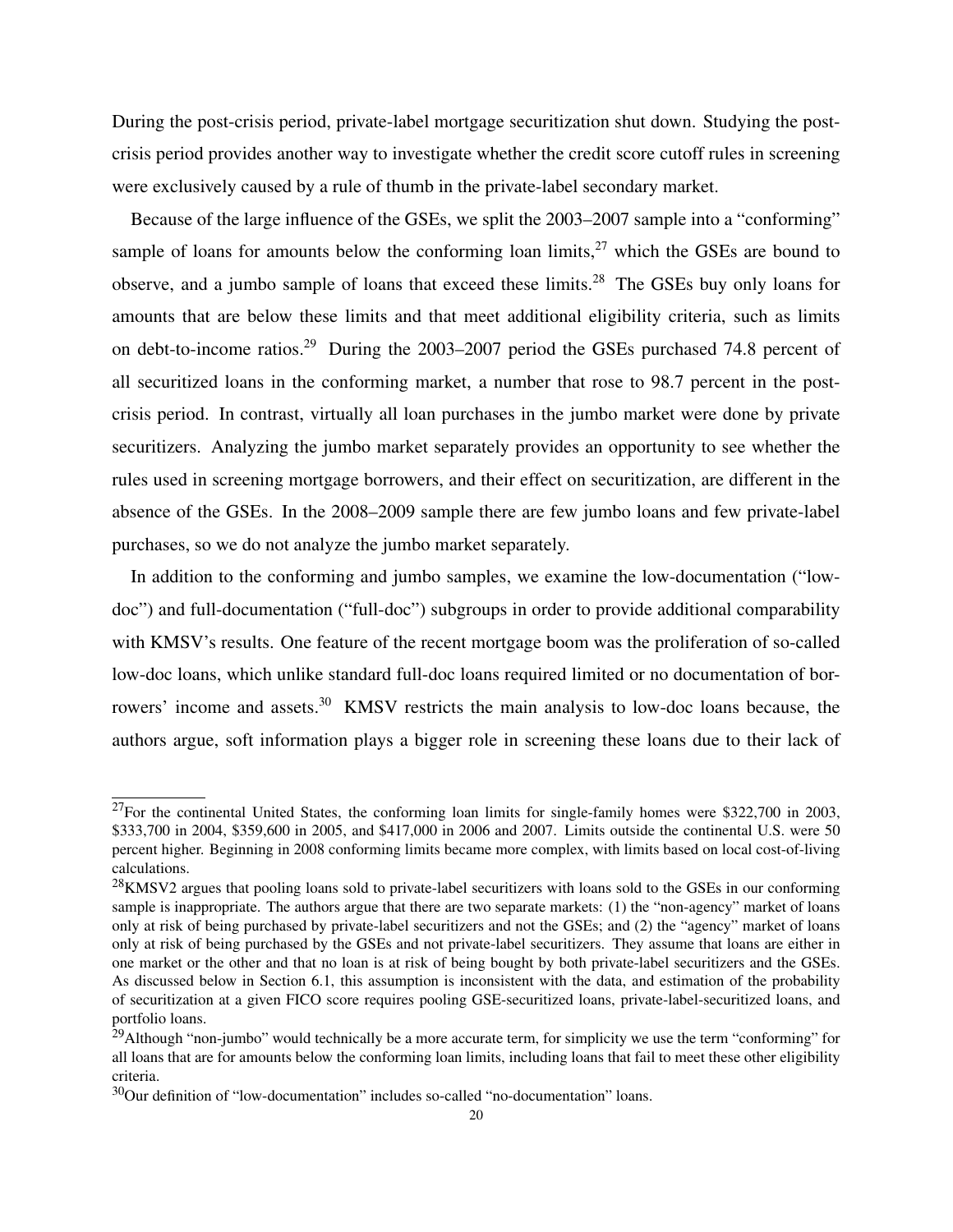During the post-crisis period, private-label mortgage securitization shut down. Studying the post-crisis period provides another way to investigate whether the credit score cutoff rules in screening were exclusively caused by a rule of thumb in the private-label secondary market.

Because of the large influence of the GSEs, we split the 2003–2007 sample into a "conforming" sample of loans for amounts below the conforming loan limits,[27] which the GSEs are bound to observe, and a jumbo sample of loans that exceed these limits.[28] The GSEs buy only loans for amounts that are below these limits and that meet additional eligibility criteria, such as limits on debt-to-income ratios.[29] During the 2003–2007 period the GSEs purchased 74.8 percent of all securitized loans in the conforming market, a number that rose to 98.7 percent in the post-crisis period. In contrast, virtually all loan purchases in the jumbo market were done by private securitizers. Analyzing the jumbo market separately provides an opportunity to see whether the rules used in screening mortgage borrowers, and their effect on securitization, are different in the absence of the GSEs. In the 2008–2009 sample there are few jumbo loans and few private-label purchases, so we do not analyze the jumbo market separately.

In addition to the conforming and jumbo samples, we examine the low-documentation ("low-doc") and full-documentation ("full-doc") subgroups in order to provide additional comparability with KMSV's results. One feature of the recent mortgage boom was the proliferation of so-called low-doc loans, which unlike standard full-doc loans required limited or no documentation of borrowers' income and assets.[30] KMSV restricts the main analysis to low-doc loans because, the authors argue, soft information plays a bigger role in screening these loans due to their lack of

---

[27] For the continental United States, the conforming loan limits for single-family homes were \$322,700 in 2003, \$333,700 in 2004, \$359,600 in 2005, and \$417,000 in 2006 and 2007. Limits outside the continental U.S. were 50 percent higher. Beginning in 2008 conforming limits became more complex, with limits based on local cost-of-living calculations.

[28] KMSV2 argues that pooling loans sold to private-label securitizers with loans sold to the GSEs in our conforming sample is inappropriate. The authors argue that there are two separate markets: (1) the "non-agency" market of loans only at risk of being purchased by private-label securitizers and not the GSEs; and (2) the "agency" market of loans only at risk of being purchased by the GSEs and not private-label securitizers. They assume that loans are either in one market or the other and that no loan is at risk of being bought by both private-label securitizers and the GSEs. As discussed below in Section 6.1, this assumption is inconsistent with the data, and estimation of the probability of securitization at a given FICO score requires pooling GSE-securitized loans, private-label-securitized loans, and portfolio loans.

[29] Although "non-jumbo" would technically be a more accurate term, for simplicity we use the term "conforming" for all loans that are for amounts below the conforming loan limits, including loans that fail to meet these other eligibility criteria.

[30] Our definition of "low-documentation" includes so-called "no-documentation" loans.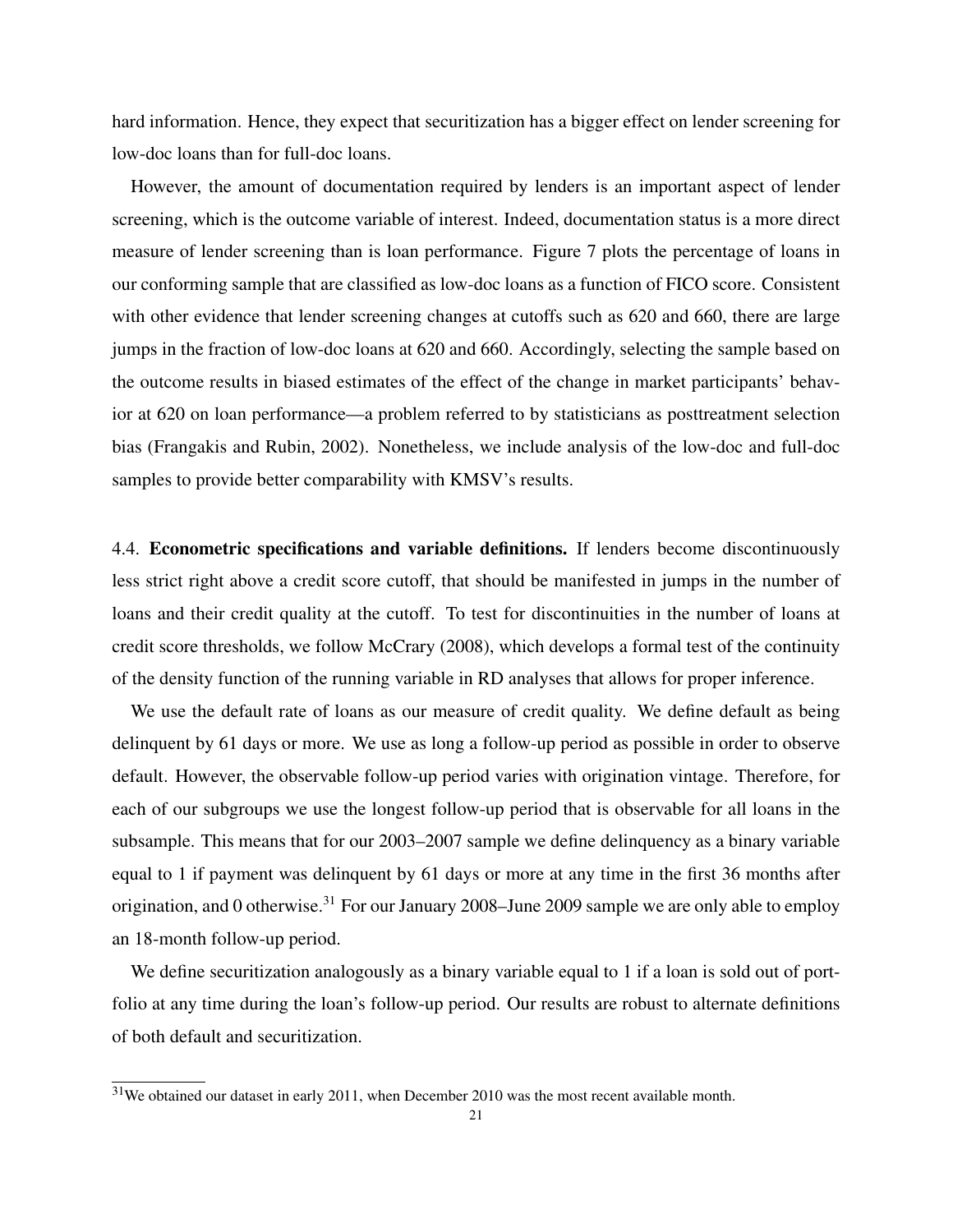hard information. Hence, they expect that securitization has a bigger effect on lender screening for low-doc loans than for full-doc loans.

However, the amount of documentation required by lenders is an important aspect of lender screening, which is the outcome variable of interest. Indeed, documentation status is a more direct measure of lender screening than is loan performance. Figure 7 plots the percentage of loans in our conforming sample that are classified as low-doc loans as a function of FICO score. Consistent with other evidence that lender screening changes at cutoffs such as 620 and 660, there are large jumps in the fraction of low-doc loans at 620 and 660. Accordingly, selecting the sample based on the outcome results in biased estimates of the effect of the change in market participants' behavior at 620 on loan performance—a problem referred to by statisticians as posttreatment selection bias (Frangakis and Rubin, 2002). Nonetheless, we include analysis of the low-doc and full-doc samples to provide better comparability with KMSV's results.

4.4. **Econometric specifications and variable definitions.** If lenders become discontinuously less strict right above a credit score cutoff, that should be manifested in jumps in the number of loans and their credit quality at the cutoff. To test for discontinuities in the number of loans at credit score thresholds, we follow McCrary (2008), which develops a formal test of the continuity of the density function of the running variable in RD analyses that allows for proper inference.

We use the default rate of loans as our measure of credit quality. We define default as being delinquent by 61 days or more. We use as long a follow-up period as possible in order to observe default. However, the observable follow-up period varies with origination vintage. Therefore, for each of our subgroups we use the longest follow-up period that is observable for all loans in the subsample. This means that for our 2003–2007 sample we define delinquency as a binary variable equal to 1 if payment was delinquent by 61 days or more at any time in the first 36 months after origination, and 0 otherwise.[31] For our January 2008–June 2009 sample we are only able to employ an 18-month follow-up period.

We define securitization analogously as a binary variable equal to 1 if a loan is sold out of portfolio at any time during the loan's follow-up period. Our results are robust to alternate definitions of both default and securitization.

---

[31]We obtained our dataset in early 2011, when December 2010 was the most recent available month.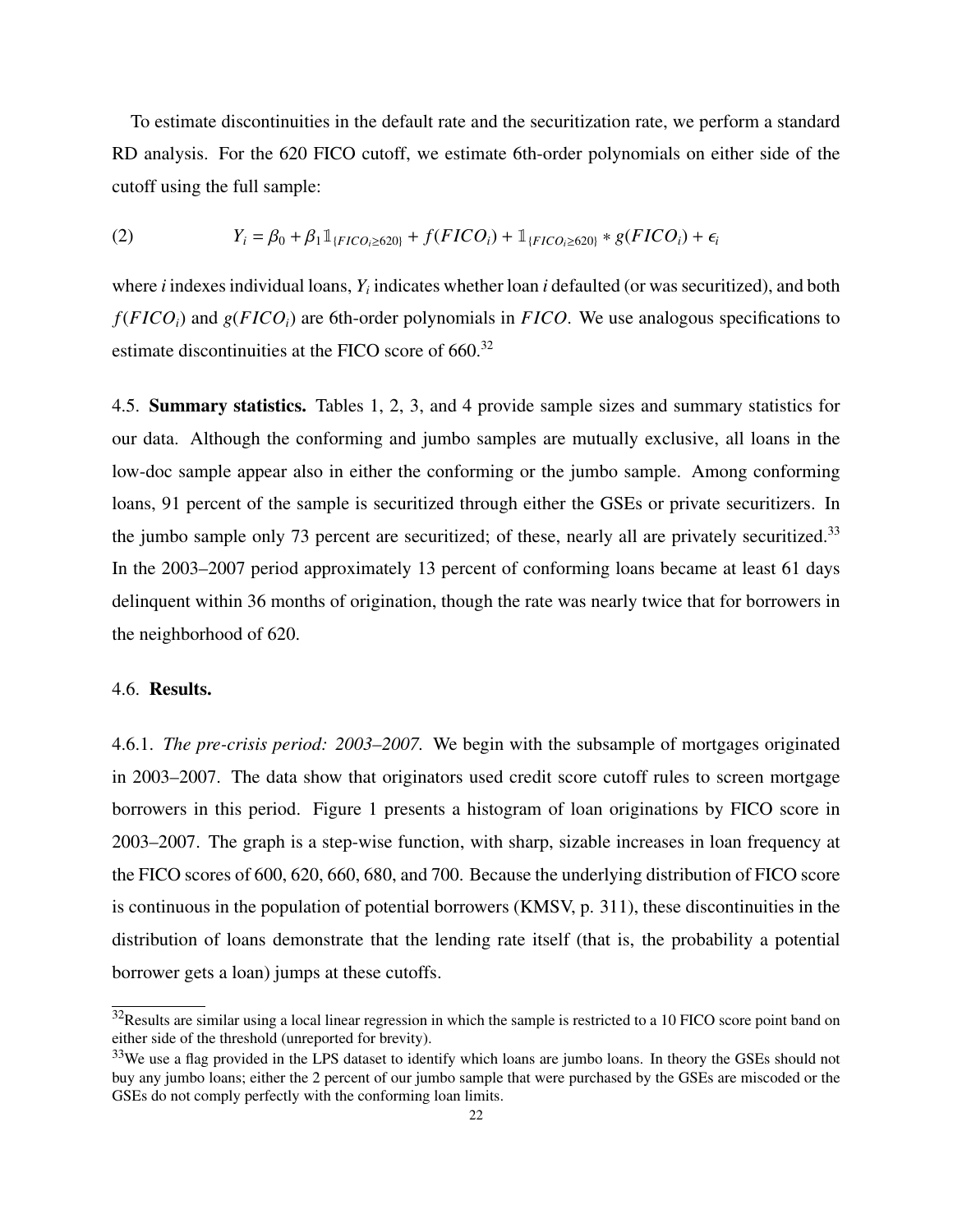To estimate discontinuities in the default rate and the securitization rate, we perform a standard RD analysis. For the 620 FICO cutoff, we estimate 6th-order polynomials on either side of the cutoff using the full sample:

$$Y_i = \beta_0 + \beta_1 \mathbb{1}_{\{FICO_i \geq 620\}} + f(FICO_i) + \mathbb{1}_{\{FICO_i \geq 620\}} * g(FICO_i) + \epsilon_i \tag{2}$$

where $i$ indexes individual loans, $Y_i$ indicates whether loan $i$ defaulted (or was securitized), and both $f(FICO_i)$ and $g(FICO_i)$ are 6th-order polynomials in $FICO$. We use analogous specifications to estimate discontinuities at the FICO score of 660.[32]

4.5. **Summary statistics.** Tables 1, 2, 3, and 4 provide sample sizes and summary statistics for our data. Although the conforming and jumbo samples are mutually exclusive, all loans in the low-doc sample appear also in either the conforming or the jumbo sample. Among conforming loans, 91 percent of the sample is securitized through either the GSEs or private securitizers. In the jumbo sample only 73 percent are securitized; of these, nearly all are privately securitized.[33] In the 2003–2007 period approximately 13 percent of conforming loans became at least 61 days delinquent within 36 months of origination, though the rate was nearly twice that for borrowers in the neighborhood of 620.

4.6. **Results.**

4.6.1. *The pre-crisis period: 2003–2007.* We begin with the subsample of mortgages originated in 2003–2007. The data show that originators used credit score cutoff rules to screen mortgage borrowers in this period. Figure 1 presents a histogram of loan originations by FICO score in 2003–2007. The graph is a step-wise function, with sharp, sizable increases in loan frequency at the FICO scores of 600, 620, 660, 680, and 700. Because the underlying distribution of FICO score is continuous in the population of potential borrowers (KMSV, p. 311), these discontinuities in the distribution of loans demonstrate that the lending rate itself (that is, the probability a potential borrower gets a loan) jumps at these cutoffs.

[32] Results are similar using a local linear regression in which the sample is restricted to a 10 FICO score point band on either side of the threshold (unreported for brevity).

[33] We use a flag provided in the LPS dataset to identify which loans are jumbo loans. In theory the GSEs should not buy any jumbo loans; either the 2 percent of our jumbo sample that were purchased by the GSEs are miscoded or the GSEs do not comply perfectly with the conforming loan limits.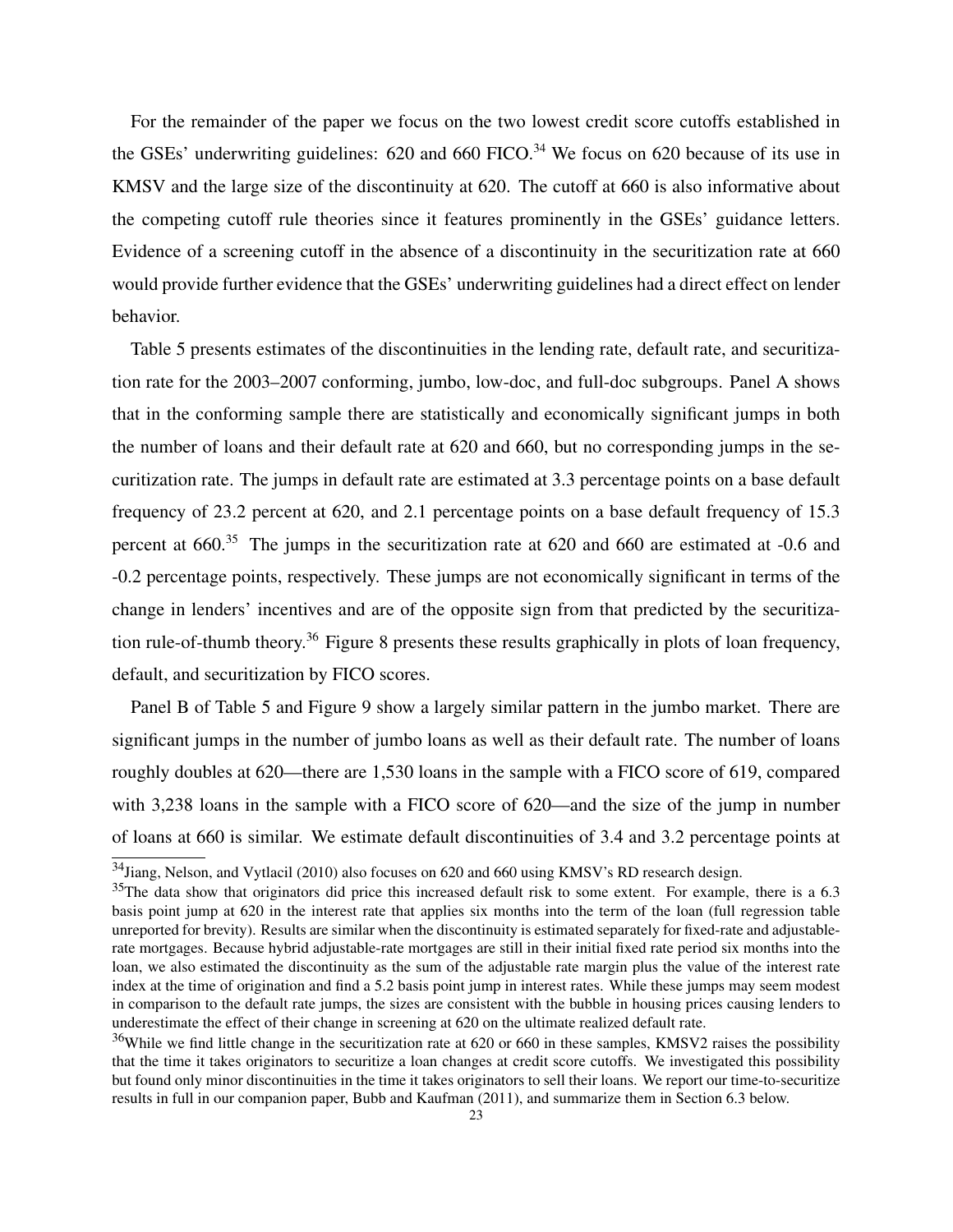For the remainder of the paper we focus on the two lowest credit score cutoffs established in the GSEs' underwriting guidelines: 620 and 660 FICO.[34] We focus on 620 because of its use in KMSV and the large size of the discontinuity at 620. The cutoff at 660 is also informative about the competing cutoff rule theories since it features prominently in the GSEs' guidance letters. Evidence of a screening cutoff in the absence of a discontinuity in the securitization rate at 660 would provide further evidence that the GSEs' underwriting guidelines had a direct effect on lender behavior.

Table 5 presents estimates of the discontinuities in the lending rate, default rate, and securitization rate for the 2003–2007 conforming, jumbo, low-doc, and full-doc subgroups. Panel A shows that in the conforming sample there are statistically and economically significant jumps in both the number of loans and their default rate at 620 and 660, but no corresponding jumps in the securitization rate. The jumps in default rate are estimated at 3.3 percentage points on a base default frequency of 23.2 percent at 620, and 2.1 percentage points on a base default frequency of 15.3 percent at 660.[35] The jumps in the securitization rate at 620 and 660 are estimated at -0.6 and -0.2 percentage points, respectively. These jumps are not economically significant in terms of the change in lenders' incentives and are of the opposite sign from that predicted by the securitization rule-of-thumb theory.[36] Figure 8 presents these results graphically in plots of loan frequency, default, and securitization by FICO scores.

Panel B of Table 5 and Figure 9 show a largely similar pattern in the jumbo market. There are significant jumps in the number of jumbo loans as well as their default rate. The number of loans roughly doubles at 620—there are 1,530 loans in the sample with a FICO score of 619, compared with 3,238 loans in the sample with a FICO score of 620—and the size of the jump in number of loans at 660 is similar. We estimate default discontinuities of 3.4 and 3.2 percentage points at

---

[34] Jiang, Nelson, and Vytlacil (2010) also focuses on 620 and 660 using KMSV's RD research design.

[35] The data show that originators did price this increased default risk to some extent. For example, there is a 6.3 basis point jump at 620 in the interest rate that applies six months into the term of the loan (full regression table unreported for brevity). Results are similar when the discontinuity is estimated separately for fixed-rate and adjustable-rate mortgages. Because hybrid adjustable-rate mortgages are still in their initial fixed rate period six months into the loan, we also estimated the discontinuity as the sum of the adjustable rate margin plus the value of the interest rate index at the time of origination and find a 5.2 basis point jump in interest rates. While these jumps may seem modest in comparison to the default rate jumps, the sizes are consistent with the bubble in housing prices causing lenders to underestimate the effect of their change in screening at 620 on the ultimate realized default rate.

[36] While we find little change in the securitization rate at 620 or 660 in these samples, KMSV2 raises the possibility that the time it takes originators to securitize a loan changes at credit score cutoffs. We investigated this possibility but found only minor discontinuities in the time it takes originators to sell their loans. We report our time-to-securitize results in full in our companion paper, Bubb and Kaufman (2011), and summarize them in Section 6.3 below.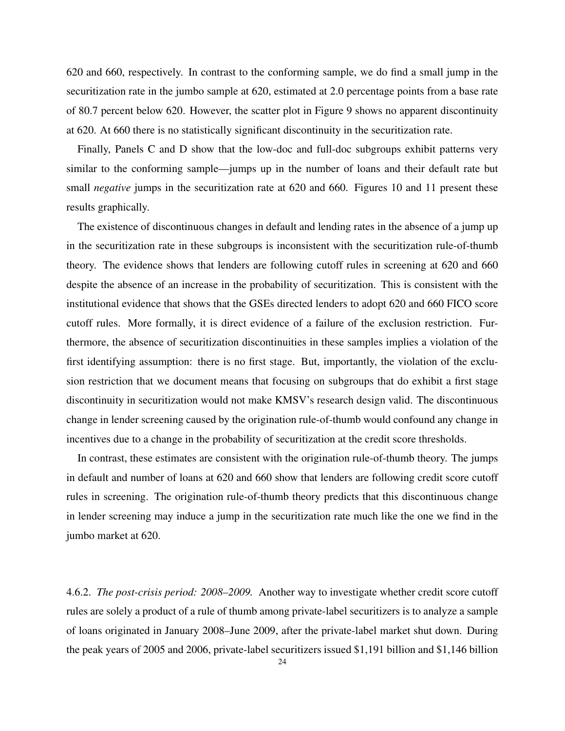620 and 660, respectively. In contrast to the conforming sample, we do find a small jump in the securitization rate in the jumbo sample at 620, estimated at 2.0 percentage points from a base rate of 80.7 percent below 620. However, the scatter plot in Figure 9 shows no apparent discontinuity at 620. At 660 there is no statistically significant discontinuity in the securitization rate.

Finally, Panels C and D show that the low-doc and full-doc subgroups exhibit patterns very similar to the conforming sample—jumps up in the number of loans and their default rate but small *negative* jumps in the securitization rate at 620 and 660. Figures 10 and 11 present these results graphically.

The existence of discontinuous changes in default and lending rates in the absence of a jump up in the securitization rate in these subgroups is inconsistent with the securitization rule-of-thumb theory. The evidence shows that lenders are following cutoff rules in screening at 620 and 660 despite the absence of an increase in the probability of securitization. This is consistent with the institutional evidence that shows that the GSEs directed lenders to adopt 620 and 660 FICO score cutoff rules. More formally, it is direct evidence of a failure of the exclusion restriction. Furthermore, the absence of securitization discontinuities in these samples implies a violation of the first identifying assumption: there is no first stage. But, importantly, the violation of the exclusion restriction that we document means that focusing on subgroups that do exhibit a first stage discontinuity in securitization would not make KMSV's research design valid. The discontinuous change in lender screening caused by the origination rule-of-thumb would confound any change in incentives due to a change in the probability of securitization at the credit score thresholds.

In contrast, these estimates are consistent with the origination rule-of-thumb theory. The jumps in default and number of loans at 620 and 660 show that lenders are following credit score cutoff rules in screening. The origination rule-of-thumb theory predicts that this discontinuous change in lender screening may induce a jump in the securitization rate much like the one we find in the jumbo market at 620.

4.6.2. *The post-crisis period: 2008–2009.* Another way to investigate whether credit score cutoff rules are solely a product of a rule of thumb among private-label securitizers is to analyze a sample of loans originated in January 2008–June 2009, after the private-label market shut down. During the peak years of 2005 and 2006, private-label securitizers issued $1,191 billion and $1,146 billion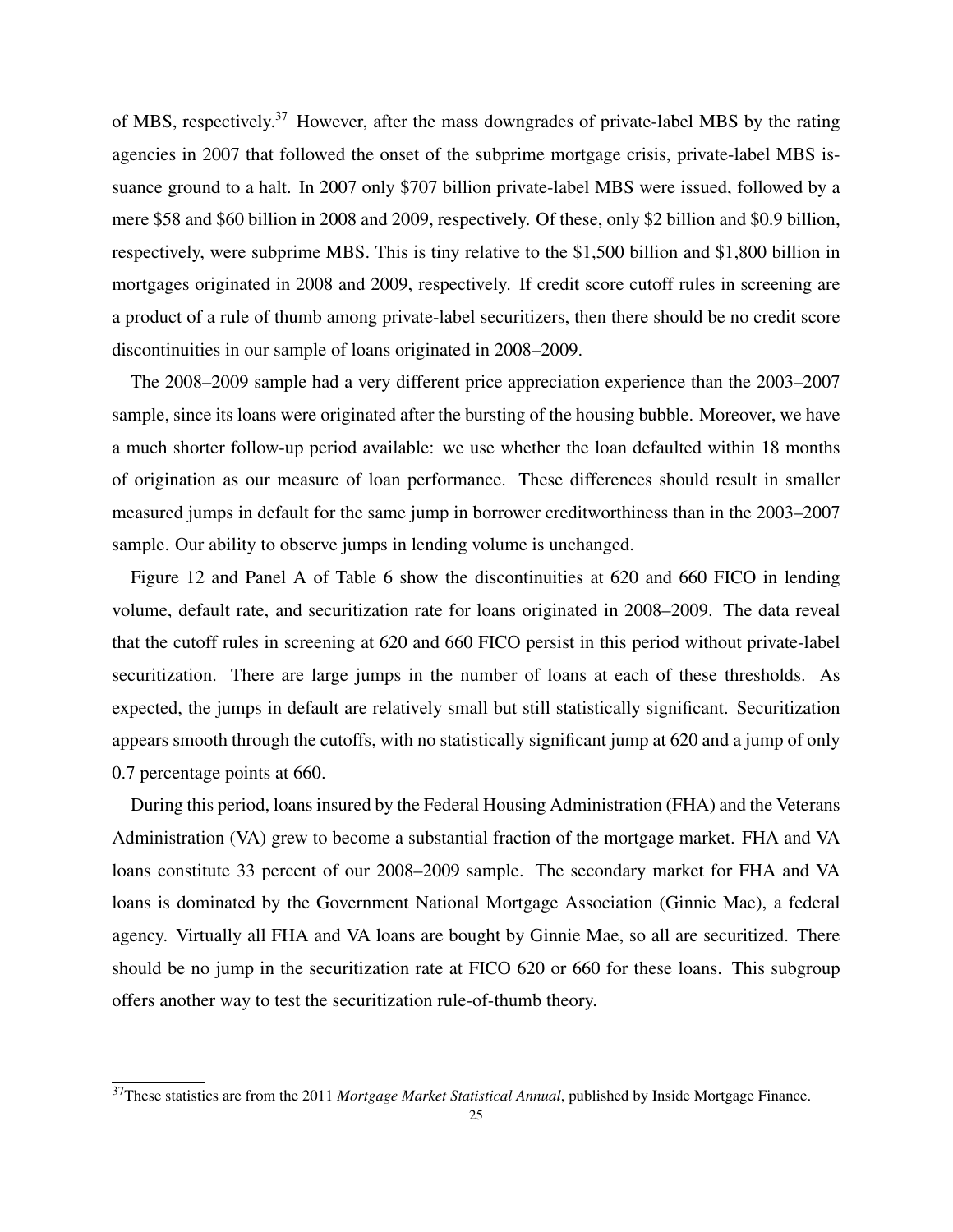of MBS, respectively.[37] However, after the mass downgrades of private-label MBS by the rating agencies in 2007 that followed the onset of the subprime mortgage crisis, private-label MBS issuance ground to a halt. In 2007 only $707 billion private-label MBS were issued, followed by a mere $58 and $60 billion in 2008 and 2009, respectively. Of these, only $2 billion and $0.9 billion, respectively, were subprime MBS. This is tiny relative to the $1,500 billion and $1,800 billion in mortgages originated in 2008 and 2009, respectively. If credit score cutoff rules in screening are a product of a rule of thumb among private-label securitizers, then there should be no credit score discontinuities in our sample of loans originated in 2008–2009.

The 2008–2009 sample had a very different price appreciation experience than the 2003–2007 sample, since its loans were originated after the bursting of the housing bubble. Moreover, we have a much shorter follow-up period available: we use whether the loan defaulted within 18 months of origination as our measure of loan performance. These differences should result in smaller measured jumps in default for the same jump in borrower creditworthiness than in the 2003–2007 sample. Our ability to observe jumps in lending volume is unchanged.

Figure 12 and Panel A of Table 6 show the discontinuities at 620 and 660 FICO in lending volume, default rate, and securitization rate for loans originated in 2008–2009. The data reveal that the cutoff rules in screening at 620 and 660 FICO persist in this period without private-label securitization. There are large jumps in the number of loans at each of these thresholds. As expected, the jumps in default are relatively small but still statistically significant. Securitization appears smooth through the cutoffs, with no statistically significant jump at 620 and a jump of only 0.7 percentage points at 660.

During this period, loans insured by the Federal Housing Administration (FHA) and the Veterans Administration (VA) grew to become a substantial fraction of the mortgage market. FHA and VA loans constitute 33 percent of our 2008–2009 sample. The secondary market for FHA and VA loans is dominated by the Government National Mortgage Association (Ginnie Mae), a federal agency. Virtually all FHA and VA loans are bought by Ginnie Mae, so all are securitized. There should be no jump in the securitization rate at FICO 620 or 660 for these loans. This subgroup offers another way to test the securitization rule-of-thumb theory.

[37]These statistics are from the 2011 *Mortgage Market Statistical Annual*, published by Inside Mortgage Finance.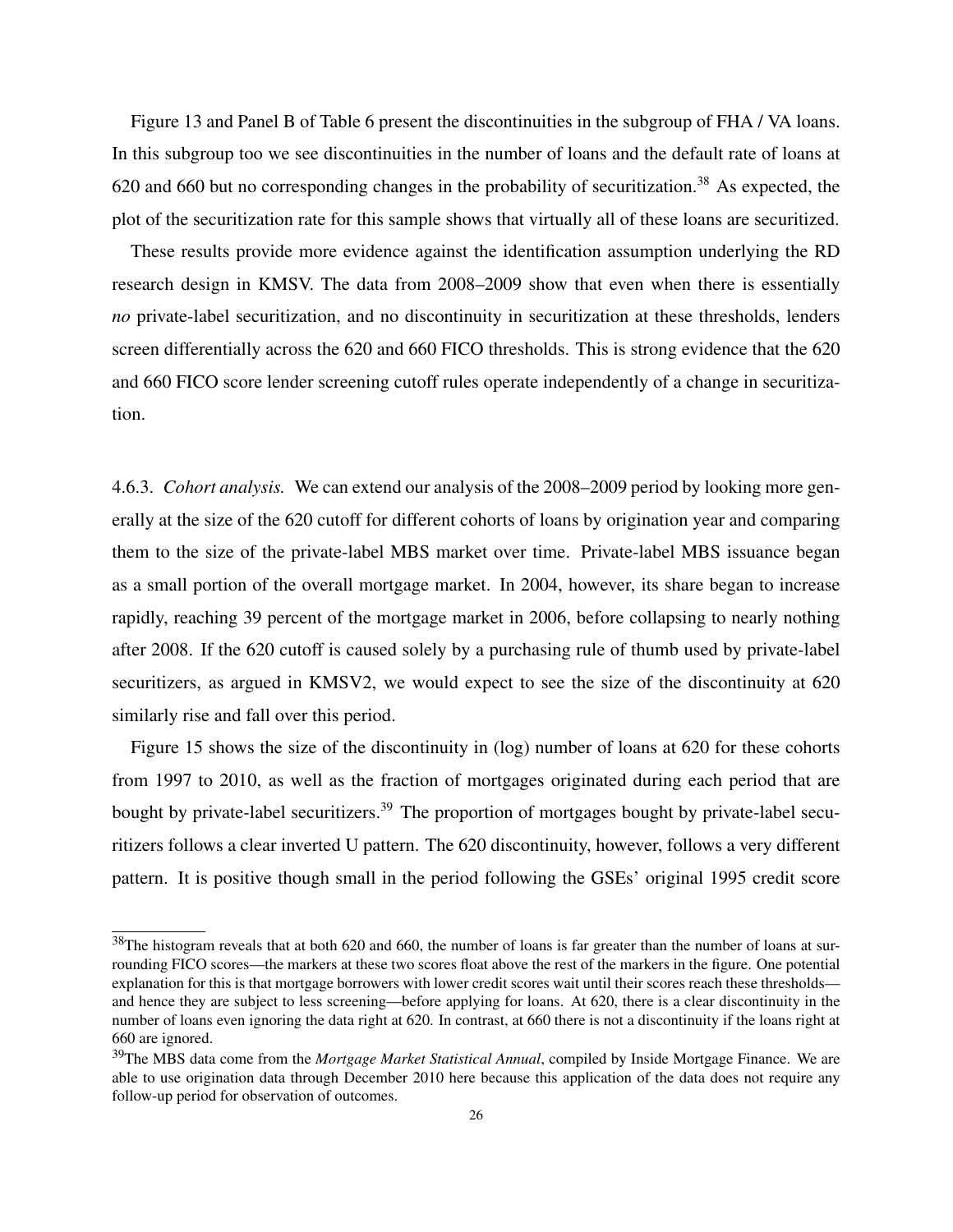Figure 13 and Panel B of Table 6 present the discontinuities in the subgroup of FHA / VA loans. In this subgroup too we see discontinuities in the number of loans and the default rate of loans at 620 and 660 but no corresponding changes in the probability of securitization.[38] As expected, the plot of the securitization rate for this sample shows that virtually all of these loans are securitized.

These results provide more evidence against the identification assumption underlying the RD research design in KMSV. The data from 2008–2009 show that even when there is essentially *no* private-label securitization, and no discontinuity in securitization at these thresholds, lenders screen differentially across the 620 and 660 FICO thresholds. This is strong evidence that the 620 and 660 FICO score lender screening cutoff rules operate independently of a change in securitization.

4.6.3. *Cohort analysis.* We can extend our analysis of the 2008–2009 period by looking more generally at the size of the 620 cutoff for different cohorts of loans by origination year and comparing them to the size of the private-label MBS market over time. Private-label MBS issuance began as a small portion of the overall mortgage market. In 2004, however, its share began to increase rapidly, reaching 39 percent of the mortgage market in 2006, before collapsing to nearly nothing after 2008. If the 620 cutoff is caused solely by a purchasing rule of thumb used by private-label securitizers, as argued in KMSV2, we would expect to see the size of the discontinuity at 620 similarly rise and fall over this period.

Figure 15 shows the size of the discontinuity in (log) number of loans at 620 for these cohorts from 1997 to 2010, as well as the fraction of mortgages originated during each period that are bought by private-label securitizers.[39] The proportion of mortgages bought by private-label securitizers follows a clear inverted U pattern. The 620 discontinuity, however, follows a very different pattern. It is positive though small in the period following the GSEs' original 1995 credit score

[38]The histogram reveals that at both 620 and 660, the number of loans is far greater than the number of loans at surrounding FICO scores—the markers at these two scores float above the rest of the markers in the figure. One potential explanation for this is that mortgage borrowers with lower credit scores wait until their scores reach these thresholds—and hence they are subject to less screening—before applying for loans. At 620, there is a clear discontinuity in the number of loans even ignoring the data right at 620. In contrast, at 660 there is not a discontinuity if the loans right at 660 are ignored.

[39]The MBS data come from the *Mortgage Market Statistical Annual*, compiled by Inside Mortgage Finance. We are able to use origination data through December 2010 here because this application of the data does not require any follow-up period for observation of outcomes.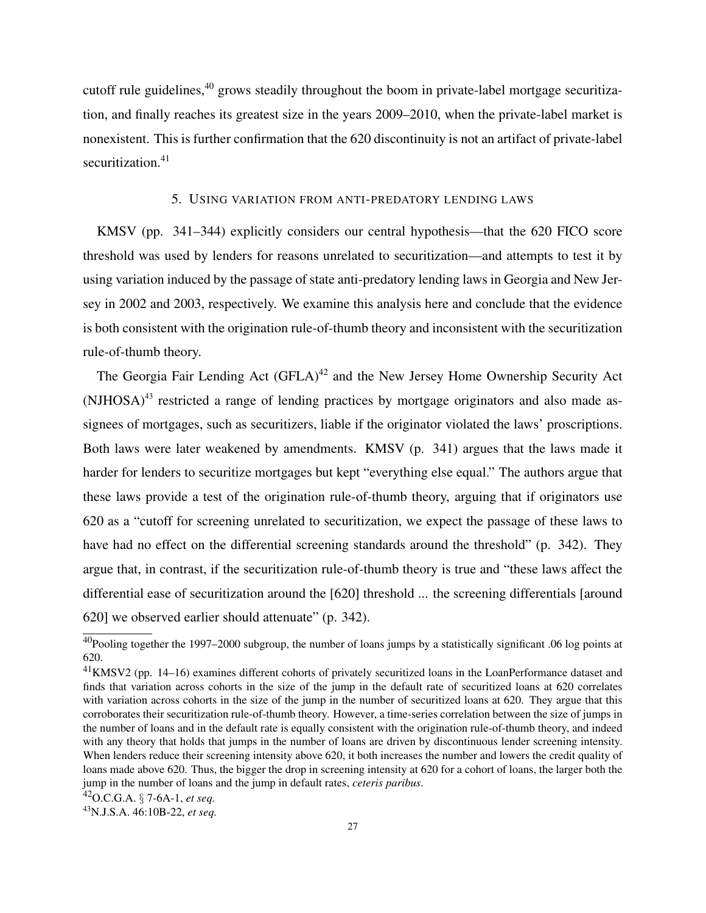cutoff rule guidelines,[40] grows steadily throughout the boom in private-label mortgage securitization, and finally reaches its greatest size in the years 2009–2010, when the private-label market is nonexistent. This is further confirmation that the 620 discontinuity is not an artifact of private-label securitization.[41]

## 5. Using variation from anti-predatory lending laws

KMSV (pp. 341–344) explicitly considers our central hypothesis—that the 620 FICO score threshold was used by lenders for reasons unrelated to securitization—and attempts to test it by using variation induced by the passage of state anti-predatory lending laws in Georgia and New Jersey in 2002 and 2003, respectively. We examine this analysis here and conclude that the evidence is both consistent with the origination rule-of-thumb theory and inconsistent with the securitization rule-of-thumb theory.

The Georgia Fair Lending Act (GFLA)[42] and the New Jersey Home Ownership Security Act (NJHOSA)[43] restricted a range of lending practices by mortgage originators and also made assignees of mortgages, such as securitizers, liable if the originator violated the laws' proscriptions. Both laws were later weakened by amendments. KMSV (p. 341) argues that the laws made it harder for lenders to securitize mortgages but kept "everything else equal." The authors argue that these laws provide a test of the origination rule-of-thumb theory, arguing that if originators use 620 as a "cutoff for screening unrelated to securitization, we expect the passage of these laws to have had no effect on the differential screening standards around the threshold" (p. 342). They argue that, in contrast, if the securitization rule-of-thumb theory is true and "these laws affect the differential ease of securitization around the [620] threshold ... the screening differentials [around 620] we observed earlier should attenuate" (p. 342).

---

[40] Pooling together the 1997–2000 subgroup, the number of loans jumps by a statistically significant .06 log points at 620.

[41] KMSV2 (pp. 14–16) examines different cohorts of privately securitized loans in the LoanPerformance dataset and finds that variation across cohorts in the size of the jump in the default rate of securitized loans at 620 correlates with variation across cohorts in the size of the jump in the number of securitized loans at 620. They argue that this corroborates their securitization rule-of-thumb theory. However, a time-series correlation between the size of jumps in the number of loans and in the default rate is equally consistent with the origination rule-of-thumb theory, and indeed with any theory that holds that jumps in the number of loans are driven by discontinuous lender screening intensity. When lenders reduce their screening intensity above 620, it both increases the number and lowers the credit quality of loans made above 620. Thus, the bigger the drop in screening intensity at 620 for a cohort of loans, the larger both the jump in the number of loans and the jump in default rates, *ceteris paribus*.

[42] O.C.G.A. § 7-6A-1, *et seq.*

[43] N.J.S.A. 46:10B-22, *et seq.*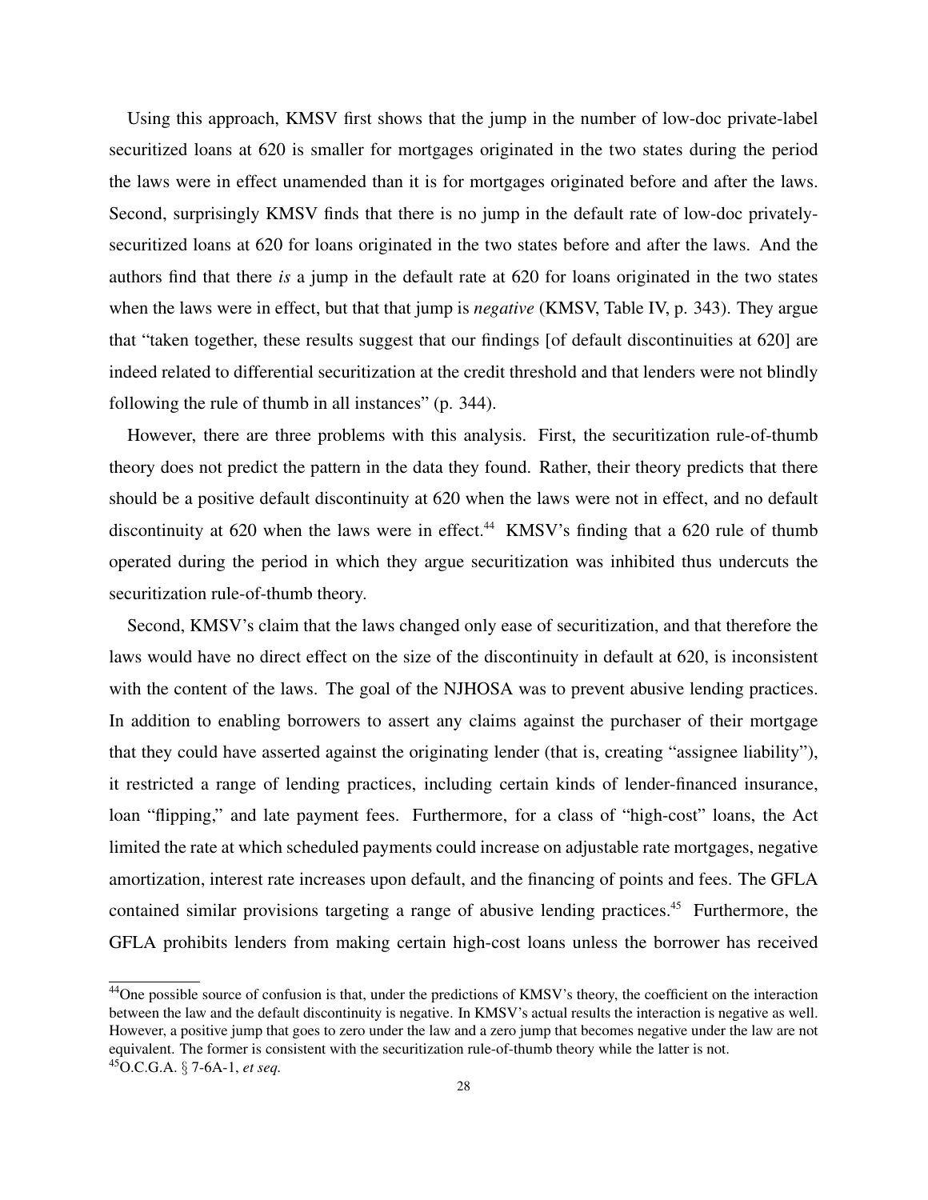Using this approach, KMSV first shows that the jump in the number of low-doc private-label securitized loans at 620 is smaller for mortgages originated in the two states during the period the laws were in effect unamended than it is for mortgages originated before and after the laws. Second, surprisingly KMSV finds that there is no jump in the default rate of low-doc privately-securitized loans at 620 for loans originated in the two states before and after the laws. And the authors find that there *is* a jump in the default rate at 620 for loans originated in the two states when the laws were in effect, but that that jump is *negative* (KMSV, Table IV, p. 343). They argue that "taken together, these results suggest that our findings [of default discontinuities at 620] are indeed related to differential securitization at the credit threshold and that lenders were not blindly following the rule of thumb in all instances" (p. 344).

However, there are three problems with this analysis. First, the securitization rule-of-thumb theory does not predict the pattern in the data they found. Rather, their theory predicts that there should be a positive default discontinuity at 620 when the laws were not in effect, and no default discontinuity at 620 when the laws were in effect.[44] KMSV's finding that a 620 rule of thumb operated during the period in which they argue securitization was inhibited thus undercuts the securitization rule-of-thumb theory.

Second, KMSV's claim that the laws changed only ease of securitization, and that therefore the laws would have no direct effect on the size of the discontinuity in default at 620, is inconsistent with the content of the laws. The goal of the NJHOSA was to prevent abusive lending practices. In addition to enabling borrowers to assert any claims against the purchaser of their mortgage that they could have asserted against the originating lender (that is, creating "assignee liability"), it restricted a range of lending practices, including certain kinds of lender-financed insurance, loan "flipping," and late payment fees. Furthermore, for a class of "high-cost" loans, the Act limited the rate at which scheduled payments could increase on adjustable rate mortgages, negative amortization, interest rate increases upon default, and the financing of points and fees. The GFLA contained similar provisions targeting a range of abusive lending practices.[45] Furthermore, the GFLA prohibits lenders from making certain high-cost loans unless the borrower has received

---

[44] One possible source of confusion is that, under the predictions of KMSV's theory, the coefficient on the interaction between the law and the default discontinuity is negative. In KMSV's actual results the interaction is negative as well. However, a positive jump that goes to zero under the law and a zero jump that becomes negative under the law are not equivalent. The former is consistent with the securitization rule-of-thumb theory while the latter is not.

[45] O.C.G.A. § 7-6A-1, *et seq.*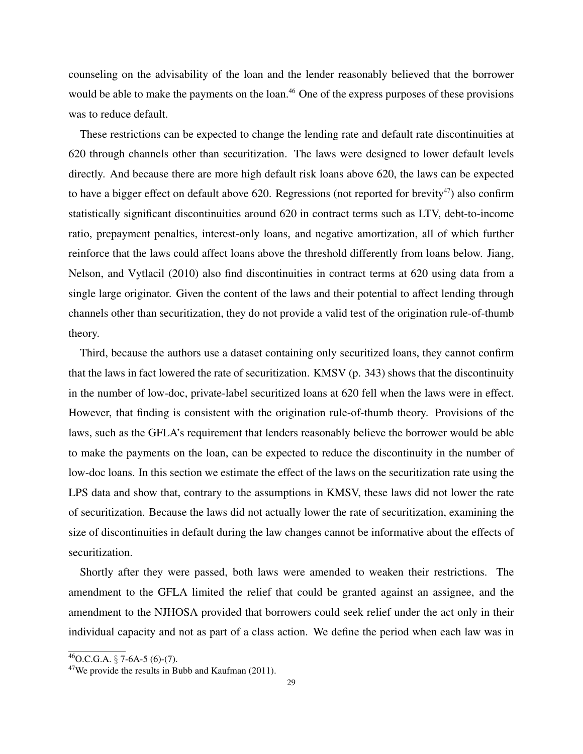counseling on the advisability of the loan and the lender reasonably believed that the borrower would be able to make the payments on the loan.[46] One of the express purposes of these provisions was to reduce default.

These restrictions can be expected to change the lending rate and default rate discontinuities at 620 through channels other than securitization. The laws were designed to lower default levels directly. And because there are more high default risk loans above 620, the laws can be expected to have a bigger effect on default above 620. Regressions (not reported for brevity[47]) also confirm statistically significant discontinuities around 620 in contract terms such as LTV, debt-to-income ratio, prepayment penalties, interest-only loans, and negative amortization, all of which further reinforce that the laws could affect loans above the threshold differently from loans below. Jiang, Nelson, and Vytlacil (2010) also find discontinuities in contract terms at 620 using data from a single large originator. Given the content of the laws and their potential to affect lending through channels other than securitization, they do not provide a valid test of the origination rule-of-thumb theory.

Third, because the authors use a dataset containing only securitized loans, they cannot confirm that the laws in fact lowered the rate of securitization. KMSV (p. 343) shows that the discontinuity in the number of low-doc, private-label securitized loans at 620 fell when the laws were in effect. However, that finding is consistent with the origination rule-of-thumb theory. Provisions of the laws, such as the GFLA's requirement that lenders reasonably believe the borrower would be able to make the payments on the loan, can be expected to reduce the discontinuity in the number of low-doc loans. In this section we estimate the effect of the laws on the securitization rate using the LPS data and show that, contrary to the assumptions in KMSV, these laws did not lower the rate of securitization. Because the laws did not actually lower the rate of securitization, examining the size of discontinuities in default during the law changes cannot be informative about the effects of securitization.

Shortly after they were passed, both laws were amended to weaken their restrictions. The amendment to the GFLA limited the relief that could be granted against an assignee, and the amendment to the NJHOSA provided that borrowers could seek relief under the act only in their individual capacity and not as part of a class action. We define the period when each law was in

[46] O.C.G.A. § 7-6A-5 (6)-(7).

[47] We provide the results in Bubb and Kaufman (2011).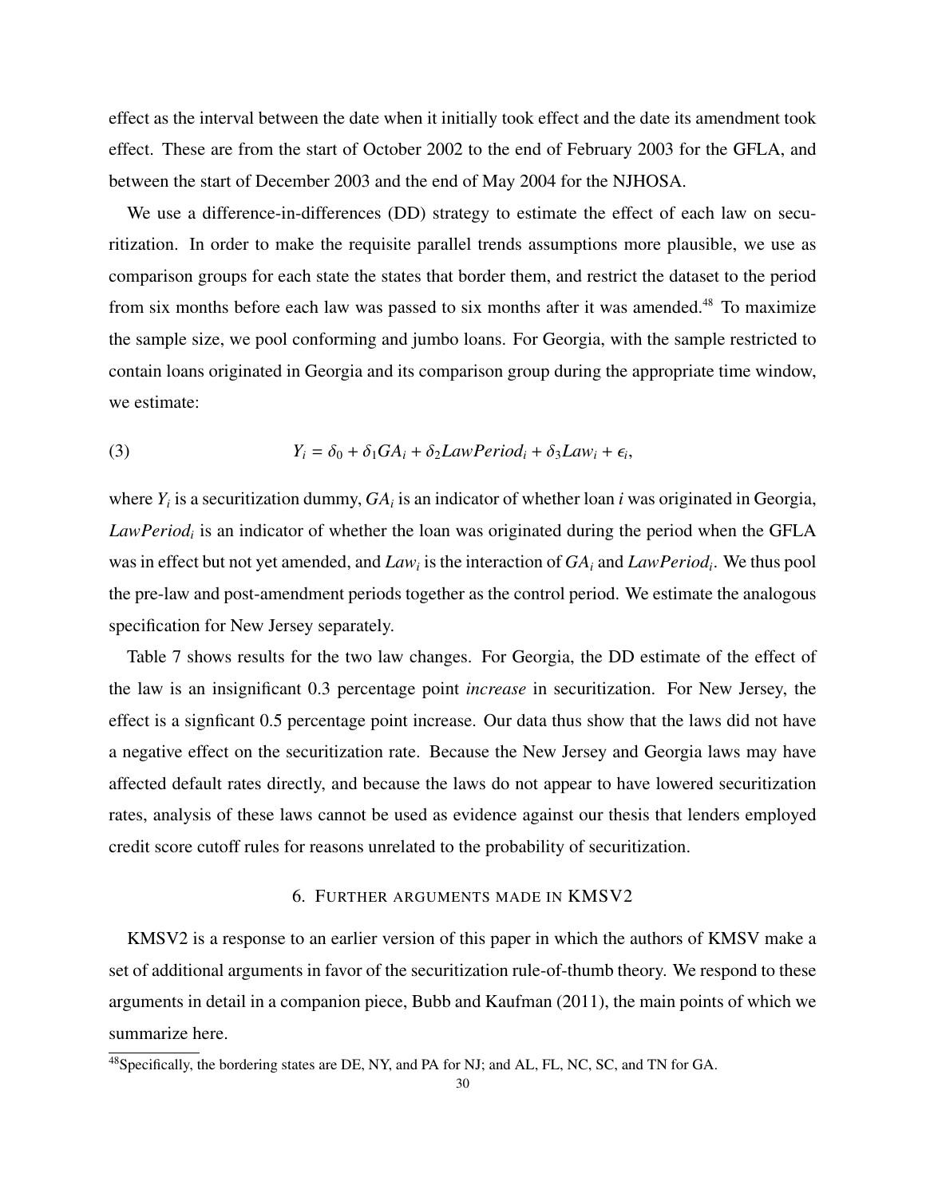effect as the interval between the date when it initially took effect and the date its amendment took effect. These are from the start of October 2002 to the end of February 2003 for the GFLA, and between the start of December 2003 and the end of May 2004 for the NJHOSA.

We use a difference-in-differences (DD) strategy to estimate the effect of each law on securitization. In order to make the requisite parallel trends assumptions more plausible, we use as comparison groups for each state the states that border them, and restrict the dataset to the period from six months before each law was passed to six months after it was amended.[48] To maximize the sample size, we pool conforming and jumbo loans. For Georgia, with the sample restricted to contain loans originated in Georgia and its comparison group during the appropriate time window, we estimate:

$$Y_i = \delta_0 + \delta_1 GA_i + \delta_2 LawPeriod_i + \delta_3 Law_i + \epsilon_i, \tag{3}$$

where $Y_i$ is a securitization dummy, $GA_i$ is an indicator of whether loan $i$ was originated in Georgia, $LawPeriod_i$ is an indicator of whether the loan was originated during the period when the GFLA was in effect but not yet amended, and $Law_i$ is the interaction of $GA_i$ and $LawPeriod_i$. We thus pool the pre-law and post-amendment periods together as the control period. We estimate the analogous specification for New Jersey separately.

Table 7 shows results for the two law changes. For Georgia, the DD estimate of the effect of the law is an insignificant 0.3 percentage point *increase* in securitization. For New Jersey, the effect is a signficant 0.5 percentage point increase. Our data thus show that the laws did not have a negative effect on the securitization rate. Because the New Jersey and Georgia laws may have affected default rates directly, and because the laws do not appear to have lowered securitization rates, analysis of these laws cannot be used as evidence against our thesis that lenders employed credit score cutoff rules for reasons unrelated to the probability of securitization.

## 6. Further arguments made in KMSV2

KMSV2 is a response to an earlier version of this paper in which the authors of KMSV make a set of additional arguments in favor of the securitization rule-of-thumb theory. We respond to these arguments in detail in a companion piece, Bubb and Kaufman (2011), the main points of which we summarize here.

[48] Specifically, the bordering states are DE, NY, and PA for NJ; and AL, FL, NC, SC, and TN for GA.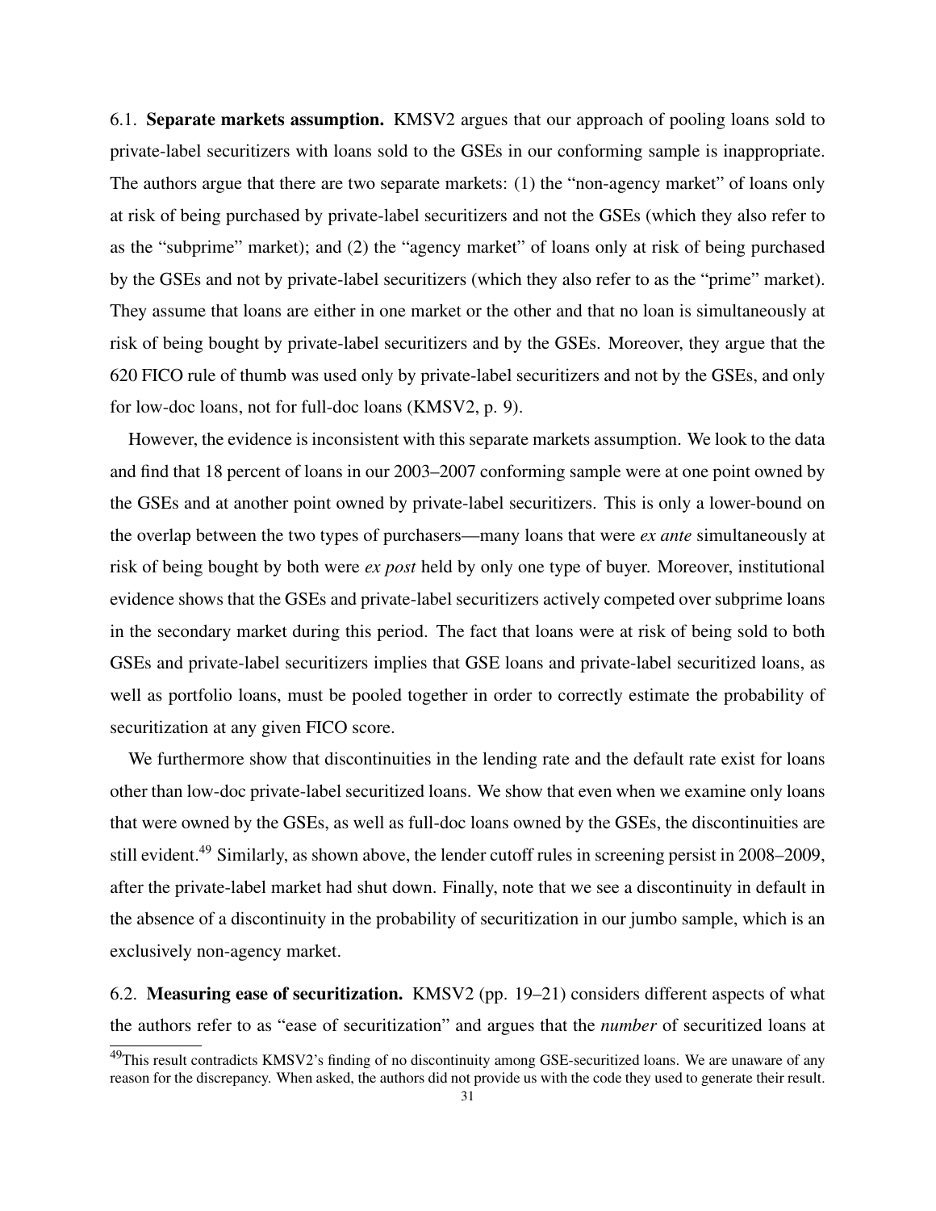6.1. **Separate markets assumption.** KMSV2 argues that our approach of pooling loans sold to private-label securitizers with loans sold to the GSEs in our conforming sample is inappropriate. The authors argue that there are two separate markets: (1) the "non-agency market" of loans only at risk of being purchased by private-label securitizers and not the GSEs (which they also refer to as the "subprime" market); and (2) the "agency market" of loans only at risk of being purchased by the GSEs and not by private-label securitizers (which they also refer to as the "prime" market). They assume that loans are either in one market or the other and that no loan is simultaneously at risk of being bought by private-label securitizers and by the GSEs. Moreover, they argue that the 620 FICO rule of thumb was used only by private-label securitizers and not by the GSEs, and only for low-doc loans, not for full-doc loans (KMSV2, p. 9).

However, the evidence is inconsistent with this separate markets assumption. We look to the data and find that 18 percent of loans in our 2003–2007 conforming sample were at one point owned by the GSEs and at another point owned by private-label securitizers. This is only a lower-bound on the overlap between the two types of purchasers—many loans that were *ex ante* simultaneously at risk of being bought by both were *ex post* held by only one type of buyer. Moreover, institutional evidence shows that the GSEs and private-label securitizers actively competed over subprime loans in the secondary market during this period. The fact that loans were at risk of being sold to both GSEs and private-label securitizers implies that GSE loans and private-label securitized loans, as well as portfolio loans, must be pooled together in order to correctly estimate the probability of securitization at any given FICO score.

We furthermore show that discontinuities in the lending rate and the default rate exist for loans other than low-doc private-label securitized loans. We show that even when we examine only loans that were owned by the GSEs, as well as full-doc loans owned by the GSEs, the discontinuities are still evident.[49] Similarly, as shown above, the lender cutoff rules in screening persist in 2008–2009, after the private-label market had shut down. Finally, note that we see a discontinuity in default in the absence of a discontinuity in the probability of securitization in our jumbo sample, which is an exclusively non-agency market.

6.2. **Measuring ease of securitization.** KMSV2 (pp. 19–21) considers different aspects of what the authors refer to as "ease of securitization" and argues that the *number* of securitized loans at

[49] This result contradicts KMSV2's finding of no discontinuity among GSE-securitized loans. We are unaware of any reason for the discrepancy. When asked, the authors did not provide us with the code they used to generate their result.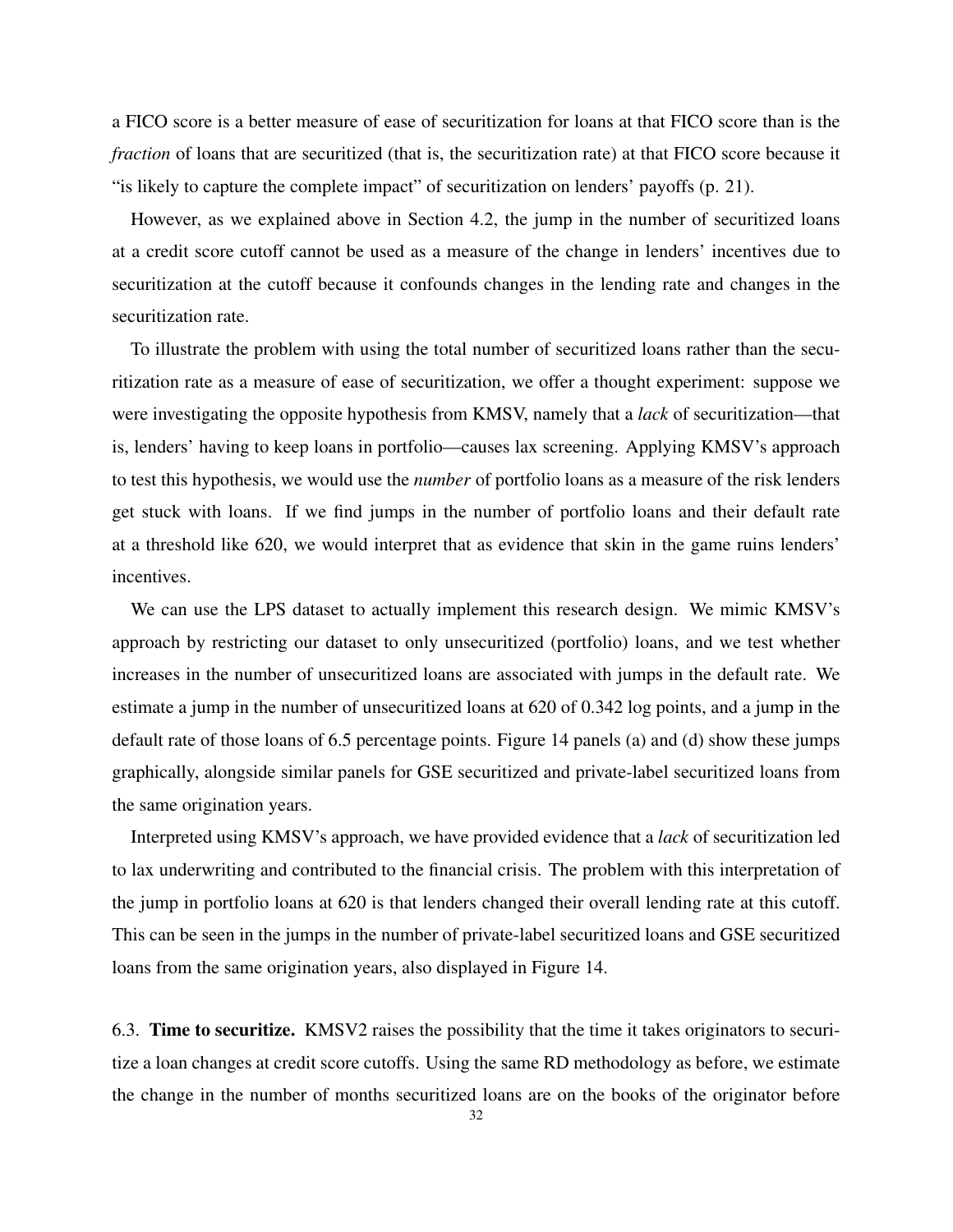a FICO score is a better measure of ease of securitization for loans at that FICO score than is the *fraction* of loans that are securitized (that is, the securitization rate) at that FICO score because it "is likely to capture the complete impact" of securitization on lenders' payoffs (p. 21).

However, as we explained above in Section 4.2, the jump in the number of securitized loans at a credit score cutoff cannot be used as a measure of the change in lenders' incentives due to securitization at the cutoff because it confounds changes in the lending rate and changes in the securitization rate.

To illustrate the problem with using the total number of securitized loans rather than the securitization rate as a measure of ease of securitization, we offer a thought experiment: suppose we were investigating the opposite hypothesis from KMSV, namely that a *lack* of securitization—that is, lenders' having to keep loans in portfolio—causes lax screening. Applying KMSV's approach to test this hypothesis, we would use the *number* of portfolio loans as a measure of the risk lenders get stuck with loans. If we find jumps in the number of portfolio loans and their default rate at a threshold like 620, we would interpret that as evidence that skin in the game ruins lenders' incentives.

We can use the LPS dataset to actually implement this research design. We mimic KMSV's approach by restricting our dataset to only unsecuritized (portfolio) loans, and we test whether increases in the number of unsecuritized loans are associated with jumps in the default rate. We estimate a jump in the number of unsecuritized loans at 620 of 0.342 log points, and a jump in the default rate of those loans of 6.5 percentage points. Figure 14 panels (a) and (d) show these jumps graphically, alongside similar panels for GSE securitized and private-label securitized loans from the same origination years.

Interpreted using KMSV's approach, we have provided evidence that a *lack* of securitization led to lax underwriting and contributed to the financial crisis. The problem with this interpretation of the jump in portfolio loans at 620 is that lenders changed their overall lending rate at this cutoff. This can be seen in the jumps in the number of private-label securitized loans and GSE securitized loans from the same origination years, also displayed in Figure 14.

6.3. **Time to securitize.** KMSV2 raises the possibility that the time it takes originators to securitize a loan changes at credit score cutoffs. Using the same RD methodology as before, we estimate the change in the number of months securitized loans are on the books of the originator before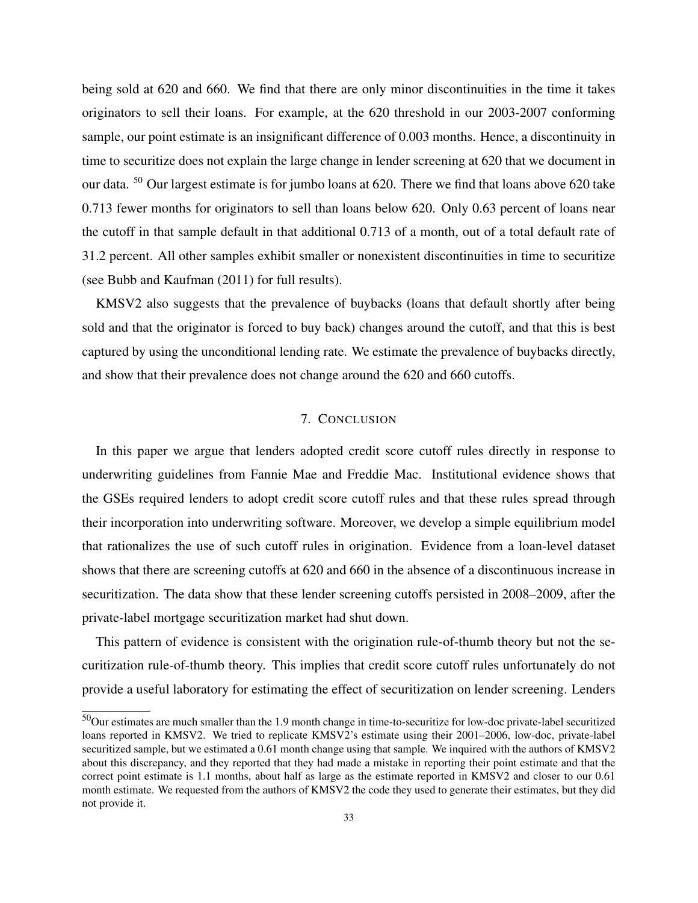being sold at 620 and 660. We find that there are only minor discontinuities in the time it takes originators to sell their loans. For example, at the 620 threshold in our 2003-2007 conforming sample, our point estimate is an insignificant difference of 0.003 months. Hence, a discontinuity in time to securitize does not explain the large change in lender screening at 620 that we document in our data. [50] Our largest estimate is for jumbo loans at 620. There we find that loans above 620 take 0.713 fewer months for originators to sell than loans below 620. Only 0.63 percent of loans near the cutoff in that sample default in that additional 0.713 of a month, out of a total default rate of 31.2 percent. All other samples exhibit smaller or nonexistent discontinuities in time to securitize (see Bubb and Kaufman (2011) for full results).

KMSV2 also suggests that the prevalence of buybacks (loans that default shortly after being sold and that the originator is forced to buy back) changes around the cutoff, and that this is best captured by using the unconditional lending rate. We estimate the prevalence of buybacks directly, and show that their prevalence does not change around the 620 and 660 cutoffs.

## 7. Conclusion

In this paper we argue that lenders adopted credit score cutoff rules directly in response to underwriting guidelines from Fannie Mae and Freddie Mac. Institutional evidence shows that the GSEs required lenders to adopt credit score cutoff rules and that these rules spread through their incorporation into underwriting software. Moreover, we develop a simple equilibrium model that rationalizes the use of such cutoff rules in origination. Evidence from a loan-level dataset shows that there are screening cutoffs at 620 and 660 in the absence of a discontinuous increase in securitization. The data show that these lender screening cutoffs persisted in 2008–2009, after the private-label mortgage securitization market had shut down.

This pattern of evidence is consistent with the origination rule-of-thumb theory but not the securitization rule-of-thumb theory. This implies that credit score cutoff rules unfortunately do not provide a useful laboratory for estimating the effect of securitization on lender screening. Lenders

[50] Our estimates are much smaller than the 1.9 month change in time-to-securitize for low-doc private-label securitized loans reported in KMSV2. We tried to replicate KMSV2's estimate using their 2001–2006, low-doc, private-label securitized sample, but we estimated a 0.61 month change using that sample. We inquired with the authors of KMSV2 about this discrepancy, and they reported that they had made a mistake in reporting their point estimate and that the correct point estimate is 1.1 months, about half as large as the estimate reported in KMSV2 and closer to our 0.61 month estimate. We requested from the authors of KMSV2 the code they used to generate their estimates, but they did not provide it.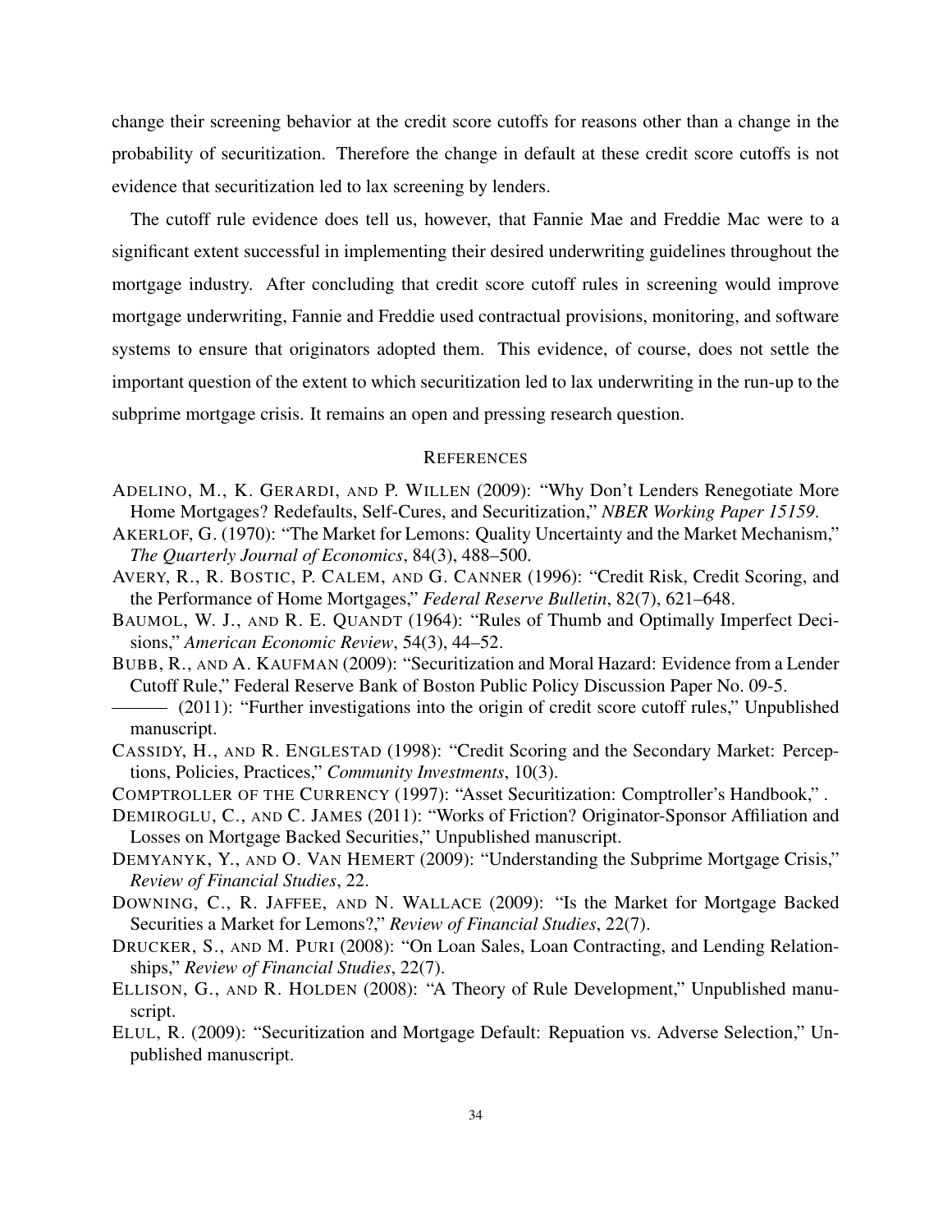change their screening behavior at the credit score cutoffs for reasons other than a change in the probability of securitization. Therefore the change in default at these credit score cutoffs is not evidence that securitization led to lax screening by lenders.

The cutoff rule evidence does tell us, however, that Fannie Mae and Freddie Mac were to a significant extent successful in implementing their desired underwriting guidelines throughout the mortgage industry. After concluding that credit score cutoff rules in screening would improve mortgage underwriting, Fannie and Freddie used contractual provisions, monitoring, and software systems to ensure that originators adopted them. This evidence, of course, does not settle the important question of the extent to which securitization led to lax underwriting in the run-up to the subprime mortgage crisis. It remains an open and pressing research question.

## REFERENCES

ADELINO, M., K. GERARDI, AND P. WILLEN (2009): "Why Don't Lenders Renegotiate More Home Mortgages? Redefaults, Self-Cures, and Securitization," *NBER Working Paper 15159*.

AKERLOF, G. (1970): "The Market for Lemons: Quality Uncertainty and the Market Mechanism," *The Quarterly Journal of Economics*, 84(3), 488–500.

AVERY, R., R. BOSTIC, P. CALEM, AND G. CANNER (1996): "Credit Risk, Credit Scoring, and the Performance of Home Mortgages," *Federal Reserve Bulletin*, 82(7), 621–648.

BAUMOL, W. J., AND R. E. QUANDT (1964): "Rules of Thumb and Optimally Imperfect Decisions," *American Economic Review*, 54(3), 44–52.

BUBB, R., AND A. KAUFMAN (2009): "Securitization and Moral Hazard: Evidence from a Lender Cutoff Rule," Federal Reserve Bank of Boston Public Policy Discussion Paper No. 09-5.

——— (2011): "Further investigations into the origin of credit score cutoff rules," Unpublished manuscript.

CASSIDY, H., AND R. ENGLESTAD (1998): "Credit Scoring and the Secondary Market: Perceptions, Policies, Practices," *Community Investments*, 10(3).

COMPTROLLER OF THE CURRENCY (1997): "Asset Securitization: Comptroller's Handbook," .

DEMIROGLU, C., AND C. JAMES (2011): "Works of Friction? Originator-Sponsor Affiliation and Losses on Mortgage Backed Securities," Unpublished manuscript.

DEMYANYK, Y., AND O. VAN HEMERT (2009): "Understanding the Subprime Mortgage Crisis," *Review of Financial Studies*, 22.

DOWNING, C., R. JAFFEE, AND N. WALLACE (2009): "Is the Market for Mortgage Backed Securities a Market for Lemons?," *Review of Financial Studies*, 22(7).

DRUCKER, S., AND M. PURI (2008): "On Loan Sales, Loan Contracting, and Lending Relationships," *Review of Financial Studies*, 22(7).

ELLISON, G., AND R. HOLDEN (2008): "A Theory of Rule Development," Unpublished manuscript.

ELUL, R. (2009): "Securitization and Mortgage Default: Repuation vs. Adverse Selection," Unpublished manuscript.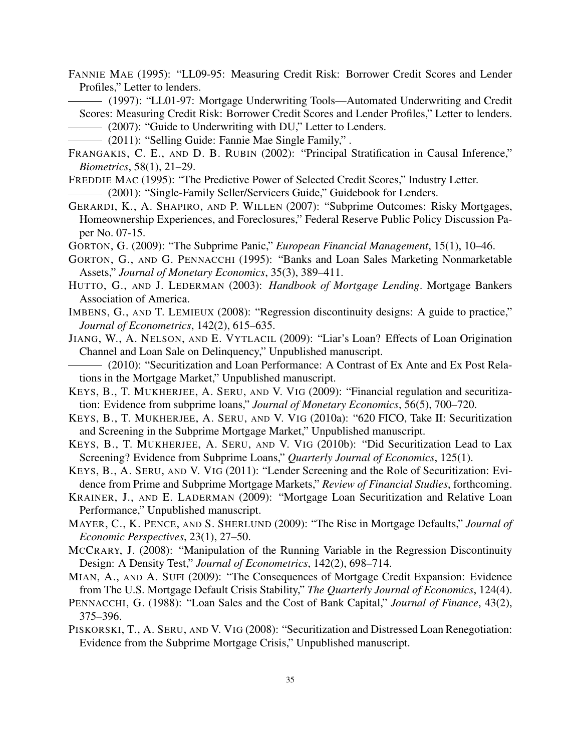FANNIE MAE (1995): "LL09-95: Measuring Credit Risk: Borrower Credit Scores and Lender Profiles," Letter to lenders.

——— (1997): "LL01-97: Mortgage Underwriting Tools—Automated Underwriting and Credit Scores: Measuring Credit Risk: Borrower Credit Scores and Lender Profiles," Letter to lenders.

——— (2007): "Guide to Underwriting with DU," Letter to Lenders.

——— (2011): "Selling Guide: Fannie Mae Single Family," .

FRANGAKIS, C. E., AND D. B. RUBIN (2002): "Principal Stratification in Causal Inference," *Biometrics*, 58(1), 21–29.

FREDDIE MAC (1995): "The Predictive Power of Selected Credit Scores," Industry Letter.

——— (2001): "Single-Family Seller/Servicers Guide," Guidebook for Lenders.

GERARDI, K., A. SHAPIRO, AND P. WILLEN (2007): "Subprime Outcomes: Risky Mortgages, Homeownership Experiences, and Foreclosures," Federal Reserve Public Policy Discussion Paper No. 07-15.

GORTON, G. (2009): "The Subprime Panic," *European Financial Management*, 15(1), 10–46.

GORTON, G., AND G. PENNACCHI (1995): "Banks and Loan Sales Marketing Nonmarketable Assets," *Journal of Monetary Economics*, 35(3), 389–411.

HUTTO, G., AND J. LEDERMAN (2003): *Handbook of Mortgage Lending*. Mortgage Bankers Association of America.

IMBENS, G., AND T. LEMIEUX (2008): "Regression discontinuity designs: A guide to practice," *Journal of Econometrics*, 142(2), 615–635.

JIANG, W., A. NELSON, AND E. VYTLACIL (2009): "Liar's Loan? Effects of Loan Origination Channel and Loan Sale on Delinquency," Unpublished manuscript.

——— (2010): "Securitization and Loan Performance: A Contrast of Ex Ante and Ex Post Relations in the Mortgage Market," Unpublished manuscript.

KEYS, B., T. MUKHERJEE, A. SERU, AND V. VIG (2009): "Financial regulation and securitization: Evidence from subprime loans," *Journal of Monetary Economics*, 56(5), 700–720.

KEYS, B., T. MUKHERJEE, A. SERU, AND V. VIG (2010a): "620 FICO, Take II: Securitization and Screening in the Subprime Mortgage Market," Unpublished manuscript.

KEYS, B., T. MUKHERJEE, A. SERU, AND V. VIG (2010b): "Did Securitization Lead to Lax Screening? Evidence from Subprime Loans," *Quarterly Journal of Economics*, 125(1).

KEYS, B., A. SERU, AND V. VIG (2011): "Lender Screening and the Role of Securitization: Evidence from Prime and Subprime Mortgage Markets," *Review of Financial Studies*, forthcoming.

KRAINER, J., AND E. LADERMAN (2009): "Mortgage Loan Securitization and Relative Loan Performance," Unpublished manuscript.

MAYER, C., K. PENCE, AND S. SHERLUND (2009): "The Rise in Mortgage Defaults," *Journal of Economic Perspectives*, 23(1), 27–50.

MCCRARY, J. (2008): "Manipulation of the Running Variable in the Regression Discontinuity Design: A Density Test," *Journal of Econometrics*, 142(2), 698–714.

MIAN, A., AND A. SUFI (2009): "The Consequences of Mortgage Credit Expansion: Evidence from The U.S. Mortgage Default Crisis Stability," *The Quarterly Journal of Economics*, 124(4).

PENNACCHI, G. (1988): "Loan Sales and the Cost of Bank Capital," *Journal of Finance*, 43(2), 375–396.

PISKORSKI, T., A. SERU, AND V. VIG (2008): "Securitization and Distressed Loan Renegotiation: Evidence from the Subprime Mortgage Crisis," Unpublished manuscript.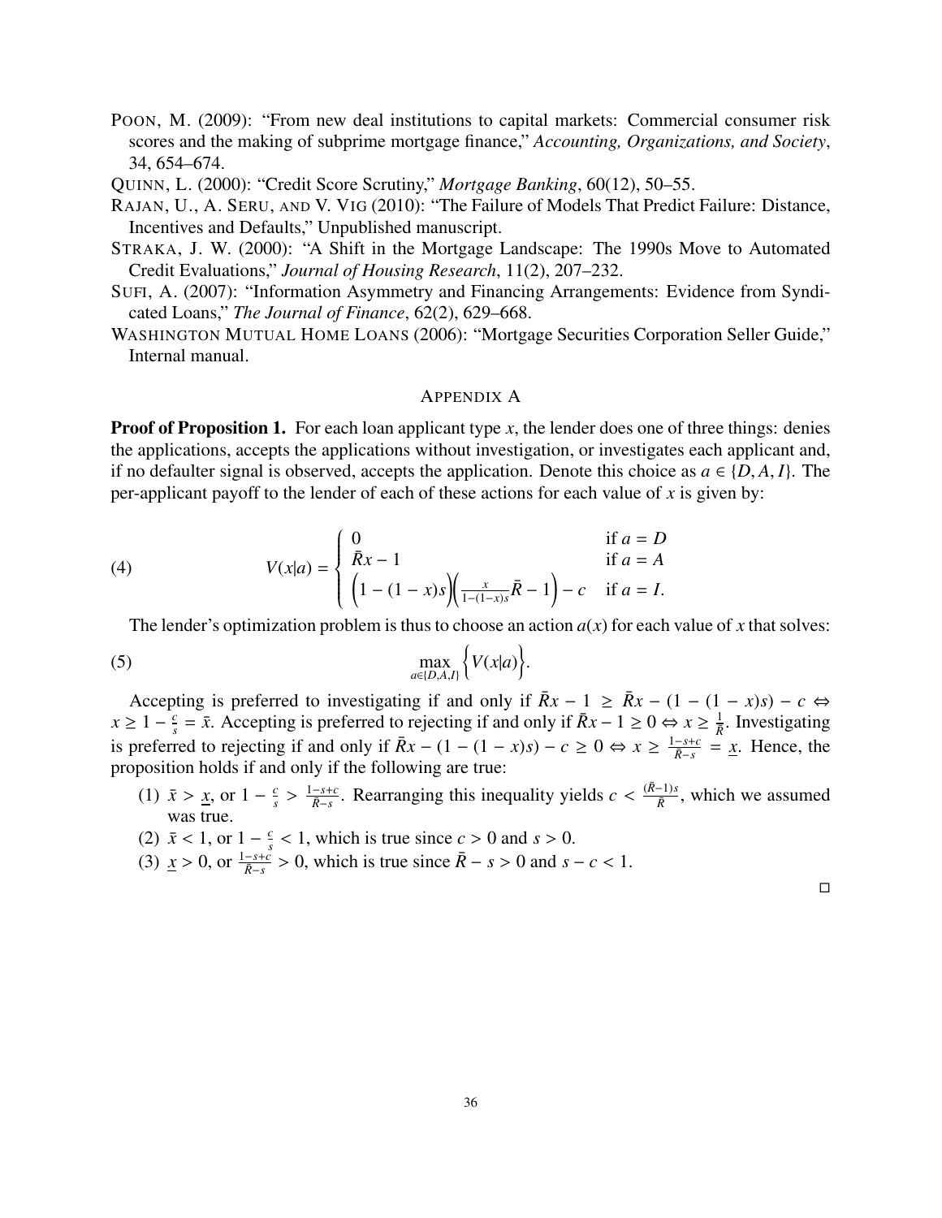POON, M. (2009): "From new deal institutions to capital markets: Commercial consumer risk scores and the making of subprime mortgage finance," *Accounting, Organizations, and Society*, 34, 654–674.

QUINN, L. (2000): "Credit Score Scrutiny," *Mortgage Banking*, 60(12), 50–55.

RAJAN, U., A. SERU, AND V. VIG (2010): "The Failure of Models That Predict Failure: Distance, Incentives and Defaults," Unpublished manuscript.

STRAKA, J. W. (2000): "A Shift in the Mortgage Landscape: The 1990s Move to Automated Credit Evaluations," *Journal of Housing Research*, 11(2), 207–232.

SUFI, A. (2007): "Information Asymmetry and Financing Arrangements: Evidence from Syndicated Loans," *The Journal of Finance*, 62(2), 629–668.

WASHINGTON MUTUAL HOME LOANS (2006): "Mortgage Securities Corporation Seller Guide," Internal manual.

## APPENDIX A

**Proof of Proposition 1.** For each loan applicant type $x$, the lender does one of three things: denies the applications, accepts the applications without investigation, or investigates each applicant and, if no defaulter signal is observed, accepts the application. Denote this choice as $a \in \{D, A, I\}$. The per-applicant payoff to the lender of each of these actions for each value of $x$ is given by:

$$V(x|a) = \begin{cases} 0 & \text{if } a = D \\ \bar{R}x - 1 & \text{if } a = A \\ \Big(1 - (1-x)s\Big)\Big(\frac{x}{1-(1-x)s}\bar{R} - 1\Big) - c & \text{if } a = I. \end{cases} \tag{4}$$

The lender's optimization problem is thus to choose an action $a(x)$ for each value of $x$ that solves:

$$\max_{a \in \{D,A,I\}} \Big\{ V(x|a) \Big\}. \tag{5}$$

Accepting is preferred to investigating if and only if $\bar{R}x - 1 \geq \bar{R}x - (1 - (1-x)s) - c \Leftrightarrow x \geq 1 - \frac{c}{s} = \bar{x}$. Accepting is preferred to rejecting if and only if $\bar{R}x - 1 \geq 0 \Leftrightarrow x \geq \frac{1}{\bar{R}}$. Investigating is preferred to rejecting if and only if $\bar{R}x - (1-(1-x)s) - c \geq 0 \Leftrightarrow x \geq \frac{1-s+c}{\bar{R}-s} = \underline{x}$. Hence, the proposition holds if and only if the following are true:

1. $\bar{x} > \underline{x}$, or $1 - \frac{c}{s} > \frac{1-s+c}{\bar{R}-s}$. Rearranging this inequality yields $c < \frac{(\bar{R}-1)s}{\bar{R}}$, which we assumed was true.
2. $\bar{x} < 1$, or $1 - \frac{c}{s} < 1$, which is true since $c > 0$ and $s > 0$.
3. $\underline{x} > 0$, or $\frac{1-s+c}{\bar{R}-s} > 0$, which is true since $\bar{R} - s > 0$ and $s - c < 1$.

□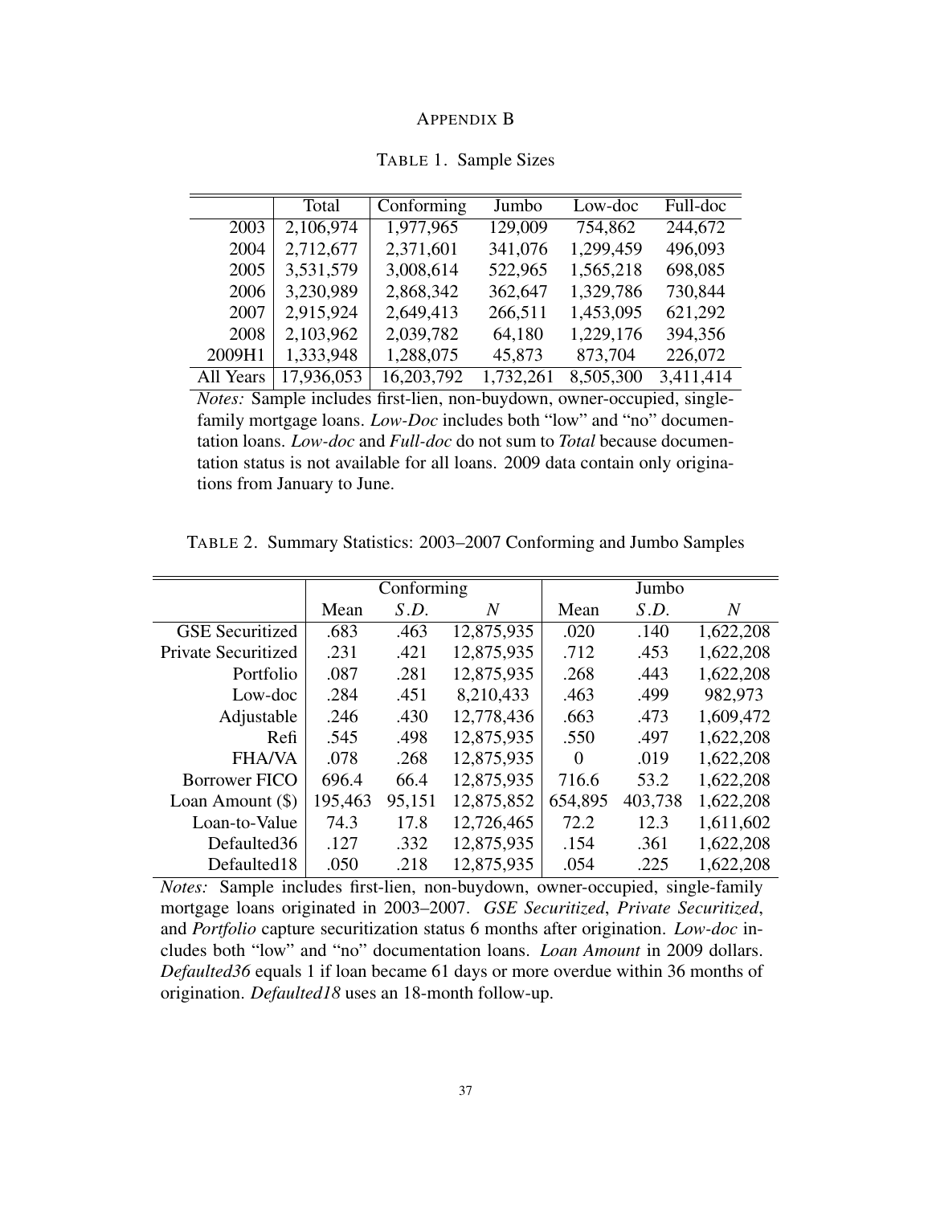# Appendix B

Table 1. Sample Sizes

| | Total | Conforming | Jumbo | Low-doc | Full-doc |
|---|---|---|---|---|---|
| 2003 | 2,106,974 | 1,977,965 | 129,009 | 754,862 | 244,672 |
| 2004 | 2,712,677 | 2,371,601 | 341,076 | 1,299,459 | 496,093 |
| 2005 | 3,531,579 | 3,008,614 | 522,965 | 1,565,218 | 698,085 |
| 2006 | 3,230,989 | 2,868,342 | 362,647 | 1,329,786 | 730,844 |
| 2007 | 2,915,924 | 2,649,413 | 266,511 | 1,453,095 | 621,292 |
| 2008 | 2,103,962 | 2,039,782 | 64,180 | 1,229,176 | 394,356 |
| 2009H1 | 1,333,948 | 1,288,075 | 45,873 | 873,704 | 226,072 |
| All Years | 17,936,053 | 16,203,792 | 1,732,261 | 8,505,300 | 3,411,414 |

*Notes:* Sample includes first-lien, non-buydown, owner-occupied, single-family mortgage loans. *Low-Doc* includes both "low" and "no" documentation loans. *Low-doc* and *Full-doc* do not sum to *Total* because documentation status is not available for all loans. 2009 data contain only originations from January to June.

Table 2. Summary Statistics: 2003–2007 Conforming and Jumbo Samples

| | Conforming | | | Jumbo | | |
|---|---|---|---|---|---|---|
| | Mean | *S.D.* | *N* | Mean | *S.D.* | *N* |
| GSE Securitized | .683 | .463 | 12,875,935 | .020 | .140 | 1,622,208 |
| Private Securitized | .231 | .421 | 12,875,935 | .712 | .453 | 1,622,208 |
| Portfolio | .087 | .281 | 12,875,935 | .268 | .443 | 1,622,208 |
| Low-doc | .284 | .451 | 8,210,433 | .463 | .499 | 982,973 |
| Adjustable | .246 | .430 | 12,778,436 | .663 | .473 | 1,609,472 |
| Refi | .545 | .498 | 12,875,935 | .550 | .497 | 1,622,208 |
| FHA/VA | .078 | .268 | 12,875,935 | 0 | .019 | 1,622,208 |
| Borrower FICO | 696.4 | 66.4 | 12,875,935 | 716.6 | 53.2 | 1,622,208 |
| Loan Amount ($) | 195,463 | 95,151 | 12,875,852 | 654,895 | 403,738 | 1,622,208 |
| Loan-to-Value | 74.3 | 17.8 | 12,726,465 | 72.2 | 12.3 | 1,611,602 |
| Defaulted36 | .127 | .332 | 12,875,935 | .154 | .361 | 1,622,208 |
| Defaulted18 | .050 | .218 | 12,875,935 | .054 | .225 | 1,622,208 |

*Notes:* Sample includes first-lien, non-buydown, owner-occupied, single-family mortgage loans originated in 2003–2007. *GSE Securitized*, *Private Securitized*, and *Portfolio* capture securitization status 6 months after origination. *Low-doc* includes both "low" and "no" documentation loans. *Loan Amount* in 2009 dollars. *Defaulted36* equals 1 if loan became 61 days or more overdue within 36 months of origination. *Defaulted18* uses an 18-month follow-up.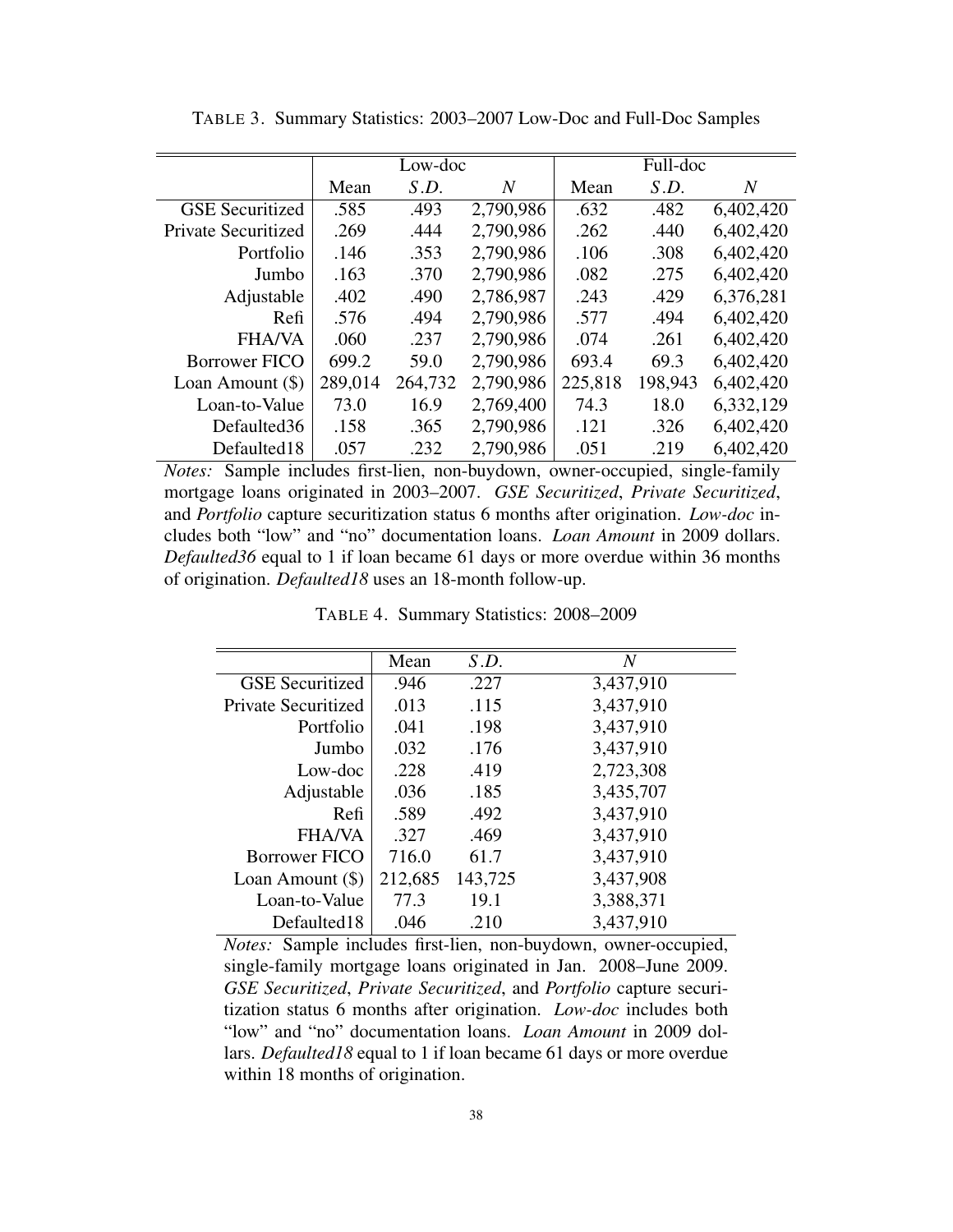TABLE 3. Summary Statistics: 2003–2007 Low-Doc and Full-Doc Samples

| | Low-doc | | | Full-doc | | |
|---|---|---|---|---|---|---|
| | Mean | *S.D.* | *N* | Mean | *S.D.* | *N* |
| GSE Securitized | .585 | .493 | 2,790,986 | .632 | .482 | 6,402,420 |
| Private Securitized | .269 | .444 | 2,790,986 | .262 | .440 | 6,402,420 |
| Portfolio | .146 | .353 | 2,790,986 | .106 | .308 | 6,402,420 |
| Jumbo | .163 | .370 | 2,790,986 | .082 | .275 | 6,402,420 |
| Adjustable | .402 | .490 | 2,786,987 | .243 | .429 | 6,376,281 |
| Refi | .576 | .494 | 2,790,986 | .577 | .494 | 6,402,420 |
| FHA/VA | .060 | .237 | 2,790,986 | .074 | .261 | 6,402,420 |
| Borrower FICO | 699.2 | 59.0 | 2,790,986 | 693.4 | 69.3 | 6,402,420 |
| Loan Amount ($) | 289,014 | 264,732 | 2,790,986 | 225,818 | 198,943 | 6,402,420 |
| Loan-to-Value | 73.0 | 16.9 | 2,769,400 | 74.3 | 18.0 | 6,332,129 |
| Defaulted36 | .158 | .365 | 2,790,986 | .121 | .326 | 6,402,420 |
| Defaulted18 | .057 | .232 | 2,790,986 | .051 | .219 | 6,402,420 |

*Notes:* Sample includes first-lien, non-buydown, owner-occupied, single-family mortgage loans originated in 2003–2007. *GSE Securitized*, *Private Securitized*, and *Portfolio* capture securitization status 6 months after origination. *Low-doc* includes both "low" and "no" documentation loans. *Loan Amount* in 2009 dollars. *Defaulted36* equal to 1 if loan became 61 days or more overdue within 36 months of origination. *Defaulted18* uses an 18-month follow-up.

TABLE 4. Summary Statistics: 2008–2009

| | Mean | *S.D.* | *N* |
|---|---|---|---|
| GSE Securitized | .946 | .227 | 3,437,910 |
| Private Securitized | .013 | .115 | 3,437,910 |
| Portfolio | .041 | .198 | 3,437,910 |
| Jumbo | .032 | .176 | 3,437,910 |
| Low-doc | .228 | .419 | 2,723,308 |
| Adjustable | .036 | .185 | 3,435,707 |
| Refi | .589 | .492 | 3,437,910 |
| FHA/VA | .327 | .469 | 3,437,910 |
| Borrower FICO | 716.0 | 61.7 | 3,437,910 |
| Loan Amount ($) | 212,685 | 143,725 | 3,437,908 |
| Loan-to-Value | 77.3 | 19.1 | 3,388,371 |
| Defaulted18 | .046 | .210 | 3,437,910 |

*Notes:* Sample includes first-lien, non-buydown, owner-occupied, single-family mortgage loans originated in Jan. 2008–June 2009. *GSE Securitized*, *Private Securitized*, and *Portfolio* capture securitization status 6 months after origination. *Low-doc* includes both "low" and "no" documentation loans. *Loan Amount* in 2009 dollars. *Defaulted18* equal to 1 if loan became 61 days or more overdue within 18 months of origination.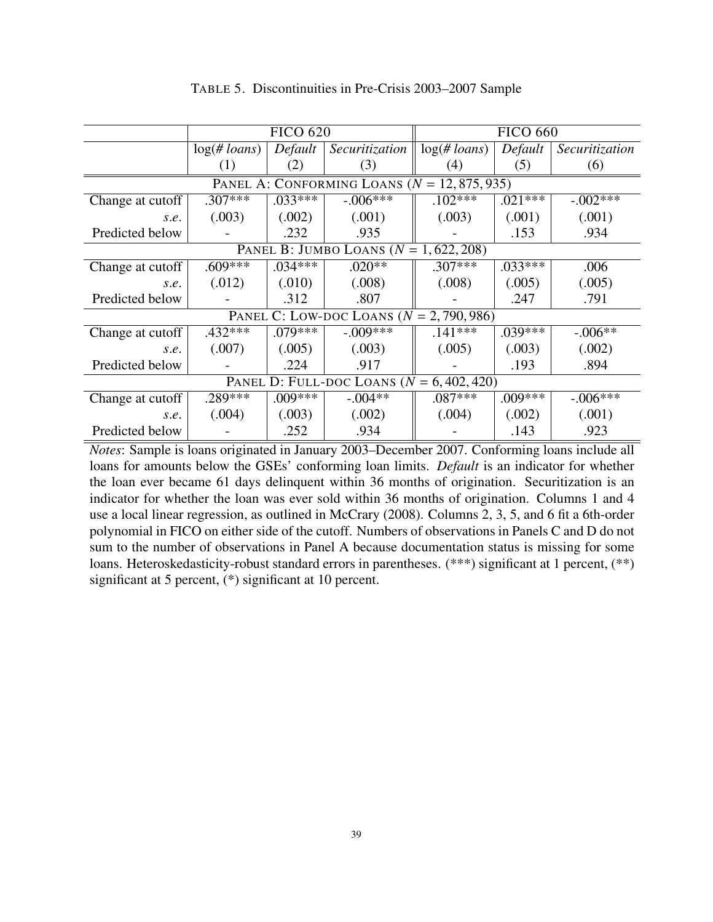TABLE 5. Discontinuities in Pre-Crisis 2003–2007 Sample

| | FICO 620 | | | FICO 660 | | |
|---|---|---|---|---|---|---|
| | log(*# loans*) | *Default* | *Securitization* | log(*# loans*) | *Default* | *Securitization* |
| | (1) | (2) | (3) | (4) | (5) | (6) |
| PANEL A: CONFORMING LOANS ($N$ = 12, 875, 935) | | | | | | |
| Change at cutoff | .307*** | .033*** | -.006*** | .102*** | .021*** | -.002*** |
| *s.e.* | (.003) | (.002) | (.001) | (.003) | (.001) | (.001) |
| Predicted below | - | .232 | .935 | - | .153 | .934 |
| PANEL B: JUMBO LOANS ($N$ = 1, 622, 208) | | | | | | |
| Change at cutoff | .609*** | .034*** | .020** | .307*** | .033*** | .006 |
| *s.e.* | (.012) | (.010) | (.008) | (.008) | (.005) | (.005) |
| Predicted below | - | .312 | .807 | - | .247 | .791 |
| PANEL C: LOW-DOC LOANS ($N$ = 2, 790, 986) | | | | | | |
| Change at cutoff | .432*** | .079*** | -.009*** | .141*** | .039*** | -.006** |
| *s.e.* | (.007) | (.005) | (.003) | (.005) | (.003) | (.002) |
| Predicted below | - | .224 | .917 | - | .193 | .894 |
| PANEL D: FULL-DOC LOANS ($N$ = 6, 402, 420) | | | | | | |
| Change at cutoff | .289*** | .009*** | -.004** | .087*** | .009*** | -.006*** |
| *s.e.* | (.004) | (.003) | (.002) | (.004) | (.002) | (.001) |
| Predicted below | - | .252 | .934 | - | .143 | .923 |

*Notes*: Sample is loans originated in January 2003–December 2007. Conforming loans include all loans for amounts below the GSEs' conforming loan limits. *Default* is an indicator for whether the loan ever became 61 days delinquent within 36 months of origination. Securitization is an indicator for whether the loan was ever sold within 36 months of origination. Columns 1 and 4 use a local linear regression, as outlined in McCrary (2008). Columns 2, 3, 5, and 6 fit a 6th-order polynomial in FICO on either side of the cutoff. Numbers of observations in Panels C and D do not sum to the number of observations in Panel A because documentation status is missing for some loans. Heteroskedasticity-robust standard errors in parentheses. (***) significant at 1 percent, (**) significant at 5 percent, (*) significant at 10 percent.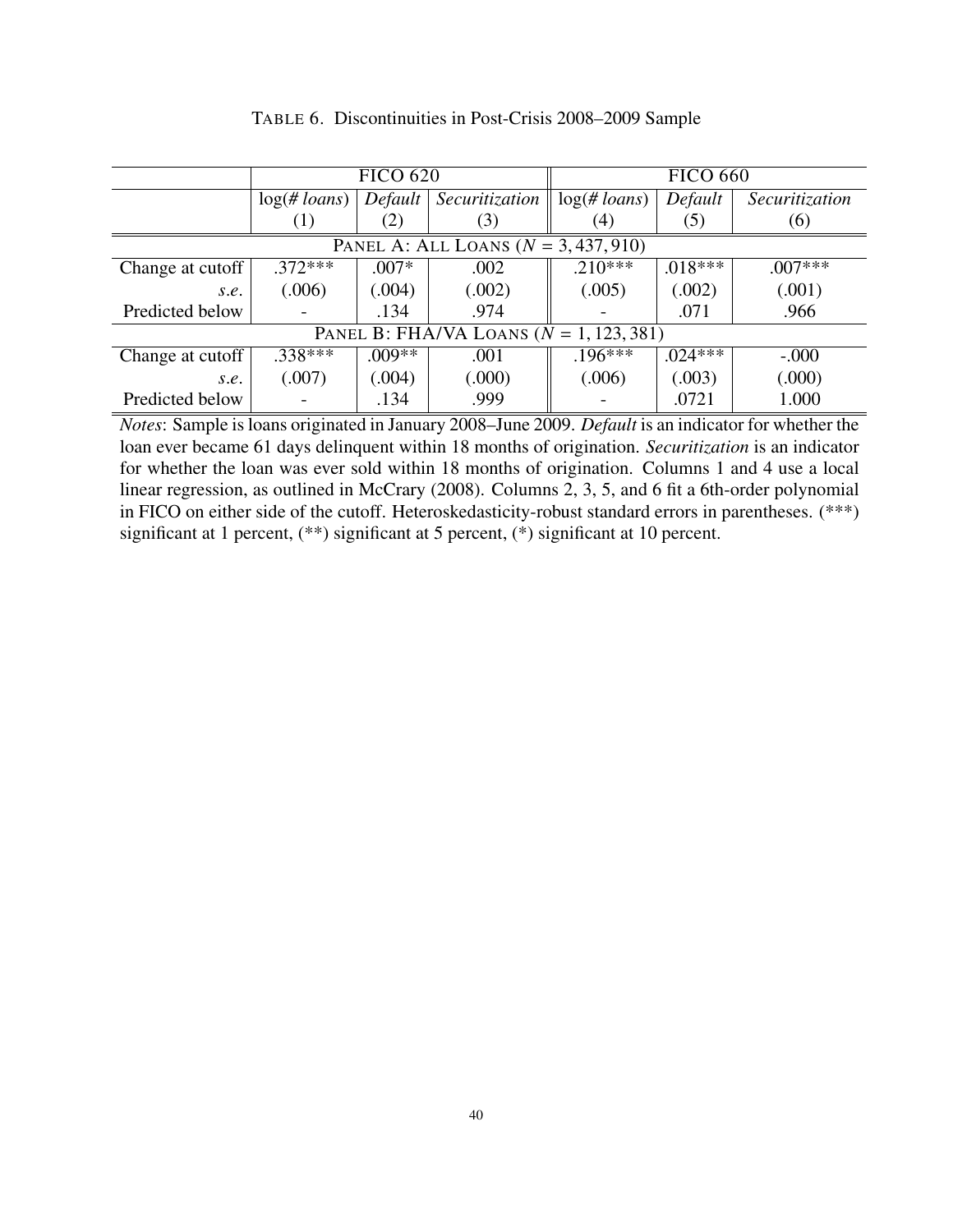TABLE 6. Discontinuities in Post-Crisis 2008–2009 Sample

| | FICO 620 | | | FICO 660 | | |
|---|---|---|---|---|---|---|
| | log(*# loans*) | *Default* | *Securitization* | log(*# loans*) | *Default* | *Securitization* |
| | (1) | (2) | (3) | (4) | (5) | (6) |
| PANEL A: ALL LOANS ($N$ = 3,437,910) | | | | | | |
| Change at cutoff | .372*** | .007* | .002 | .210*** | .018*** | .007*** |
| *s.e.* | (.006) | (.004) | (.002) | (.005) | (.002) | (.001) |
| Predicted below | - | .134 | .974 | - | .071 | .966 |
| PANEL B: FHA/VA LOANS ($N$ = 1,123,381) | | | | | | |
| Change at cutoff | .338*** | .009** | .001 | .196*** | .024*** | -.000 |
| *s.e.* | (.007) | (.004) | (.000) | (.006) | (.003) | (.000) |
| Predicted below | - | .134 | .999 | - | .0721 | 1.000 |

*Notes*: Sample is loans originated in January 2008–June 2009. *Default* is an indicator for whether the loan ever became 61 days delinquent within 18 months of origination. *Securitization* is an indicator for whether the loan was ever sold within 18 months of origination. Columns 1 and 4 use a local linear regression, as outlined in McCrary (2008). Columns 2, 3, 5, and 6 fit a 6th-order polynomial in FICO on either side of the cutoff. Heteroskedasticity-robust standard errors in parentheses. (***) significant at 1 percent, (**) significant at 5 percent, (*) significant at 10 percent.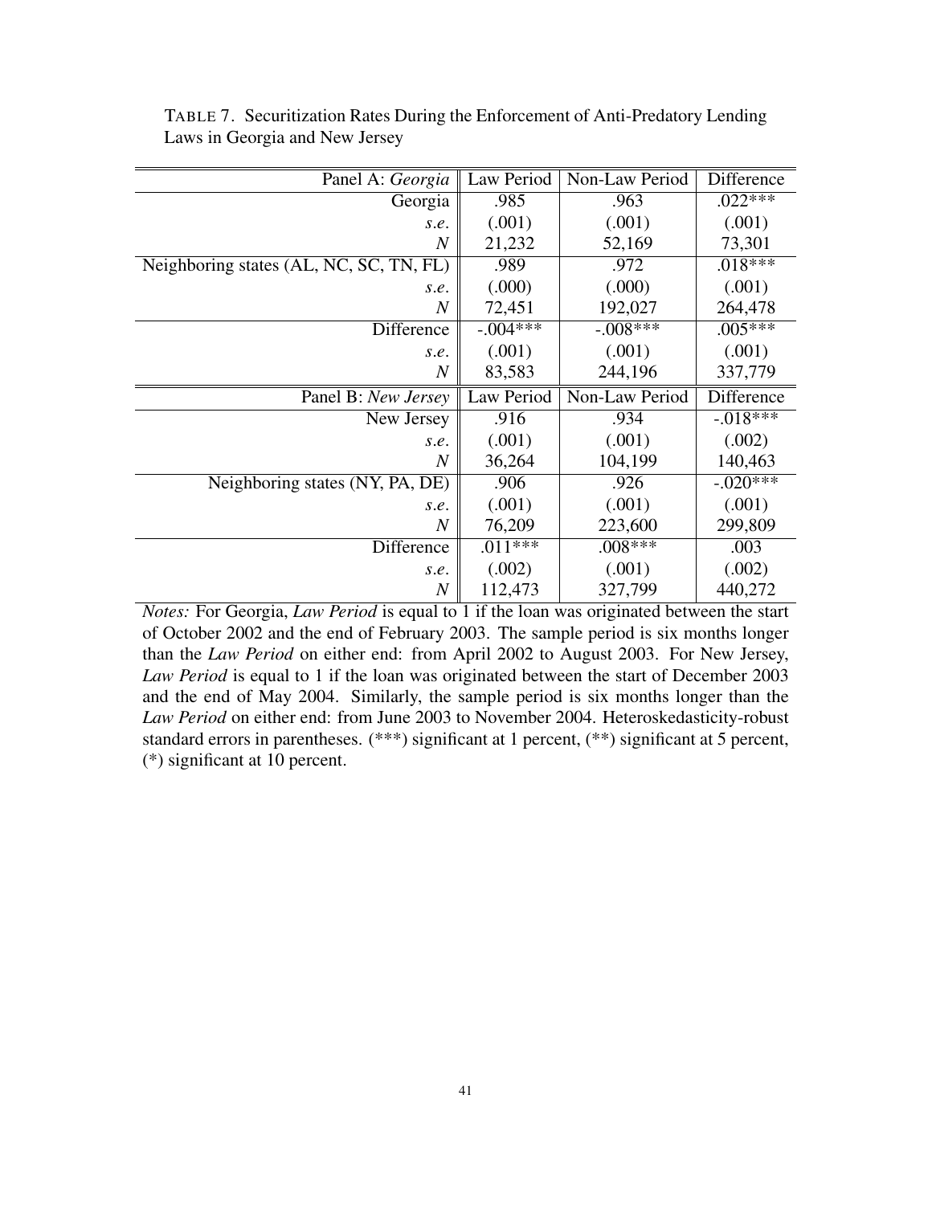TABLE 7. Securitization Rates During the Enforcement of Anti-Predatory Lending Laws in Georgia and New Jersey

| Panel A: *Georgia* | Law Period | Non-Law Period | Difference |
|---:|:---:|:---:|:---:|
| Georgia | .985 | .963 | .022*** |
| *s.e.* | (.001) | (.001) | (.001) |
| *N* | 21,232 | 52,169 | 73,301 |
| Neighboring states (AL, NC, SC, TN, FL) | .989 | .972 | .018*** |
| *s.e.* | (.000) | (.000) | (.001) |
| *N* | 72,451 | 192,027 | 264,478 |
| Difference | -.004*** | -.008*** | .005*** |
| *s.e.* | (.001) | (.001) | (.001) |
| *N* | 83,583 | 244,196 | 337,779 |
| **Panel B: *New Jersey*** | **Law Period** | **Non-Law Period** | **Difference** |
| New Jersey | .916 | .934 | -.018*** |
| *s.e.* | (.001) | (.001) | (.002) |
| *N* | 36,264 | 104,199 | 140,463 |
| Neighboring states (NY, PA, DE) | .906 | .926 | -.020*** |
| *s.e.* | (.001) | (.001) | (.001) |
| *N* | 76,209 | 223,600 | 299,809 |
| Difference | .011*** | .008*** | .003 |
| *s.e.* | (.002) | (.001) | (.002) |
| *N* | 112,473 | 327,799 | 440,272 |

*Notes:* For Georgia, *Law Period* is equal to 1 if the loan was originated between the start of October 2002 and the end of February 2003. The sample period is six months longer than the *Law Period* on either end: from April 2002 to August 2003. For New Jersey, *Law Period* is equal to 1 if the loan was originated between the start of December 2003 and the end of May 2004. Similarly, the sample period is six months longer than the *Law Period* on either end: from June 2003 to November 2004. Heteroskedasticity-robust standard errors in parentheses. (***) significant at 1 percent, (**) significant at 5 percent, (*) significant at 10 percent.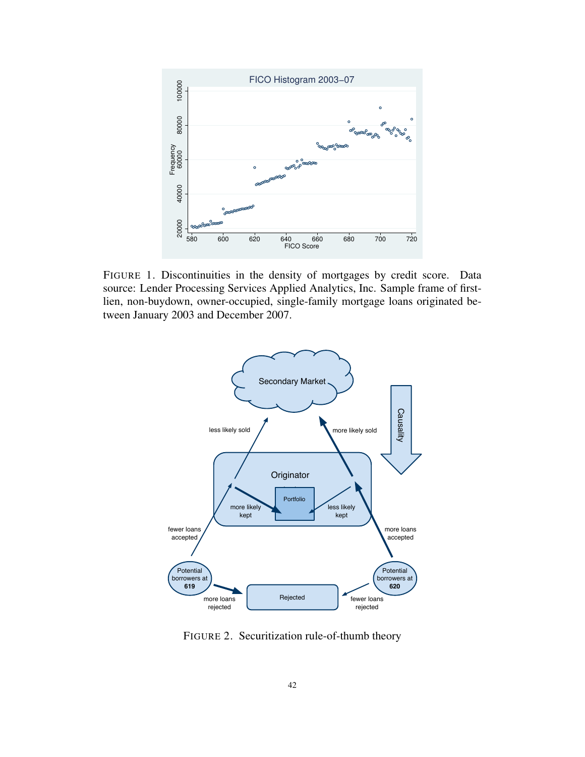FIGURE 1. Discontinuities in the density of mortgages by credit score. Data source: Lender Processing Services Applied Analytics, Inc. Sample frame of first-lien, non-buydown, owner-occupied, single-family mortgage loans originated between January 2003 and December 2007.

FIGURE 2. Securitization rule-of-thumb theory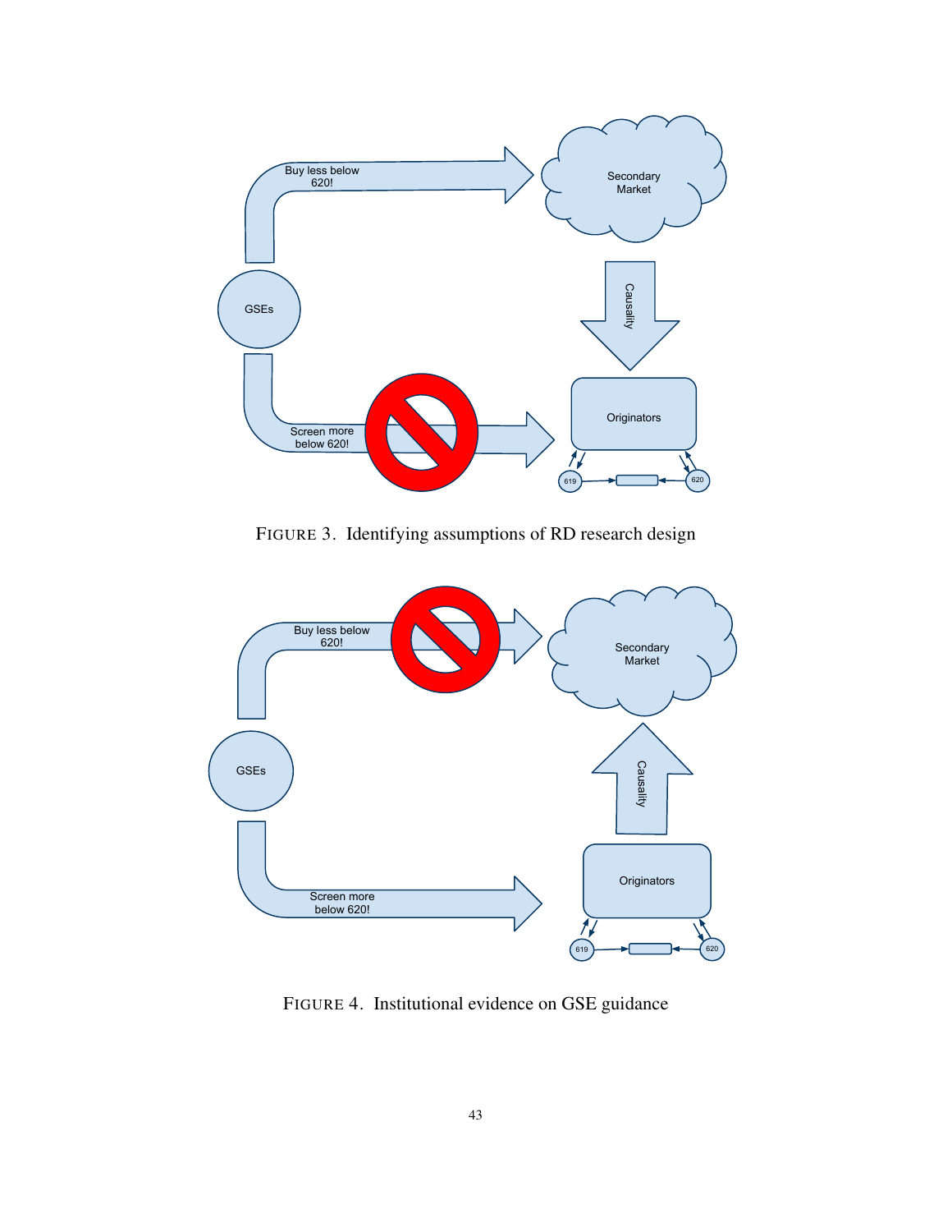FIGURE 3. Identifying assumptions of RD research design

FIGURE 4. Institutional evidence on GSE guidance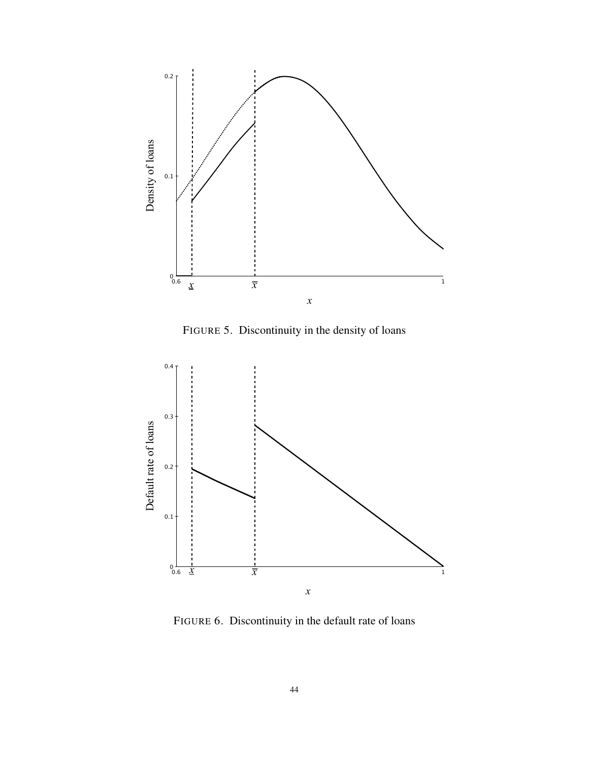FIGURE 5. Discontinuity in the density of loans

FIGURE 6. Discontinuity in the default rate of loans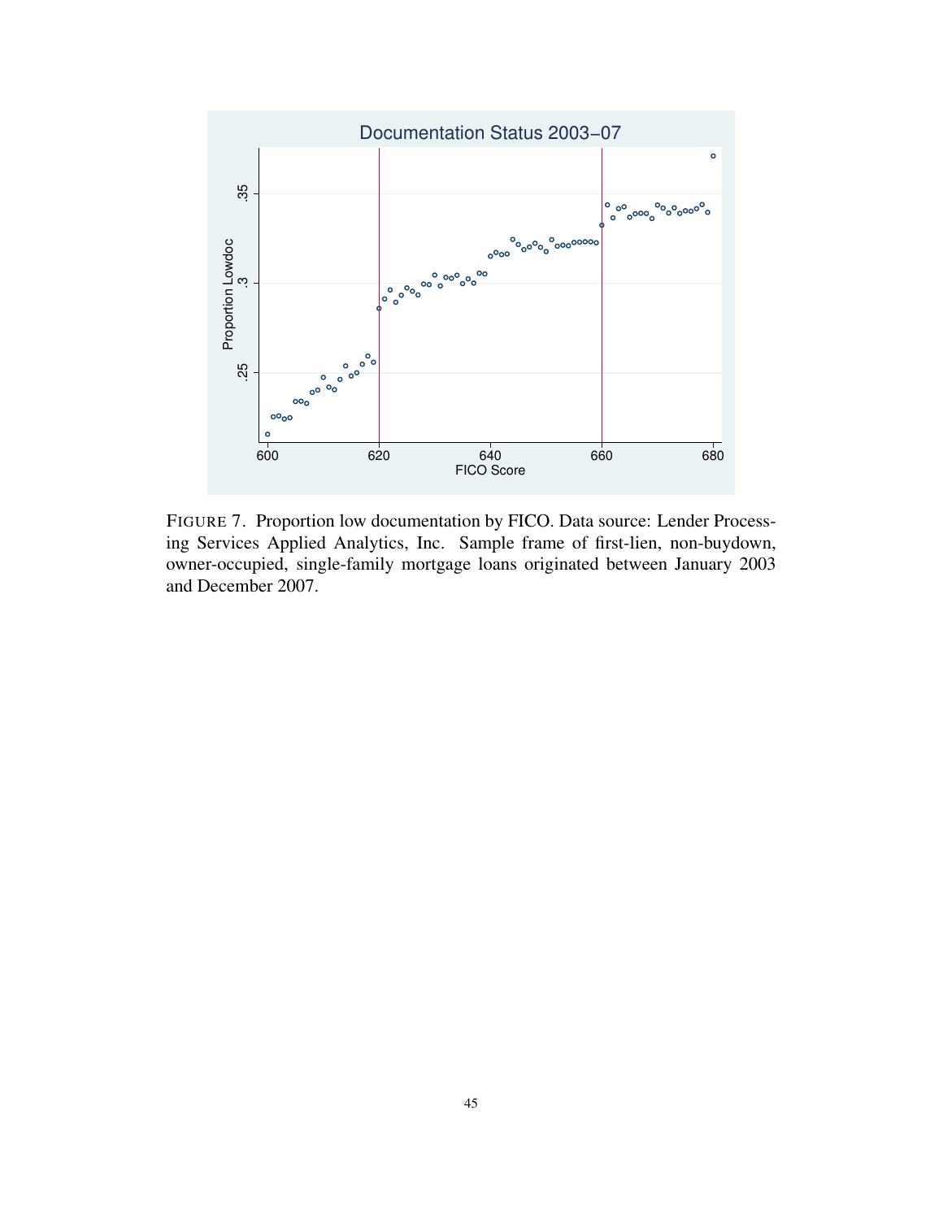FIGURE 7. Proportion low documentation by FICO. Data source: Lender Processing Services Applied Analytics, Inc. Sample frame of first-lien, non-buydown, owner-occupied, single-family mortgage loans originated between January 2003 and December 2007.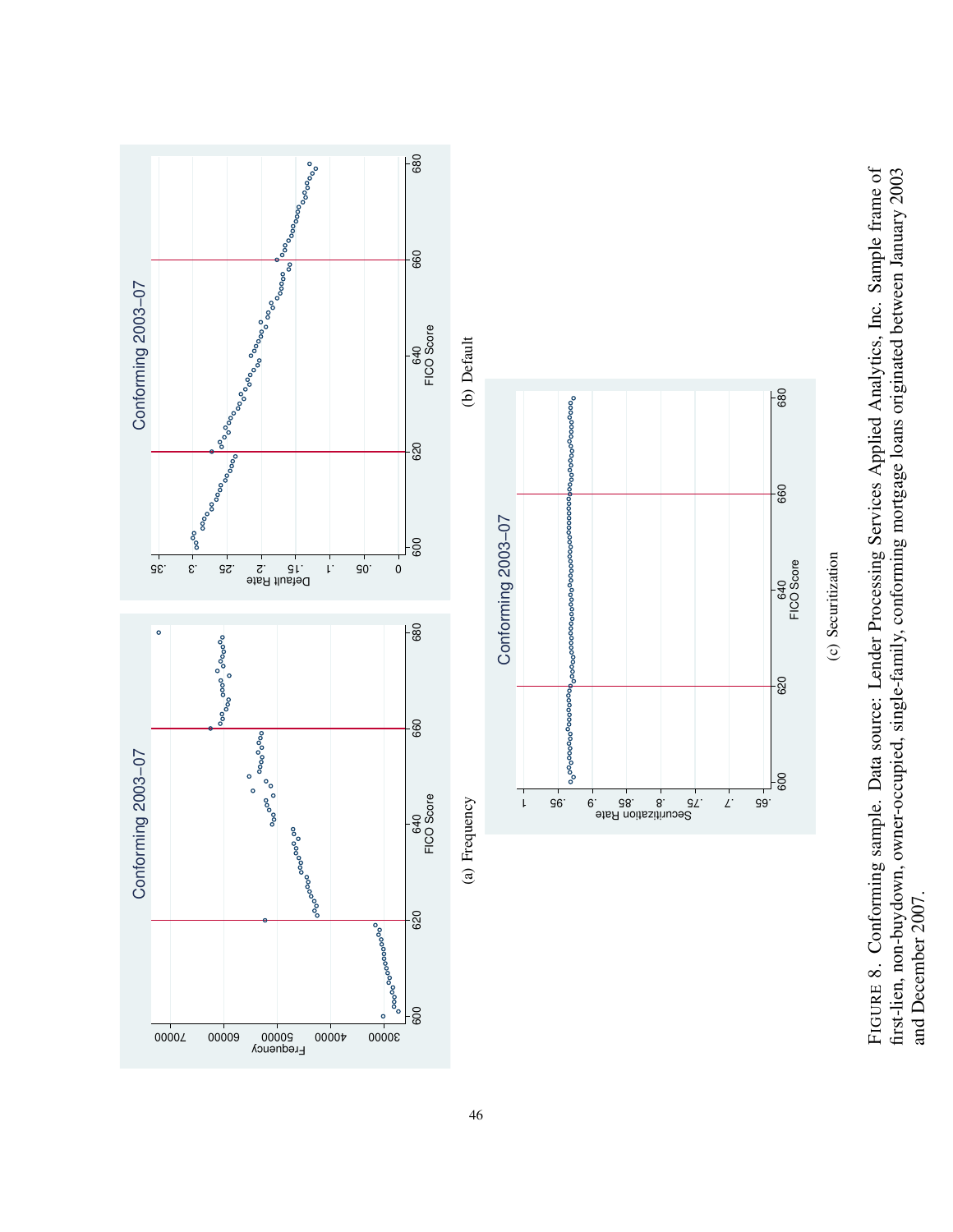(a) Frequency

(b) Default

(c) Securitization

FIGURE 8. Conforming sample. Data source: Lender Processing Services Applied Analytics, Inc. Sample frame of first-lien, non-buydown, owner-occupied, single-family, conforming mortgage loans originated between January 2003 and December 2007.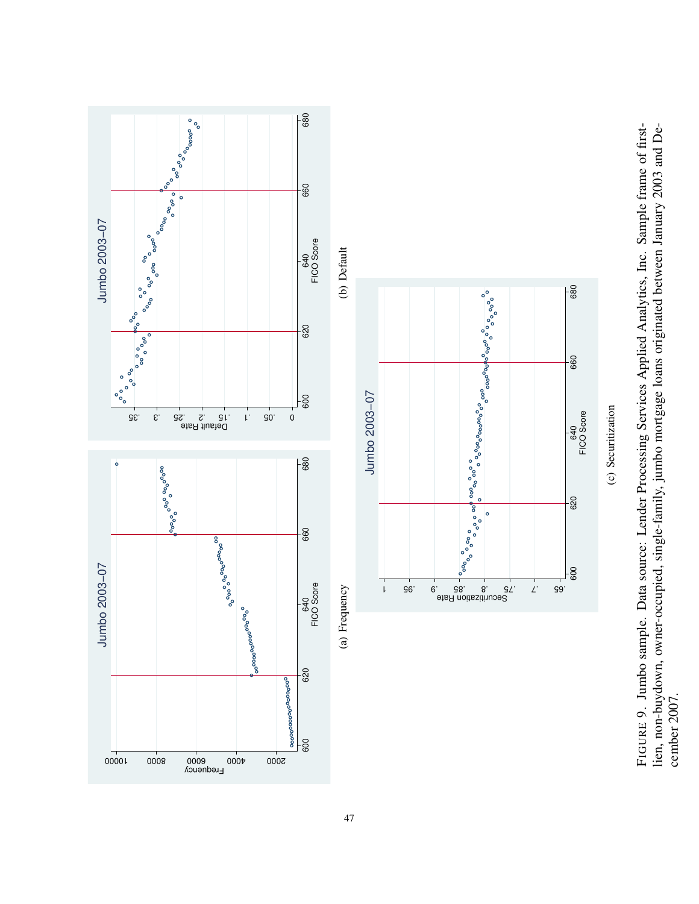Jumbo 2003–07

(a) Frequency

Jumbo 2003–07

(b) Default

Jumbo 2003–07

(c) Securitization

FIGURE 9. Jumbo sample. Data source: Lender Processing Services Applied Analytics, Inc. Sample frame of first-lien, non-buydown, owner-occupied, single-family, jumbo mortgage loans originated between January 2003 and December 2007.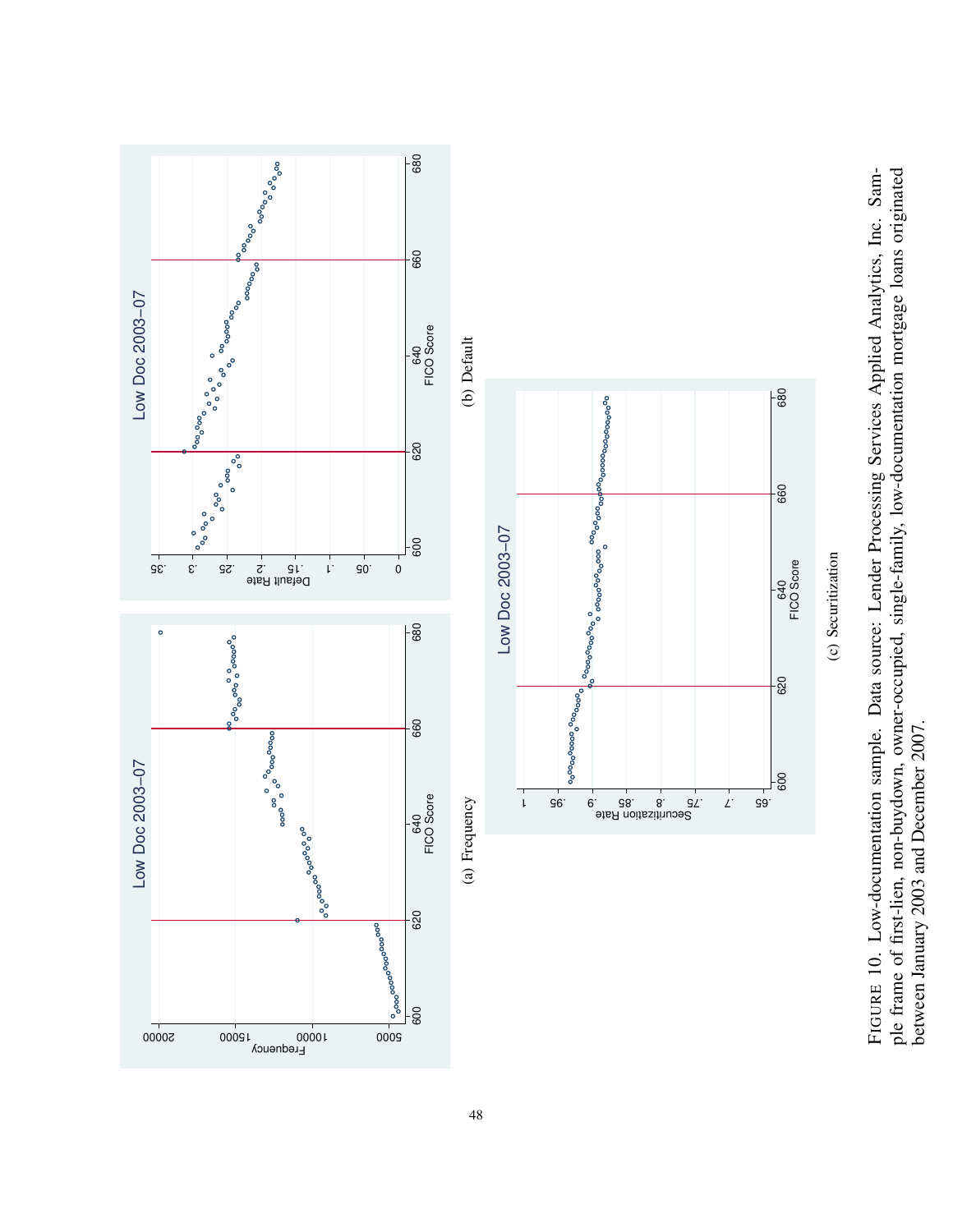(a) Frequency

(b) Default

(c) Securitization

FIGURE 10. Low-documentation sample. Data source: Lender Processing Services Applied Analytics, Inc. Sample frame of first-lien, non-buydown, owner-occupied, single-family, low-documentation mortgage loans originated between January 2003 and December 2007.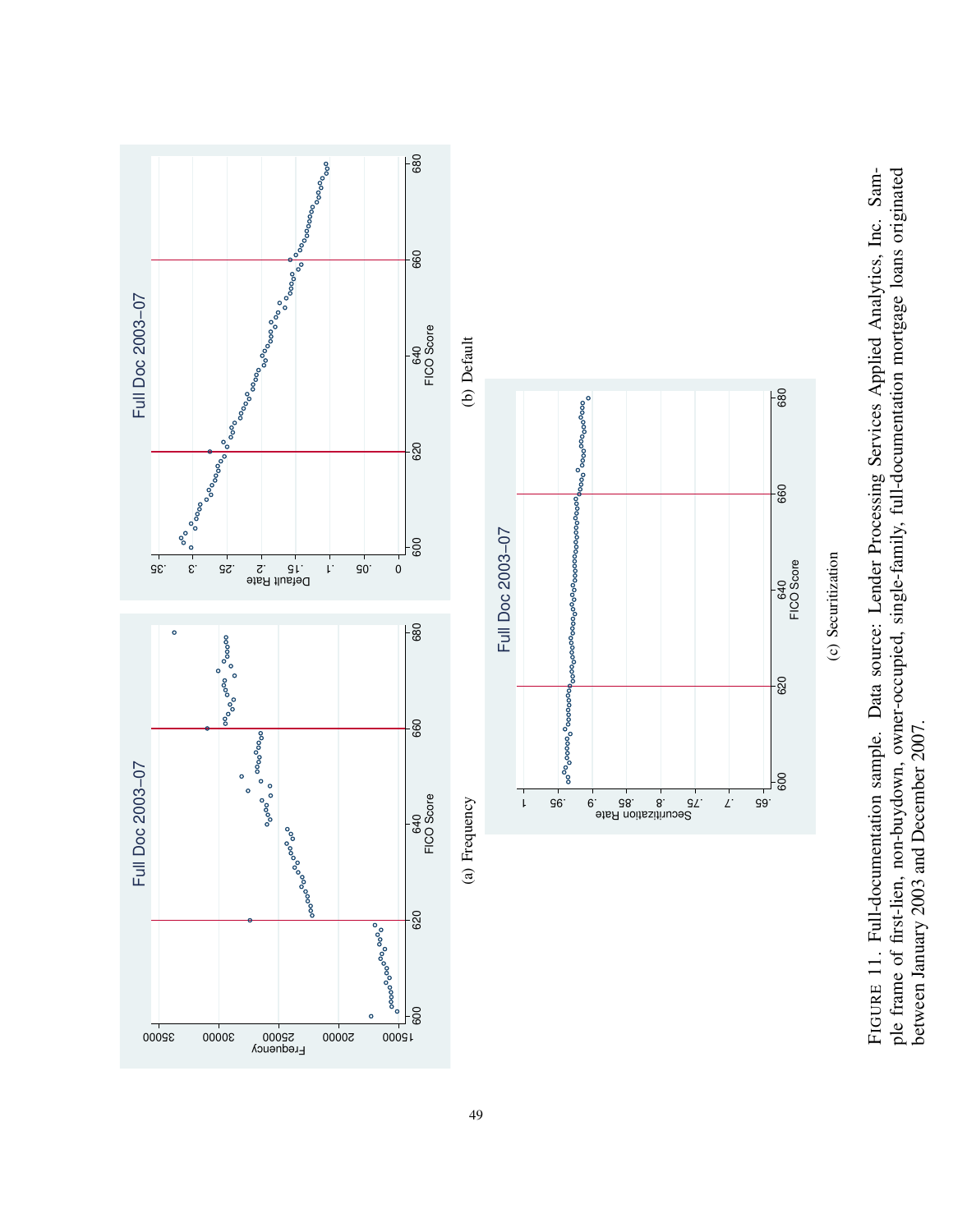(a) Frequency

(b) Default

(c) Securitization

FIGURE 11. Full-documentation sample. Data source: Lender Processing Services Applied Analytics, Inc. Sample frame of first-lien, non-buydown, owner-occupied, single-family, full-documentation mortgage loans originated between January 2003 and December 2007.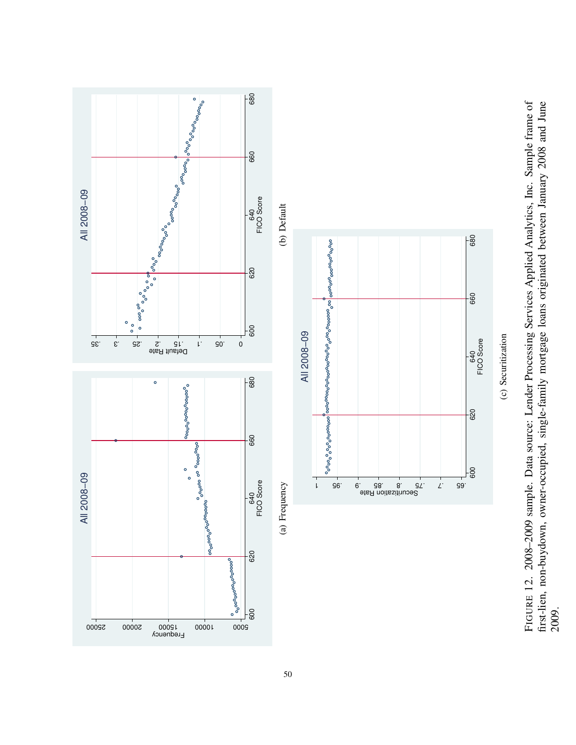(a) Frequency

(b) Default

(c) Securitization

FIGURE 12. 2008–2009 sample. Data source: Lender Processing Services Applied Analytics, Inc. Sample frame of first-lien, non-buydown, owner-occupied, single-family mortgage loans originated between January 2008 and June 2009.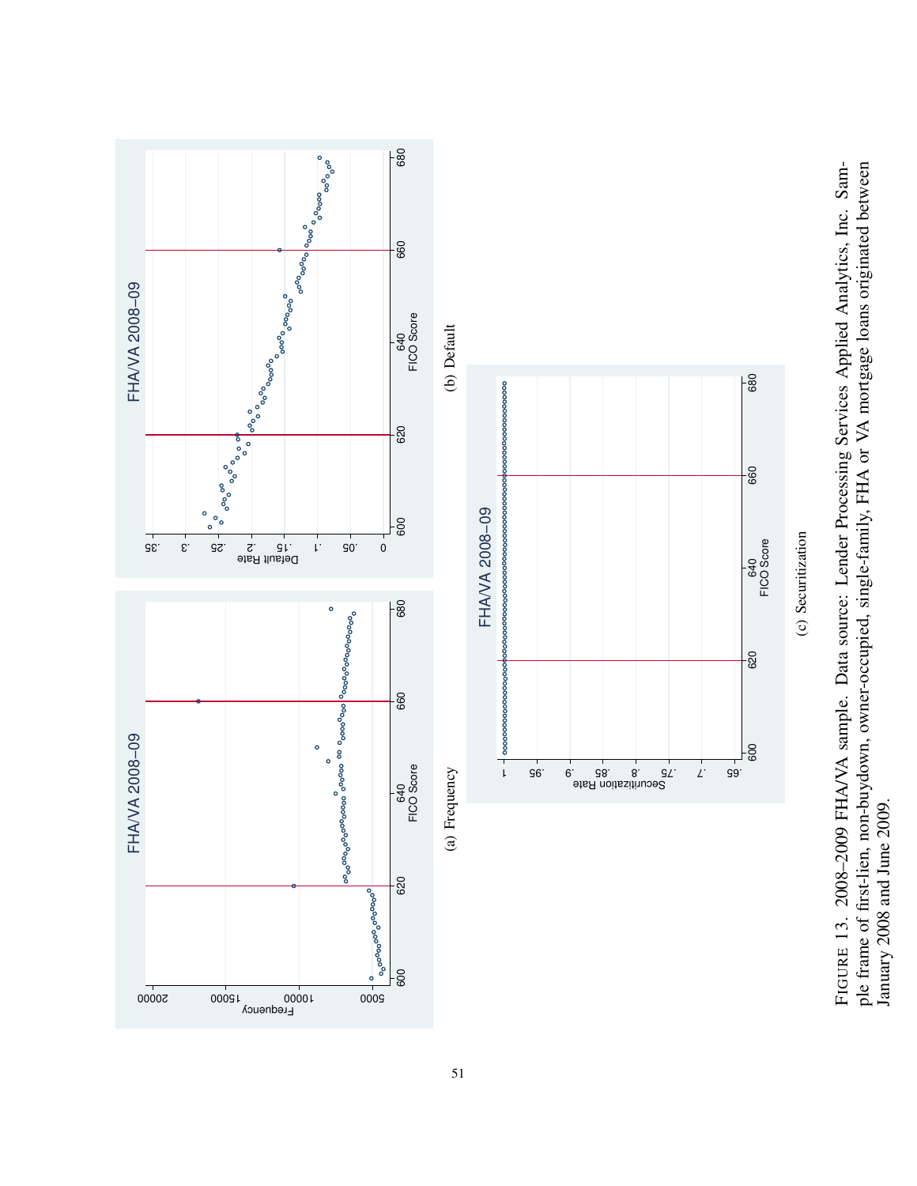(a) Frequency

(b) Default

(c) Securitization

FIGURE 13. 2008–2009 FHA/VA sample. Data source: Lender Processing Services Applied Analytics, Inc. Sample frame of first-lien, non-buydown, owner-occupied, single-family, FHA or VA mortgage loans originated between January 2008 and June 2009.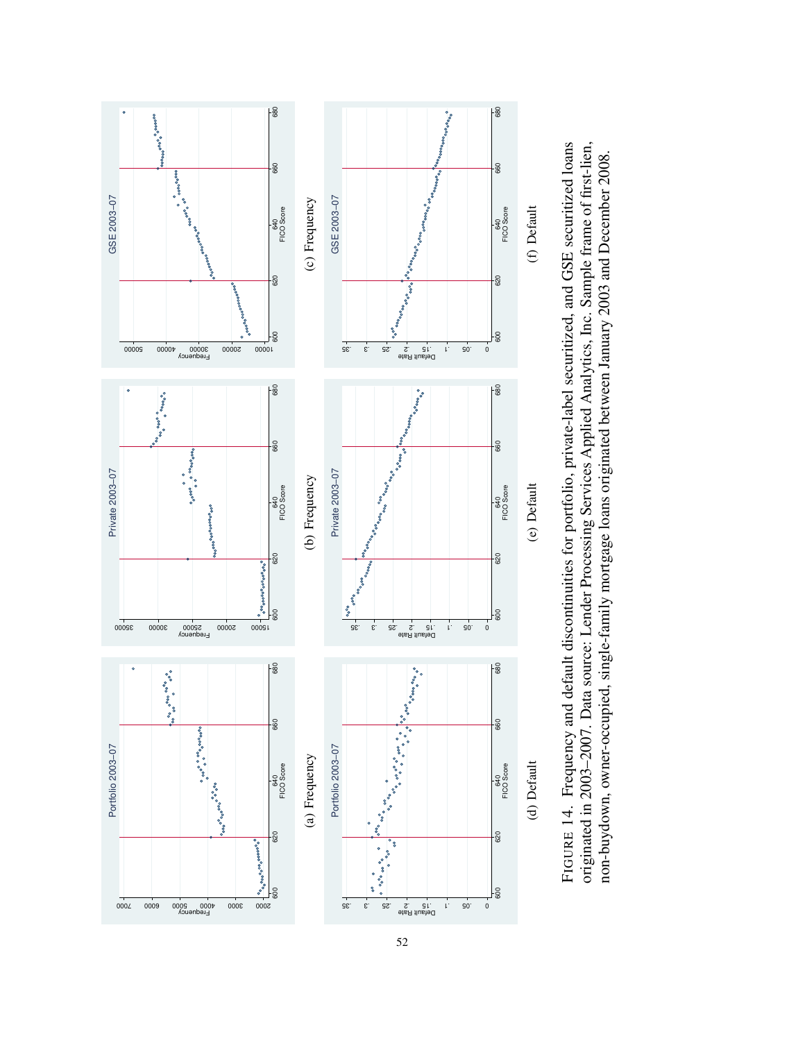(a) Frequency

(b) Frequency

(c) Frequency

(d) Default

(e) Default

(f) Default

FIGURE 14. Frequency and default discontinuities for portfolio, private-label securitized, and GSE securitized loans originated in 2003–2007. Data source: Lender Processing Services Applied Analytics, Inc. Sample frame of first-lien, non-buydown, owner-occupied, single-family mortgage loans originated between January 2003 and December 2008.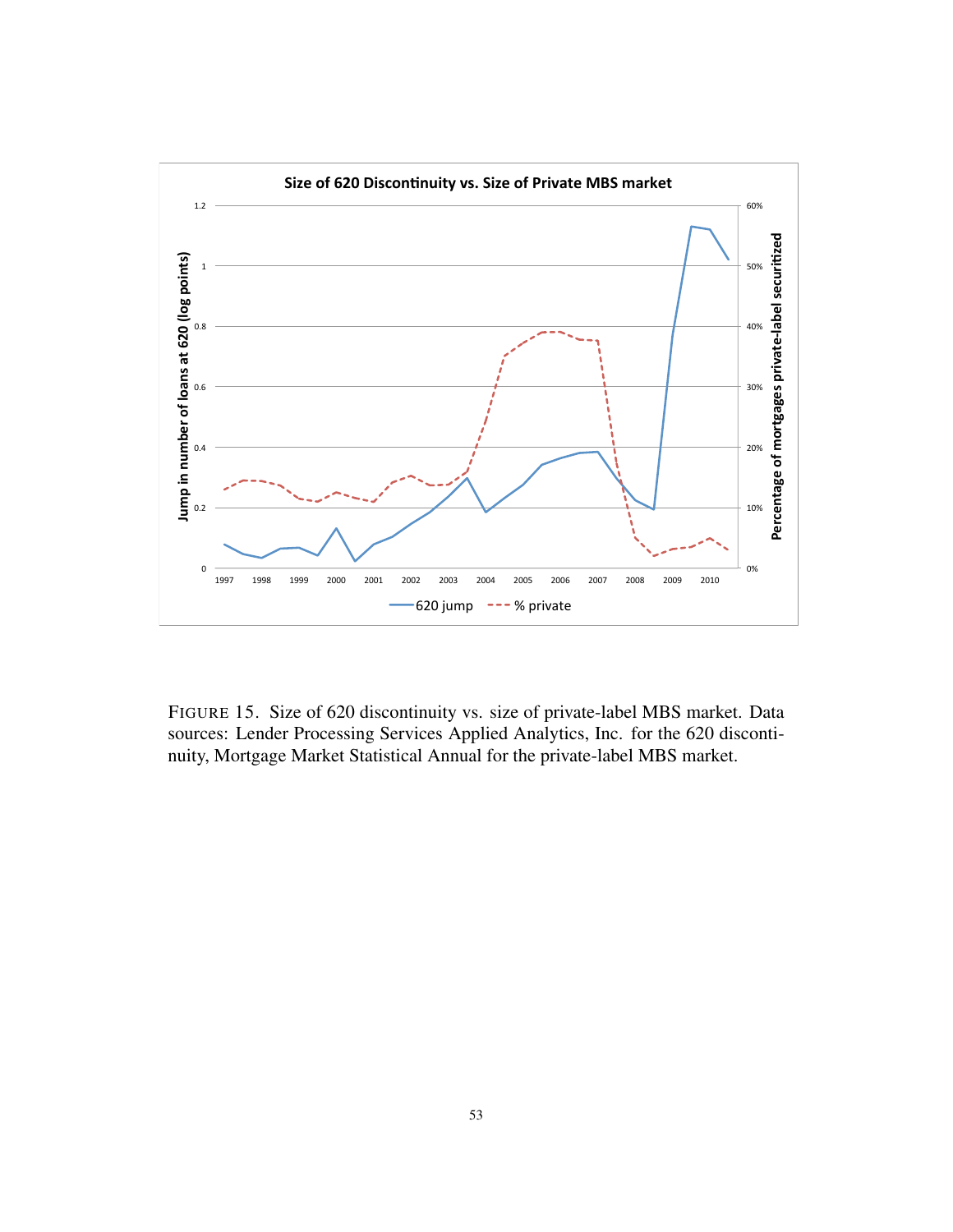Size of 620 Discontinuity vs. Size of Private MBS market

Jump in number of loans at 620 (log points)

1.2
1
0.8
0.6
0.4
0.2
0

Percentage of mortgages private-label securitized

60%
50%
40%
30%
20%
10%
0%

1997 1998 1999 2000 2001 2002 2003 2004 2005 2006 2007 2008 2009 2010

620 jump
% private

FIGURE 15. Size of 620 discontinuity vs. size of private-label MBS market. Data sources: Lender Processing Services Applied Analytics, Inc. for the 620 discontinuity, Mortgage Market Statistical Annual for the private-label MBS market.